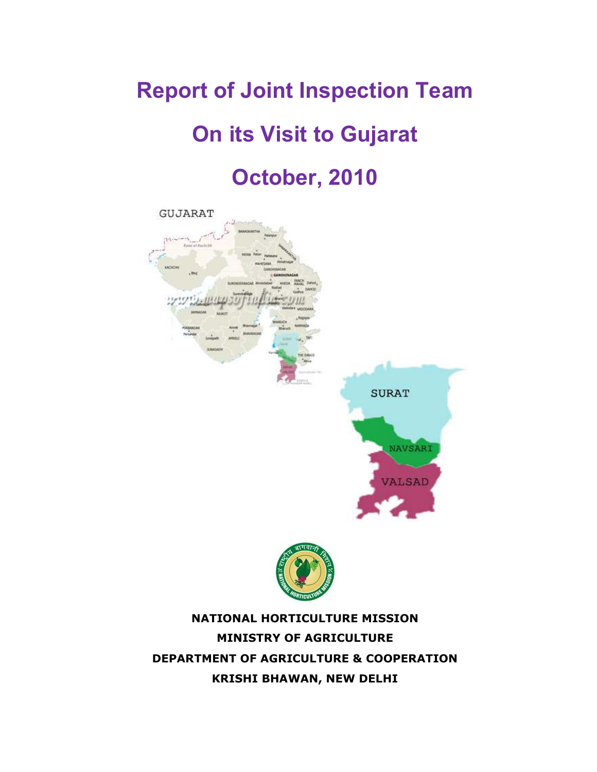# Report of Joint Inspection Team

# On its Visit to Gujarat

# October, 2010

**NATIONAL HORTICULTURE MISSION**

**MINISTRY OF AGRICULTURE**

**DEPARTMENT OF AGRICULTURE & COOPERATION**

**KRISHI BHAWAN, NEW DELHI**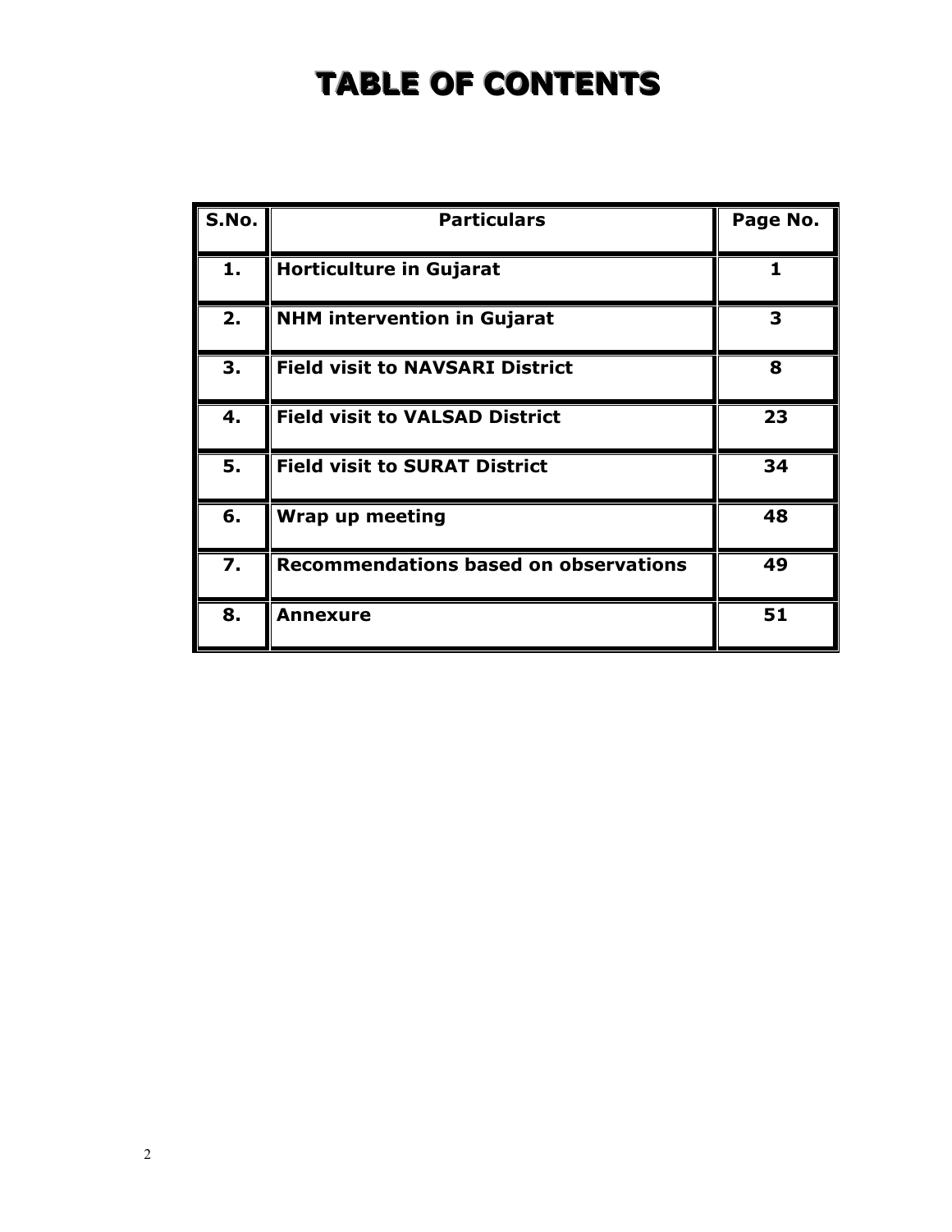# TABLE OF CONTENTS

| S.No. | Particulars | Page No. |
|---|---|---|
| 1. | **Horticulture in Gujarat** | 1 |
| 2. | **NHM intervention in Gujarat** | 3 |
| 3. | **Field visit to NAVSARI District** | 8 |
| 4. | **Field visit to VALSAD District** | 23 |
| 5. | **Field visit to SURAT District** | 34 |
| 6. | **Wrap up meeting** | 48 |
| 7. | **Recommendations based on observations** | 49 |
| 8. | **Annexure** | 51 |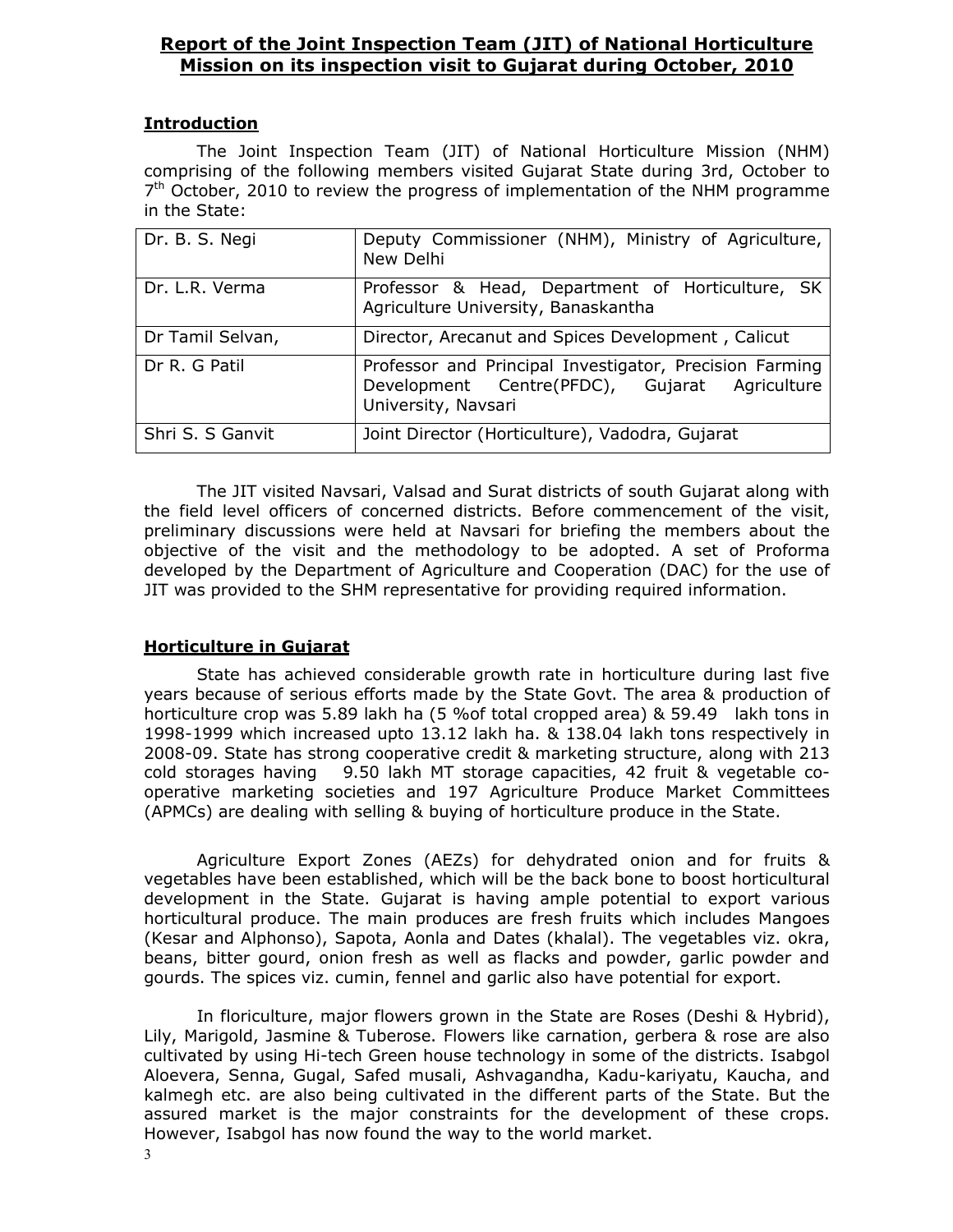## Report of the Joint Inspection Team (JIT) of National Horticulture Mission on its inspection visit to Gujarat during October, 2010

### Introduction

The Joint Inspection Team (JIT) of National Horticulture Mission (NHM) comprising of the following members visited Gujarat State during 3rd, October to 7th October, 2010 to review the progress of implementation of the NHM programme in the State:

| | |
|---|---|
| Dr. B. S. Negi | Deputy Commissioner (NHM), Ministry of Agriculture, New Delhi |
| Dr. L.R. Verma | Professor & Head, Department of Horticulture, SK Agriculture University, Banaskantha |
| Dr Tamil Selvan, | Director, Arecanut and Spices Development , Calicut |
| Dr R. G Patil | Professor and Principal Investigator, Precision Farming Development Centre(PFDC), Gujarat Agriculture University, Navsari |
| Shri S. S Ganvit | Joint Director (Horticulture), Vadodra, Gujarat |

The JIT visited Navsari, Valsad and Surat districts of south Gujarat along with the field level officers of concerned districts. Before commencement of the visit, preliminary discussions were held at Navsari for briefing the members about the objective of the visit and the methodology to be adopted. A set of Proforma developed by the Department of Agriculture and Cooperation (DAC) for the use of JIT was provided to the SHM representative for providing required information.

### Horticulture in Gujarat

State has achieved considerable growth rate in horticulture during last five years because of serious efforts made by the State Govt. The area & production of horticulture crop was 5.89 lakh ha (5 %of total cropped area) & 59.49 lakh tons in 1998-1999 which increased upto 13.12 lakh ha. & 138.04 lakh tons respectively in 2008-09. State has strong cooperative credit & marketing structure, along with 213 cold storages having 9.50 lakh MT storage capacities, 42 fruit & vegetable co-operative marketing societies and 197 Agriculture Produce Market Committees (APMCs) are dealing with selling & buying of horticulture produce in the State.

Agriculture Export Zones (AEZs) for dehydrated onion and for fruits & vegetables have been established, which will be the back bone to boost horticultural development in the State. Gujarat is having ample potential to export various horticultural produce. The main produces are fresh fruits which includes Mangoes (Kesar and Alphonso), Sapota, Aonla and Dates (khalal). The vegetables viz. okra, beans, bitter gourd, onion fresh as well as flacks and powder, garlic powder and gourds. The spices viz. cumin, fennel and garlic also have potential for export.

In floriculture, major flowers grown in the State are Roses (Deshi & Hybrid), Lily, Marigold, Jasmine & Tuberose. Flowers like carnation, gerbera & rose are also cultivated by using Hi-tech Green house technology in some of the districts. Isabgol Aloevera, Senna, Gugal, Safed musali, Ashvagandha, Kadu-kariyatu, Kaucha, and kalmegh etc. are also being cultivated in the different parts of the State. But the assured market is the major constraints for the development of these crops. However, Isabgol has now found the way to the world market.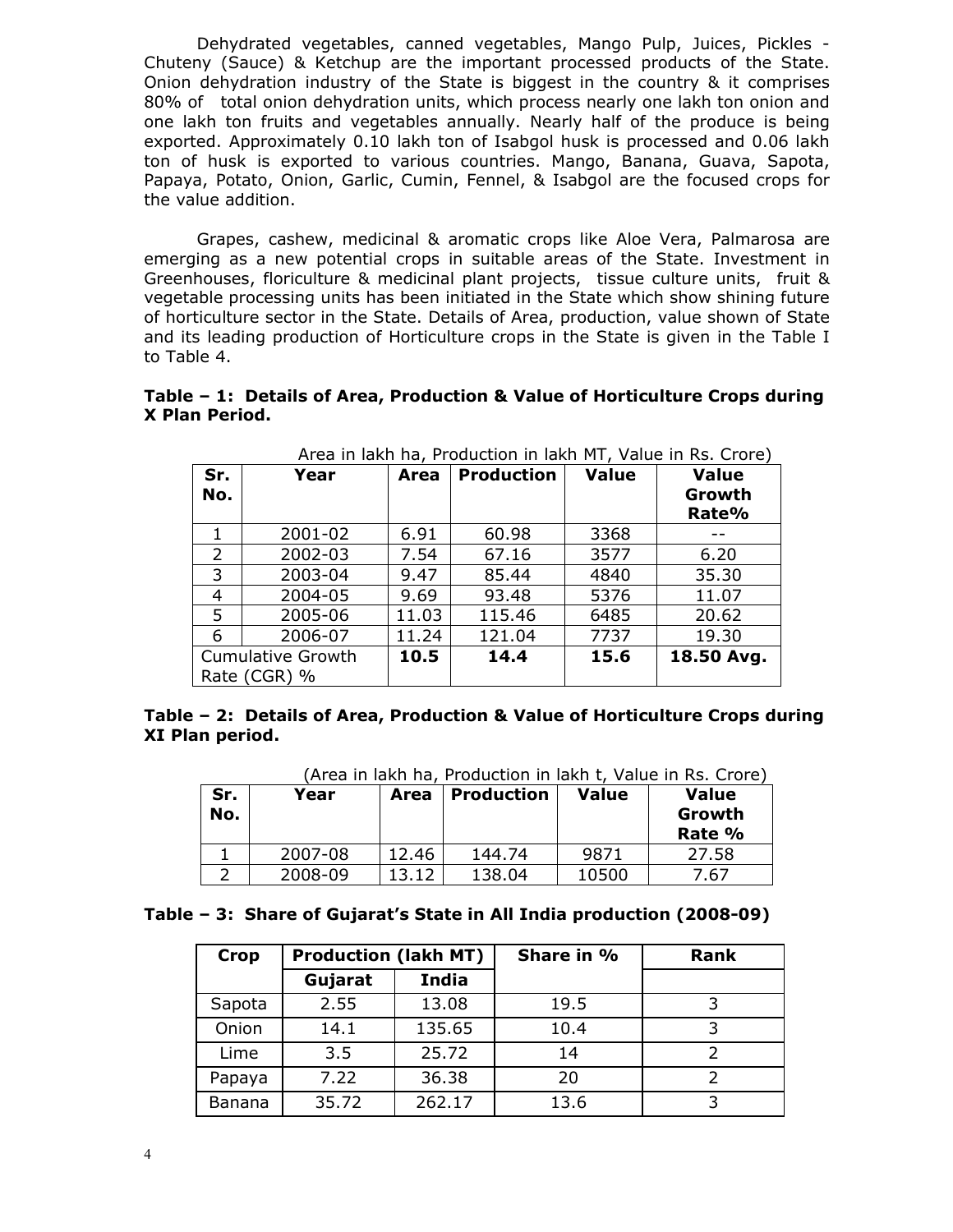Dehydrated vegetables, canned vegetables, Mango Pulp, Juices, Pickles - Chuteny (Sauce) & Ketchup are the important processed products of the State. Onion dehydration industry of the State is biggest in the country & it comprises 80% of total onion dehydration units, which process nearly one lakh ton onion and one lakh ton fruits and vegetables annually. Nearly half of the produce is being exported. Approximately 0.10 lakh ton of Isabgol husk is processed and 0.06 lakh ton of husk is exported to various countries. Mango, Banana, Guava, Sapota, Papaya, Potato, Onion, Garlic, Cumin, Fennel, & Isabgol are the focused crops for the value addition.

Grapes, cashew, medicinal & aromatic crops like Aloe Vera, Palmarosa are emerging as a new potential crops in suitable areas of the State. Investment in Greenhouses, floriculture & medicinal plant projects, tissue culture units, fruit & vegetable processing units has been initiated in the State which show shining future of horticulture sector in the State. Details of Area, production, value shown of State and its leading production of Horticulture crops in the State is given in the Table I to Table 4.

**Table – 1: Details of Area, Production & Value of Horticulture Crops during X Plan Period.**

Area in lakh ha, Production in lakh MT, Value in Rs. Crore)

| Sr. No. | Year | Area | Production | Value | Value Growth Rate% |
|---|---|---|---|---|---|
| 1 | 2001-02 | 6.91 | 60.98 | 3368 | -- |
| 2 | 2002-03 | 7.54 | 67.16 | 3577 | 6.20 |
| 3 | 2003-04 | 9.47 | 85.44 | 4840 | 35.30 |
| 4 | 2004-05 | 9.69 | 93.48 | 5376 | 11.07 |
| 5 | 2005-06 | 11.03 | 115.46 | 6485 | 20.62 |
| 6 | 2006-07 | 11.24 | 121.04 | 7737 | 19.30 |
| Cumulative Growth Rate (CGR) % | | **10.5** | **14.4** | **15.6** | **18.50 Avg.** |

**Table – 2: Details of Area, Production & Value of Horticulture Crops during XI Plan period.**

(Area in lakh ha, Production in lakh t, Value in Rs. Crore)

| Sr. No. | Year | Area | Production | Value | Value Growth Rate % |
|---|---|---|---|---|---|
| 1 | 2007-08 | 12.46 | 144.74 | 9871 | 27.58 |
| 2 | 2008-09 | 13.12 | 138.04 | 10500 | 7.67 |

**Table – 3: Share of Gujarat's State in All India production (2008-09)**

| Crop | Production (lakh MT) | | Share in % | Rank |
|---|---|---|---|---|
| | Gujarat | India | | |
| Sapota | 2.55 | 13.08 | 19.5 | 3 |
| Onion | 14.1 | 135.65 | 10.4 | 3 |
| Lime | 3.5 | 25.72 | 14 | 2 |
| Papaya | 7.22 | 36.38 | 20 | 2 |
| Banana | 35.72 | 262.17 | 13.6 | 3 |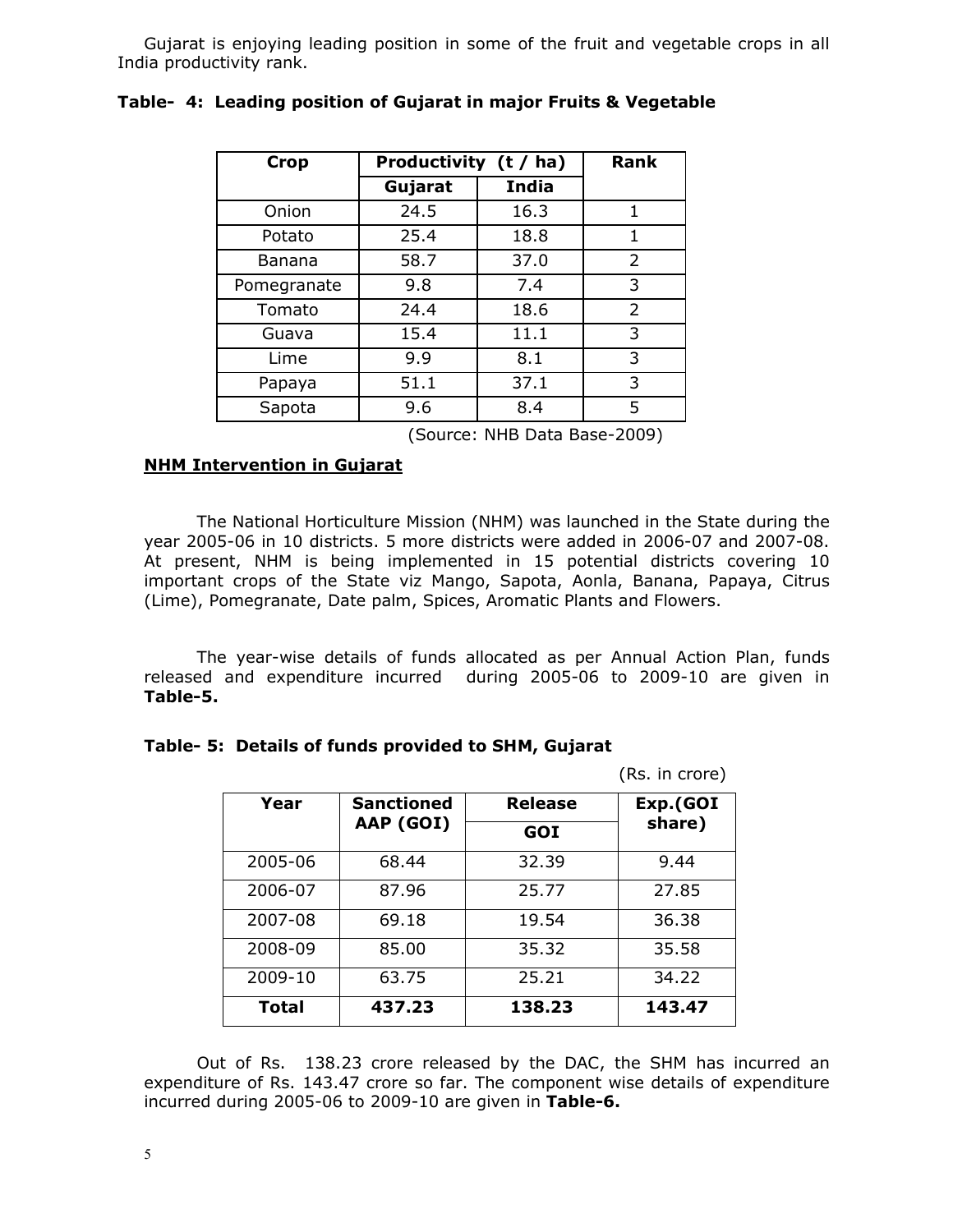Gujarat is enjoying leading position in some of the fruit and vegetable crops in all India productivity rank.

**Table- 4: Leading position of Gujarat in major Fruits & Vegetable**

| Crop | Productivity (t / ha) | | Rank |
|---|---|---|---|
| | Gujarat | India | |
| Onion | 24.5 | 16.3 | 1 |
| Potato | 25.4 | 18.8 | 1 |
| Banana | 58.7 | 37.0 | 2 |
| Pomegranate | 9.8 | 7.4 | 3 |
| Tomato | 24.4 | 18.6 | 2 |
| Guava | 15.4 | 11.1 | 3 |
| Lime | 9.9 | 8.1 | 3 |
| Papaya | 51.1 | 37.1 | 3 |
| Sapota | 9.6 | 8.4 | 5 |

(Source: NHB Data Base-2009)

**NHM Intervention in Gujarat**

The National Horticulture Mission (NHM) was launched in the State during the year 2005-06 in 10 districts. 5 more districts were added in 2006-07 and 2007-08. At present, NHM is being implemented in 15 potential districts covering 10 important crops of the State viz Mango, Sapota, Aonla, Banana, Papaya, Citrus (Lime), Pomegranate, Date palm, Spices, Aromatic Plants and Flowers.

The year-wise details of funds allocated as per Annual Action Plan, funds released and expenditure incurred during 2005-06 to 2009-10 are given in **Table-5.**

**Table- 5: Details of funds provided to SHM, Gujarat**

(Rs. in crore)

| Year | Sanctioned AAP (GOI) | Release | Exp.(GOI share) |
|---|---|---|---|
| | | GOI | |
| 2005-06 | 68.44 | 32.39 | 9.44 |
| 2006-07 | 87.96 | 25.77 | 27.85 |
| 2007-08 | 69.18 | 19.54 | 36.38 |
| 2008-09 | 85.00 | 35.32 | 35.58 |
| 2009-10 | 63.75 | 25.21 | 34.22 |
| **Total** | **437.23** | **138.23** | **143.47** |

Out of Rs. 138.23 crore released by the DAC, the SHM has incurred an expenditure of Rs. 143.47 crore so far. The component wise details of expenditure incurred during 2005-06 to 2009-10 are given in **Table-6.**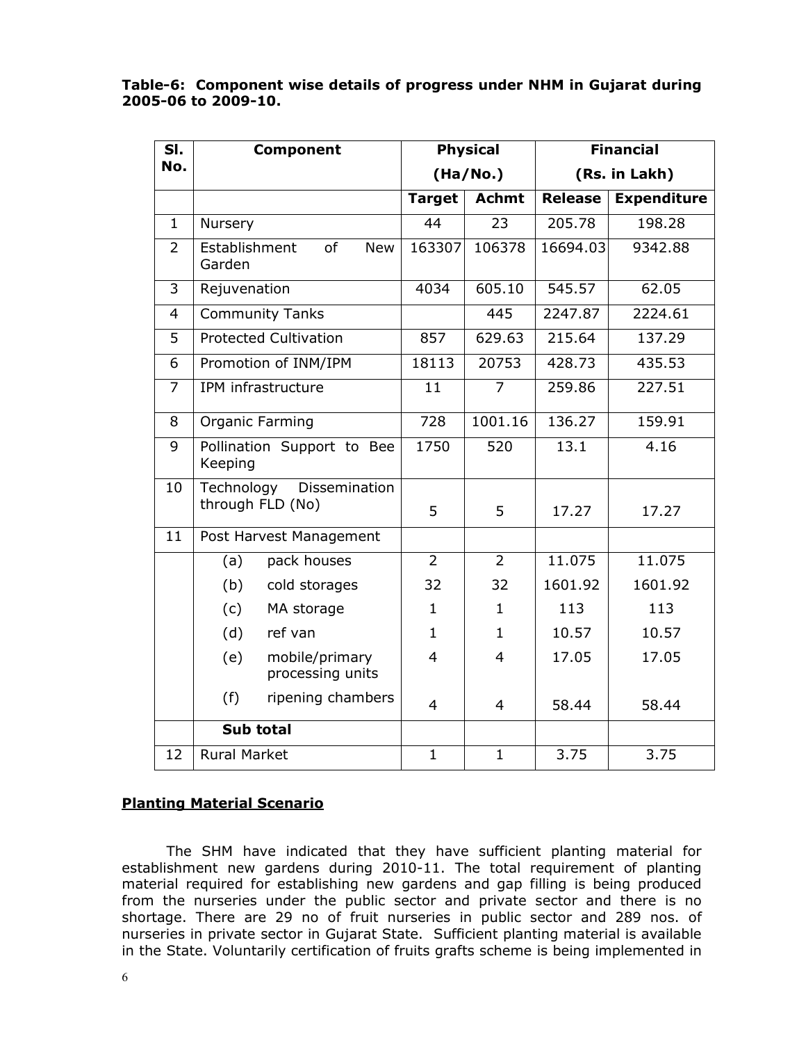**Table-6: Component wise details of progress under NHM in Gujarat during 2005-06 to 2009-10.**

| Sl. No. | Component | Physical (Ha/No.) | | Financial (Rs. in Lakh) | |
|---|---|---|---|---|---|
| | | Target | Achmt | Release | Expenditure |
| 1 | Nursery | 44 | 23 | 205.78 | 198.28 |
| 2 | Establishment of New Garden | 163307 | 106378 | 16694.03 | 9342.88 |
| 3 | Rejuvenation | 4034 | 605.10 | 545.57 | 62.05 |
| 4 | Community Tanks | | 445 | 2247.87 | 2224.61 |
| 5 | Protected Cultivation | 857 | 629.63 | 215.64 | 137.29 |
| 6 | Promotion of INM/IPM | 18113 | 20753 | 428.73 | 435.53 |
| 7 | IPM infrastructure | 11 | 7 | 259.86 | 227.51 |
| 8 | Organic Farming | 728 | 1001.16 | 136.27 | 159.91 |
| 9 | Pollination Support to Bee Keeping | 1750 | 520 | 13.1 | 4.16 |
| 10 | Technology Dissemination through FLD (No) | 5 | 5 | 17.27 | 17.27 |
| 11 | Post Harvest Management | | | | |
| | (a) pack houses | 2 | 2 | 11.075 | 11.075 |
| | (b) cold storages | 32 | 32 | 1601.92 | 1601.92 |
| | (c) MA storage | 1 | 1 | 113 | 113 |
| | (d) ref van | 1 | 1 | 10.57 | 10.57 |
| | (e) mobile/primary processing units | 4 | 4 | 17.05 | 17.05 |
| | (f) ripening chambers | 4 | 4 | 58.44 | 58.44 |
| | **Sub total** | | | | |
| 12 | Rural Market | 1 | 1 | 3.75 | 3.75 |

**Planting Material Scenario**

The SHM have indicated that they have sufficient planting material for establishment new gardens during 2010-11. The total requirement of planting material required for establishing new gardens and gap filling is being produced from the nurseries under the public sector and private sector and there is no shortage. There are 29 no of fruit nurseries in public sector and 289 nos. of nurseries in private sector in Gujarat State. Sufficient planting material is available in the State. Voluntarily certification of fruits grafts scheme is being implemented in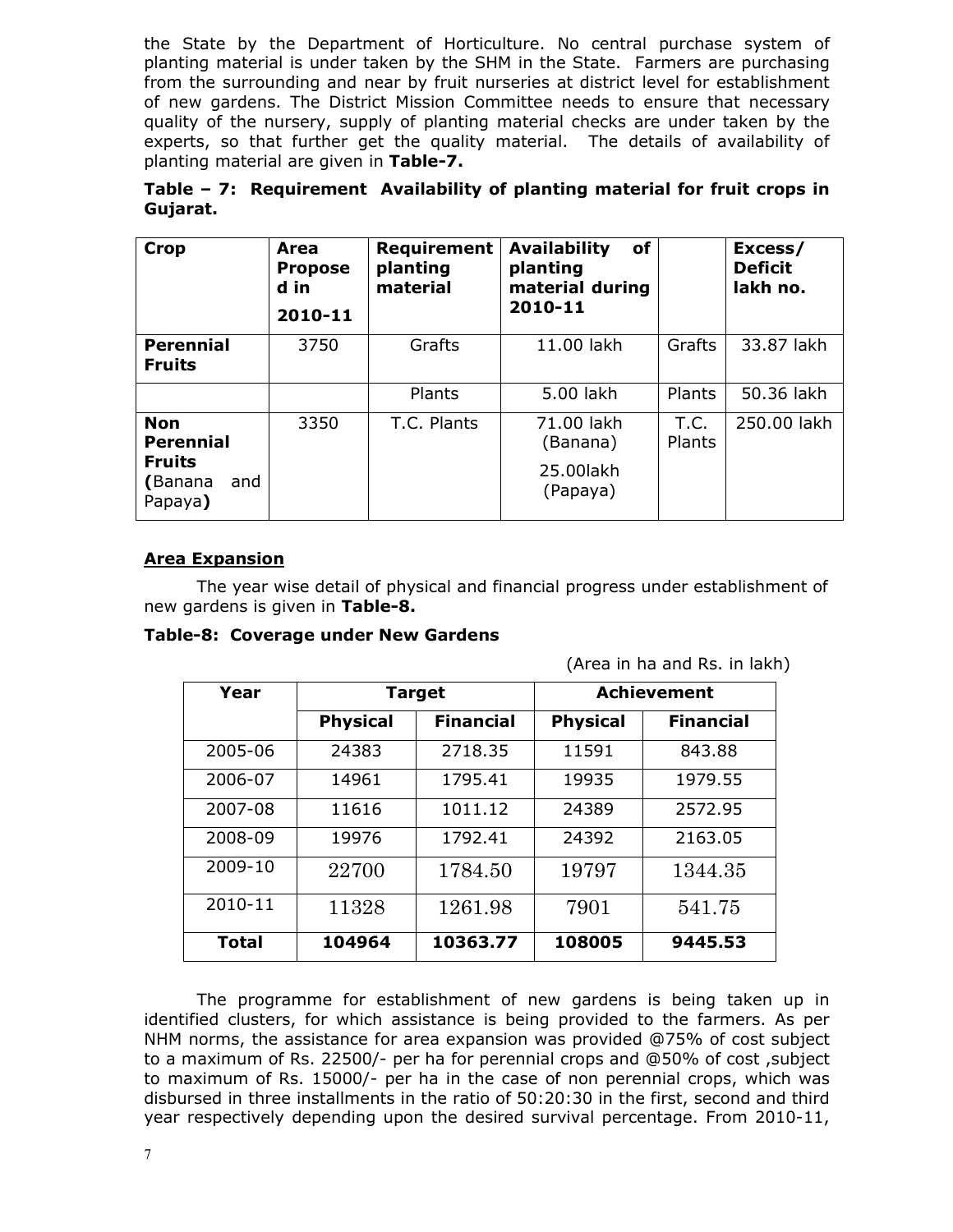the State by the Department of Horticulture. No central purchase system of planting material is under taken by the SHM in the State. Farmers are purchasing from the surrounding and near by fruit nurseries at district level for establishment of new gardens. The District Mission Committee needs to ensure that necessary quality of the nursery, supply of planting material checks are under taken by the experts, so that further get the quality material. The details of availability of planting material are given in **Table-7.**

**Table – 7: Requirement Availability of planting material for fruit crops in Gujarat.**

| Crop | Area Proposed in 2010-11 | Requirement planting material | Availability of planting material during 2010-11 | | Excess/ Deficit lakh no. |
|---|---|---|---|---|---|
| **Perennial Fruits** | 3750 | Grafts | 11.00 lakh | Grafts | 33.87 lakh |
| | | Plants | 5.00 lakh | Plants | 50.36 lakh |
| **Non Perennial Fruits (**Banana and Papaya**)** | 3350 | T.C. Plants | 71.00 lakh (Banana) 25.00lakh (Papaya) | T.C. Plants | 250.00 lakh |

**Area Expansion**

The year wise detail of physical and financial progress under establishment of new gardens is given in **Table-8.**

**Table-8: Coverage under New Gardens**

(Area in ha and Rs. in lakh)

| Year | Target | | Achievement | |
|---|---|---|---|---|
| | **Physical** | **Financial** | **Physical** | **Financial** |
| 2005-06 | 24383 | 2718.35 | 11591 | 843.88 |
| 2006-07 | 14961 | 1795.41 | 19935 | 1979.55 |
| 2007-08 | 11616 | 1011.12 | 24389 | 2572.95 |
| 2008-09 | 19976 | 1792.41 | 24392 | 2163.05 |
| 2009-10 | 22700 | 1784.50 | 19797 | 1344.35 |
| 2010-11 | 11328 | 1261.98 | 7901 | 541.75 |
| **Total** | **104964** | **10363.77** | **108005** | **9445.53** |

The programme for establishment of new gardens is being taken up in identified clusters, for which assistance is being provided to the farmers. As per NHM norms, the assistance for area expansion was provided @75% of cost subject to a maximum of Rs. 22500/- per ha for perennial crops and @50% of cost ,subject to maximum of Rs. 15000/- per ha in the case of non perennial crops, which was disbursed in three installments in the ratio of 50:20:30 in the first, second and third year respectively depending upon the desired survival percentage. From 2010-11,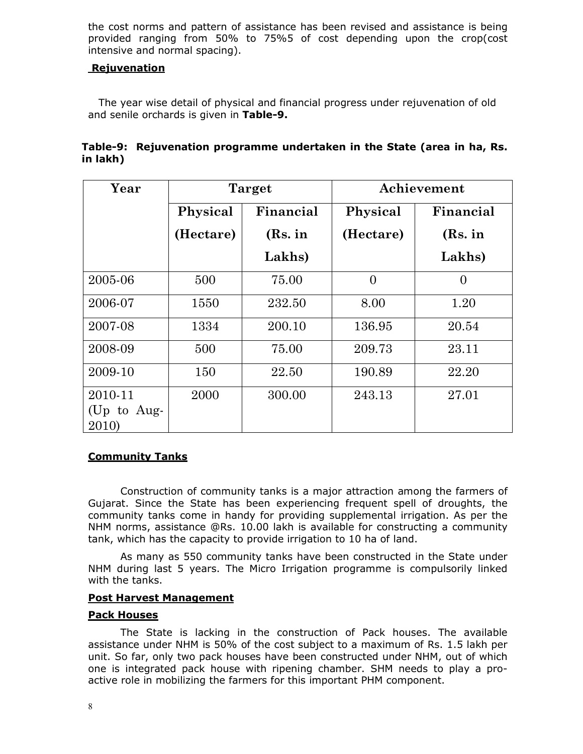the cost norms and pattern of assistance has been revised and assistance is being provided ranging from 50% to 75%5 of cost depending upon the crop(cost intensive and normal spacing).

**Rejuvenation**

The year wise detail of physical and financial progress under rejuvenation of old and senile orchards is given in **Table-9.**

**Table-9: Rejuvenation programme undertaken in the State (area in ha, Rs. in lakh)**

| Year | Target | | Achievement | |
|---|---|---|---|---|
| | Physical (Hectare) | Financial (Rs. in Lakhs) | Physical (Hectare) | Financial (Rs. in Lakhs) |
| 2005-06 | 500 | 75.00 | 0 | 0 |
| 2006-07 | 1550 | 232.50 | 8.00 | 1.20 |
| 2007-08 | 1334 | 200.10 | 136.95 | 20.54 |
| 2008-09 | 500 | 75.00 | 209.73 | 23.11 |
| 2009-10 | 150 | 22.50 | 190.89 | 22.20 |
| 2010-11 (Up to Aug-2010) | 2000 | 300.00 | 243.13 | 27.01 |

**Community Tanks**

Construction of community tanks is a major attraction among the farmers of Gujarat. Since the State has been experiencing frequent spell of droughts, the community tanks come in handy for providing supplemental irrigation. As per the NHM norms, assistance @Rs. 10.00 lakh is available for constructing a community tank, which has the capacity to provide irrigation to 10 ha of land.

As many as 550 community tanks have been constructed in the State under NHM during last 5 years. The Micro Irrigation programme is compulsorily linked with the tanks.

**Post Harvest Management**

**Pack Houses**

The State is lacking in the construction of Pack houses. The available assistance under NHM is 50% of the cost subject to a maximum of Rs. 1.5 lakh per unit. So far, only two pack houses have been constructed under NHM, out of which one is integrated pack house with ripening chamber. SHM needs to play a pro-active role in mobilizing the farmers for this important PHM component.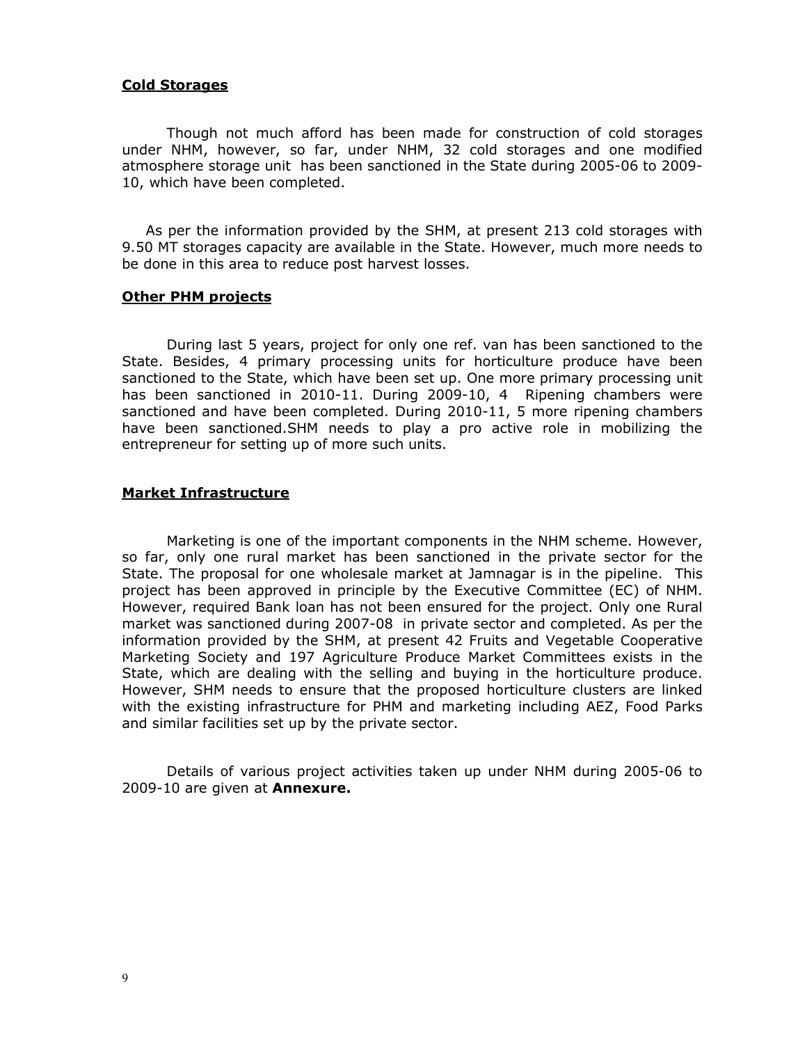**Cold Storages**

Though not much afford has been made for construction of cold storages under NHM, however, so far, under NHM, 32 cold storages and one modified atmosphere storage unit has been sanctioned in the State during 2005-06 to 2009-10, which have been completed.

As per the information provided by the SHM, at present 213 cold storages with 9.50 MT storages capacity are available in the State. However, much more needs to be done in this area to reduce post harvest losses.

**Other PHM projects**

During last 5 years, project for only one ref. van has been sanctioned to the State. Besides, 4 primary processing units for horticulture produce have been sanctioned to the State, which have been set up. One more primary processing unit has been sanctioned in 2010-11. During 2009-10, 4 Ripening chambers were sanctioned and have been completed. During 2010-11, 5 more ripening chambers have been sanctioned.SHM needs to play a pro active role in mobilizing the entrepreneur for setting up of more such units.

**Market Infrastructure**

Marketing is one of the important components in the NHM scheme. However, so far, only one rural market has been sanctioned in the private sector for the State. The proposal for one wholesale market at Jamnagar is in the pipeline. This project has been approved in principle by the Executive Committee (EC) of NHM. However, required Bank loan has not been ensured for the project. Only one Rural market was sanctioned during 2007-08 in private sector and completed. As per the information provided by the SHM, at present 42 Fruits and Vegetable Cooperative Marketing Society and 197 Agriculture Produce Market Committees exists in the State, which are dealing with the selling and buying in the horticulture produce. However, SHM needs to ensure that the proposed horticulture clusters are linked with the existing infrastructure for PHM and marketing including AEZ, Food Parks and similar facilities set up by the private sector.

Details of various project activities taken up under NHM during 2005-06 to 2009-10 are given at **Annexure.**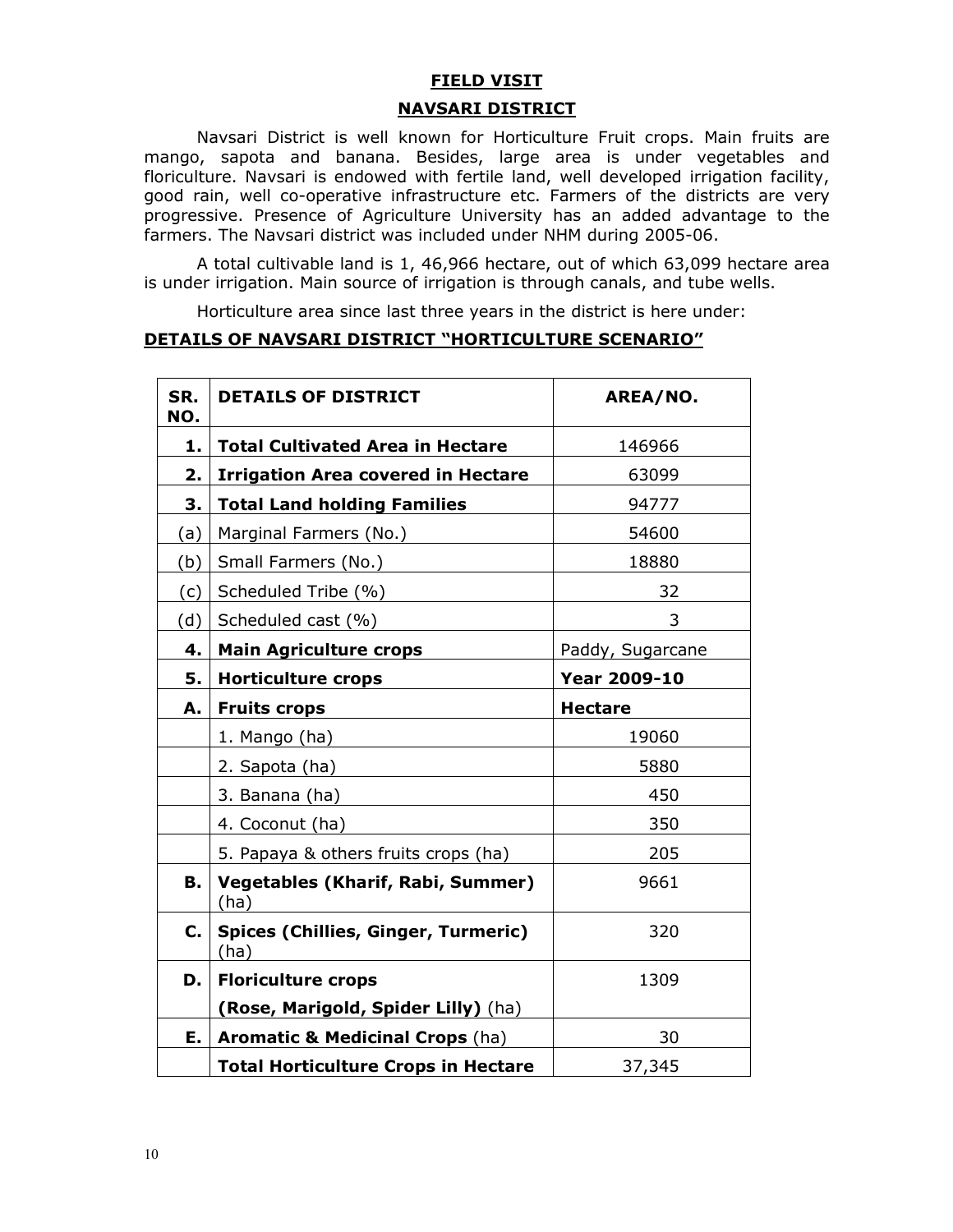## FIELD VISIT

## NAVSARI DISTRICT

Navsari District is well known for Horticulture Fruit crops. Main fruits are mango, sapota and banana. Besides, large area is under vegetables and floriculture. Navsari is endowed with fertile land, well developed irrigation facility, good rain, well co-operative infrastructure etc. Farmers of the districts are very progressive. Presence of Agriculture University has an added advantage to the farmers. The Navsari district was included under NHM during 2005-06.

A total cultivable land is 1, 46,966 hectare, out of which 63,099 hectare area is under irrigation. Main source of irrigation is through canals, and tube wells.

Horticulture area since last three years in the district is here under:

**DETAILS OF NAVSARI DISTRICT "HORTICULTURE SCENARIO"**

| SR. NO. | DETAILS OF DISTRICT | AREA/NO. |
|---|---|---|
| **1.** | **Total Cultivated Area in Hectare** | 146966 |
| **2.** | **Irrigation Area covered in Hectare** | 63099 |
| **3.** | **Total Land holding Families** | 94777 |
| (a) | Marginal Farmers (No.) | 54600 |
| (b) | Small Farmers (No.) | 18880 |
| (c) | Scheduled Tribe (%) | 32 |
| (d) | Scheduled cast (%) | 3 |
| **4.** | **Main Agriculture crops** | Paddy, Sugarcane |
| **5.** | **Horticulture crops** | **Year 2009-10** |
| **A.** | **Fruits crops** | **Hectare** |
| | 1. Mango (ha) | 19060 |
| | 2. Sapota (ha) | 5880 |
| | 3. Banana (ha) | 450 |
| | 4. Coconut (ha) | 350 |
| | 5. Papaya & others fruits crops (ha) | 205 |
| **B.** | **Vegetables (Kharif, Rabi, Summer)** (ha) | 9661 |
| **C.** | **Spices (Chillies, Ginger, Turmeric)** (ha) | 320 |
| **D.** | **Floriculture crops** **(Rose, Marigold, Spider Lilly)** (ha) | 1309 |
| **E.** | **Aromatic & Medicinal Crops** (ha) | 30 |
| | **Total Horticulture Crops in Hectare** | 37,345 |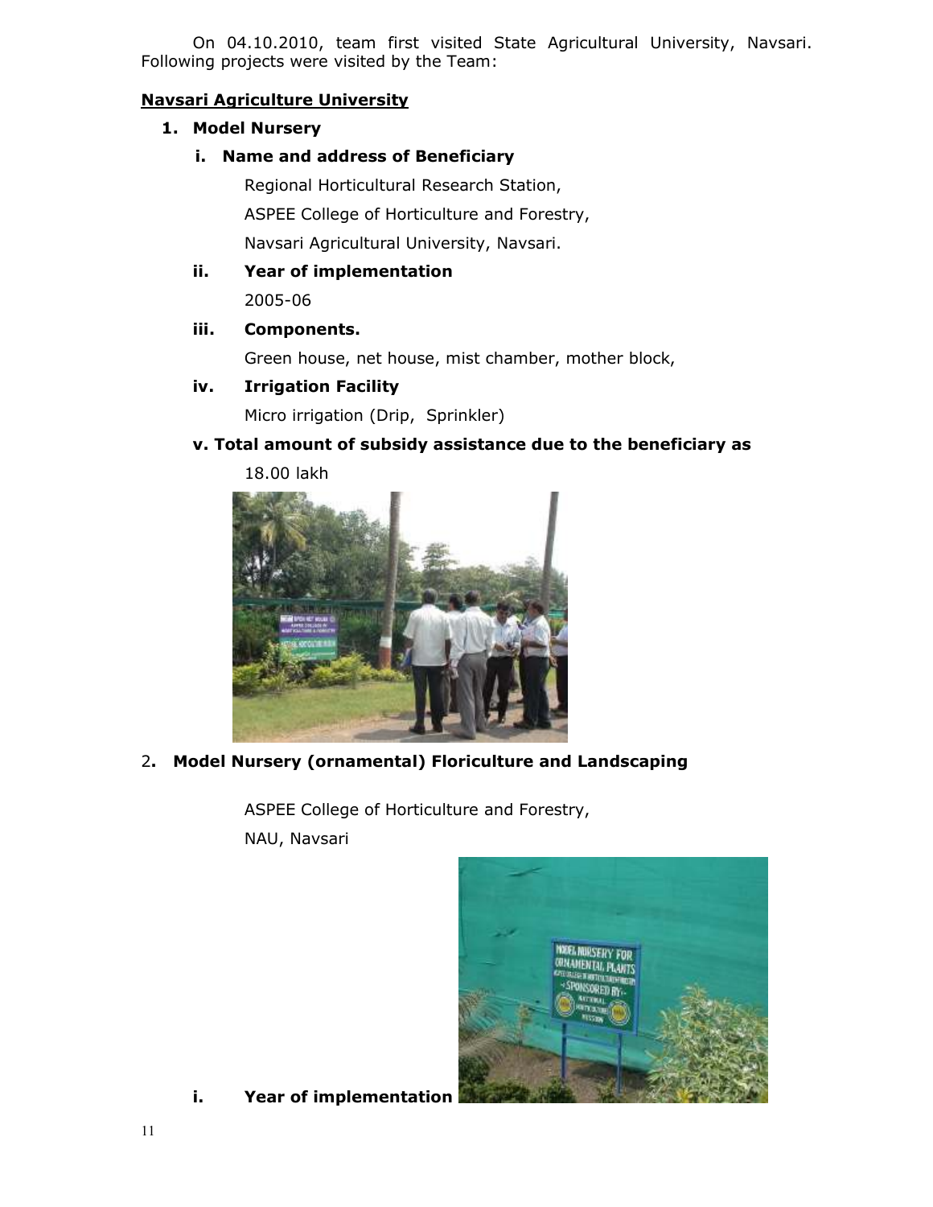On 04.10.2010, team first visited State Agricultural University, Navsari. Following projects were visited by the Team:

**Navsari Agriculture University**

1. **Model Nursery**

   i. **Name and address of Beneficiary**

   Regional Horticultural Research Station,

   ASPEE College of Horticulture and Forestry,

   Navsari Agricultural University, Navsari.

   ii. **Year of implementation**

   2005-06

   iii. **Components.**

   Green house, net house, mist chamber, mother block,

   iv. **Irrigation Facility**

   Micro irrigation (Drip, Sprinkler)

   v. **Total amount of subsidy assistance due to the beneficiary as**

   18.00 lakh

2. **Model Nursery (ornamental) Floriculture and Landscaping**

   ASPEE College of Horticulture and Forestry,

   NAU, Navsari

   i. **Year of implementation**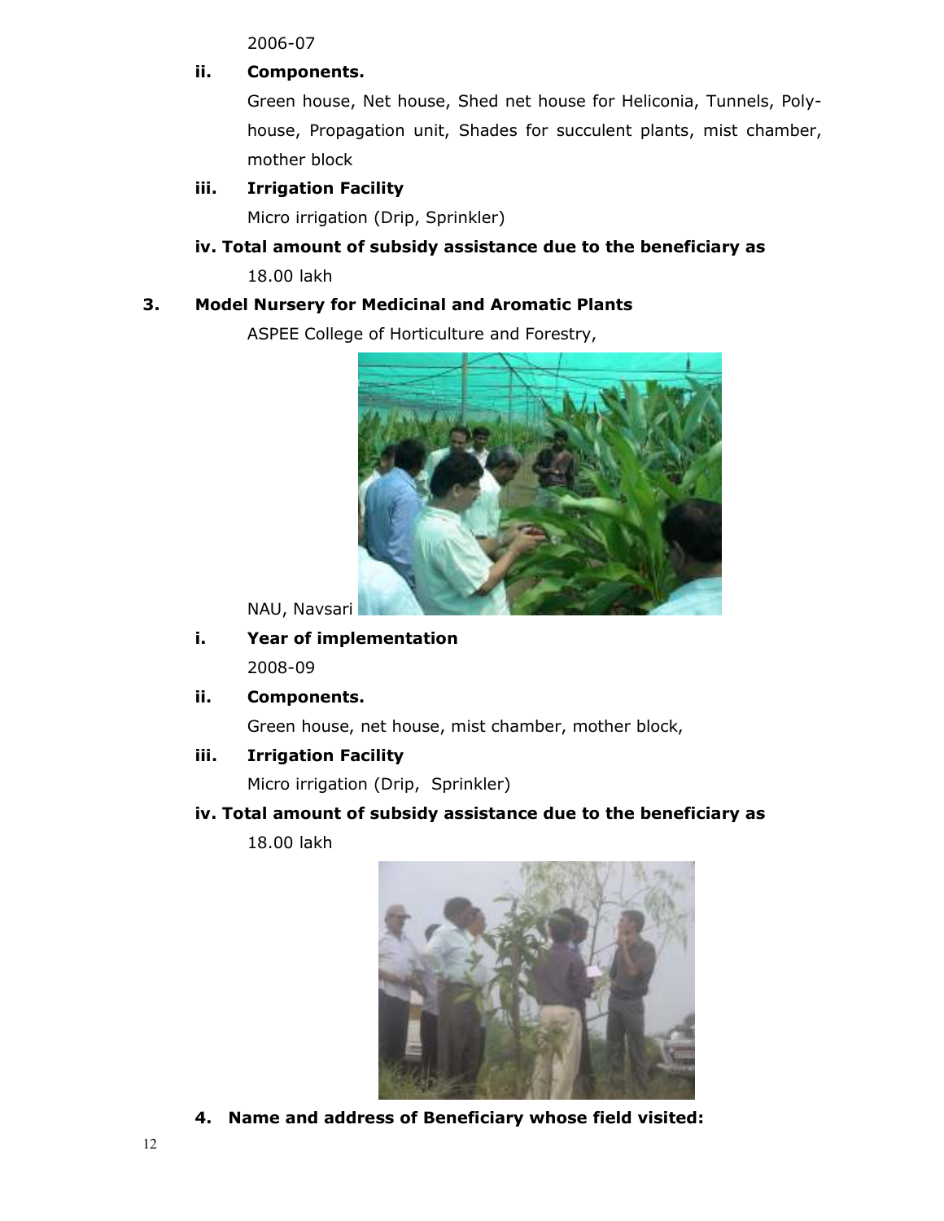2006-07

**ii. Components.**

Green house, Net house, Shed net house for Heliconia, Tunnels, Poly-house, Propagation unit, Shades for succulent plants, mist chamber, mother block

**iii. Irrigation Facility**

Micro irrigation (Drip, Sprinkler)

**iv. Total amount of subsidy assistance due to the beneficiary as**

18.00 lakh

**3. Model Nursery for Medicinal and Aromatic Plants**

ASPEE College of Horticulture and Forestry,

NAU, Navsari

**i. Year of implementation**

2008-09

**ii. Components.**

Green house, net house, mist chamber, mother block,

**iii. Irrigation Facility**

Micro irrigation (Drip, Sprinkler)

**iv. Total amount of subsidy assistance due to the beneficiary as**

18.00 lakh

**4. Name and address of Beneficiary whose field visited:**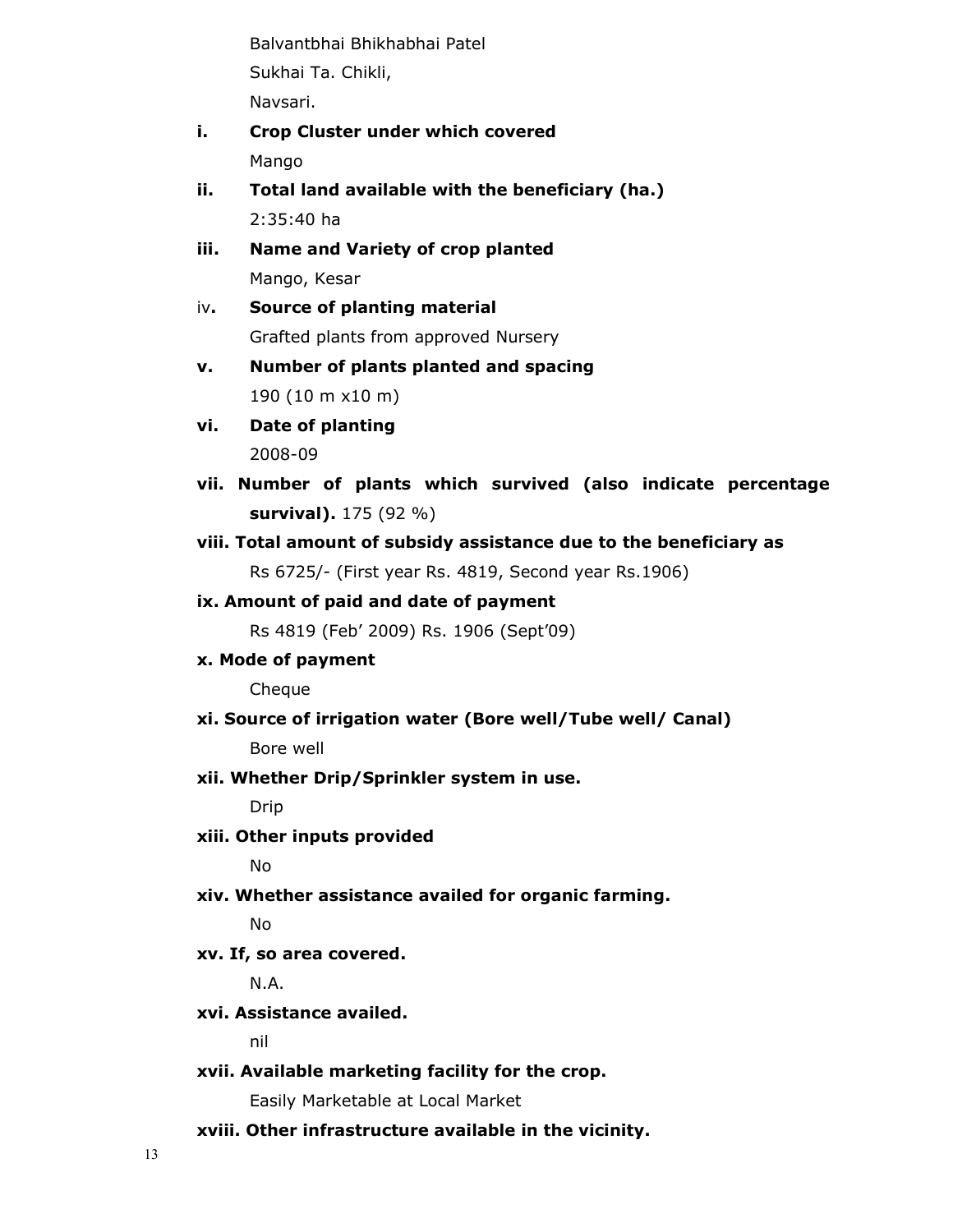Balvantbhai Bhikhabhai Patel

Sukhai Ta. Chikli,

Navsari.

**i. Crop Cluster under which covered**

Mango

**ii. Total land available with the beneficiary (ha.)**

2:35:40 ha

**iii. Name and Variety of crop planted**

Mango, Kesar

iv**. Source of planting material**

Grafted plants from approved Nursery

**v. Number of plants planted and spacing**

190 (10 m x10 m)

**vi. Date of planting**

2008-09

**vii. Number of plants which survived (also indicate percentage survival).** 175 (92 %)

**viii. Total amount of subsidy assistance due to the beneficiary as**

Rs 6725/- (First year Rs. 4819, Second year Rs.1906)

**ix. Amount of paid and date of payment**

Rs 4819 (Feb' 2009) Rs. 1906 (Sept'09)

**x. Mode of payment**

Cheque

**xi. Source of irrigation water (Bore well/Tube well/ Canal)**

Bore well

**xii. Whether Drip/Sprinkler system in use.**

Drip

**xiii. Other inputs provided**

No

**xiv. Whether assistance availed for organic farming.**

No

**xv. If, so area covered.**

N.A.

**xvi. Assistance availed.**

nil

**xvii. Available marketing facility for the crop.**

Easily Marketable at Local Market

**xviii. Other infrastructure available in the vicinity.**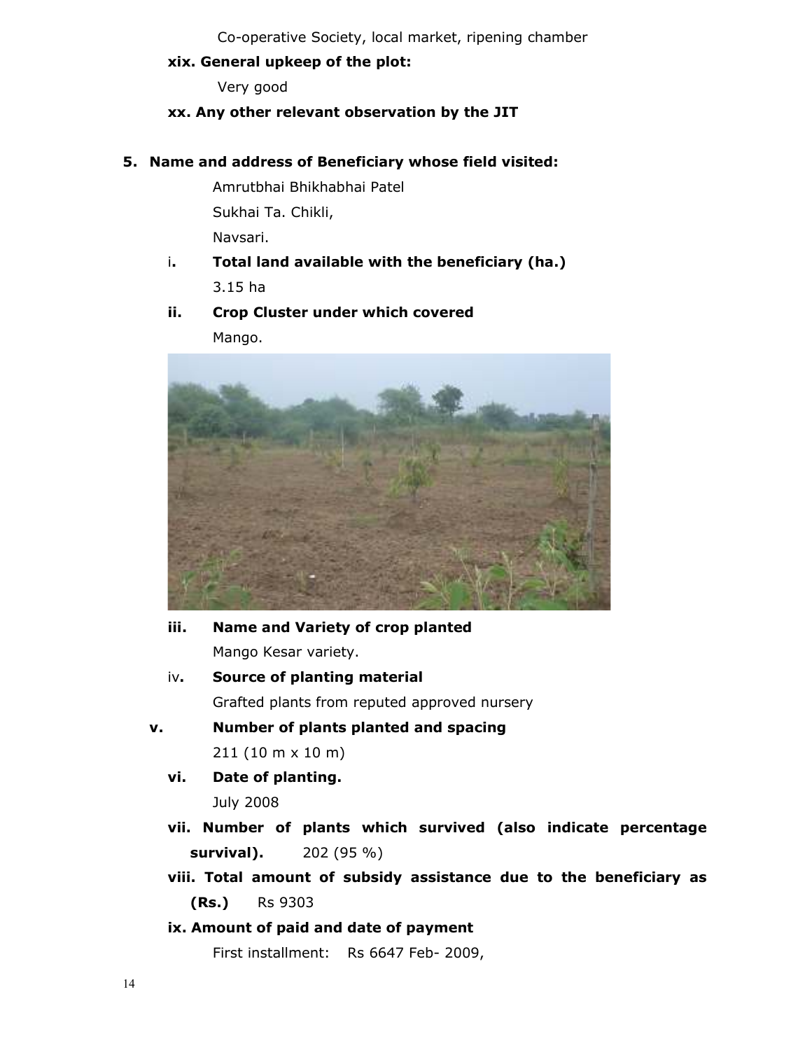Co-operative Society, local market, ripening chamber

**xix. General upkeep of the plot:**

Very good

**xx. Any other relevant observation by the JIT**

**5. Name and address of Beneficiary whose field visited:**

Amrutbhai Bhikhabhai Patel

Sukhai Ta. Chikli,

Navsari.

i**. Total land available with the beneficiary (ha.)**

3.15 ha

**ii. Crop Cluster under which covered**

Mango.

**iii. Name and Variety of crop planted**

Mango Kesar variety.

iv**. Source of planting material**

Grafted plants from reputed approved nursery

**v. Number of plants planted and spacing**

211 (10 m x 10 m)

**vi. Date of planting.**

July 2008

**vii. Number of plants which survived (also indicate percentage survival).** 202 (95 %)

**viii. Total amount of subsidy assistance due to the beneficiary as (Rs.)** Rs 9303

**ix. Amount of paid and date of payment**

First installment: Rs 6647 Feb- 2009,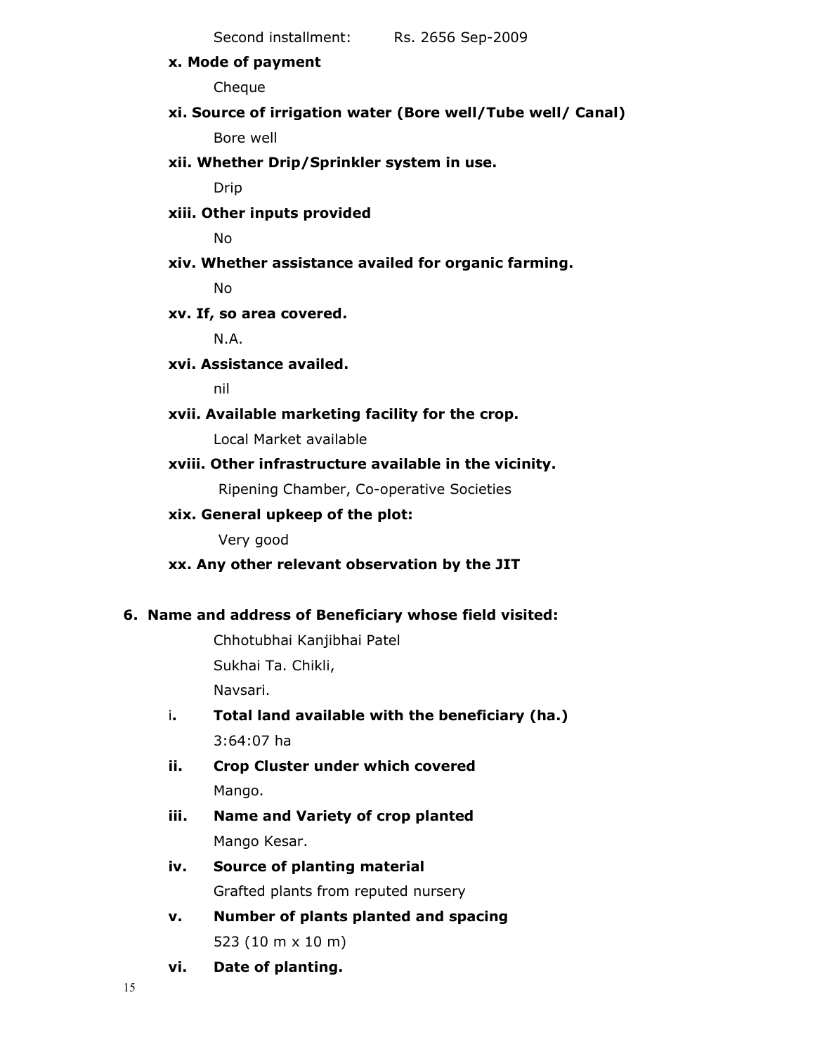Second installment: Rs. 2656 Sep-2009

**x. Mode of payment**

Cheque

**xi. Source of irrigation water (Bore well/Tube well/ Canal)**

Bore well

**xii. Whether Drip/Sprinkler system in use.**

Drip

**xiii. Other inputs provided**

No

**xiv. Whether assistance availed for organic farming.**

No

**xv. If, so area covered.**

N.A.

**xvi. Assistance availed.**

nil

**xvii. Available marketing facility for the crop.**

Local Market available

**xviii. Other infrastructure available in the vicinity.**

Ripening Chamber, Co-operative Societies

**xix. General upkeep of the plot:**

Very good

**xx. Any other relevant observation by the JIT**

**6. Name and address of Beneficiary whose field visited:**

Chhotubhai Kanjibhai Patel
Sukhai Ta. Chikli,
Navsari.

i. **Total land available with the beneficiary (ha.)**

3:64:07 ha

ii. **Crop Cluster under which covered**

Mango.

iii. **Name and Variety of crop planted**

Mango Kesar.

iv. **Source of planting material**

Grafted plants from reputed nursery

v. **Number of plants planted and spacing**

523 (10 m x 10 m)

vi. **Date of planting.**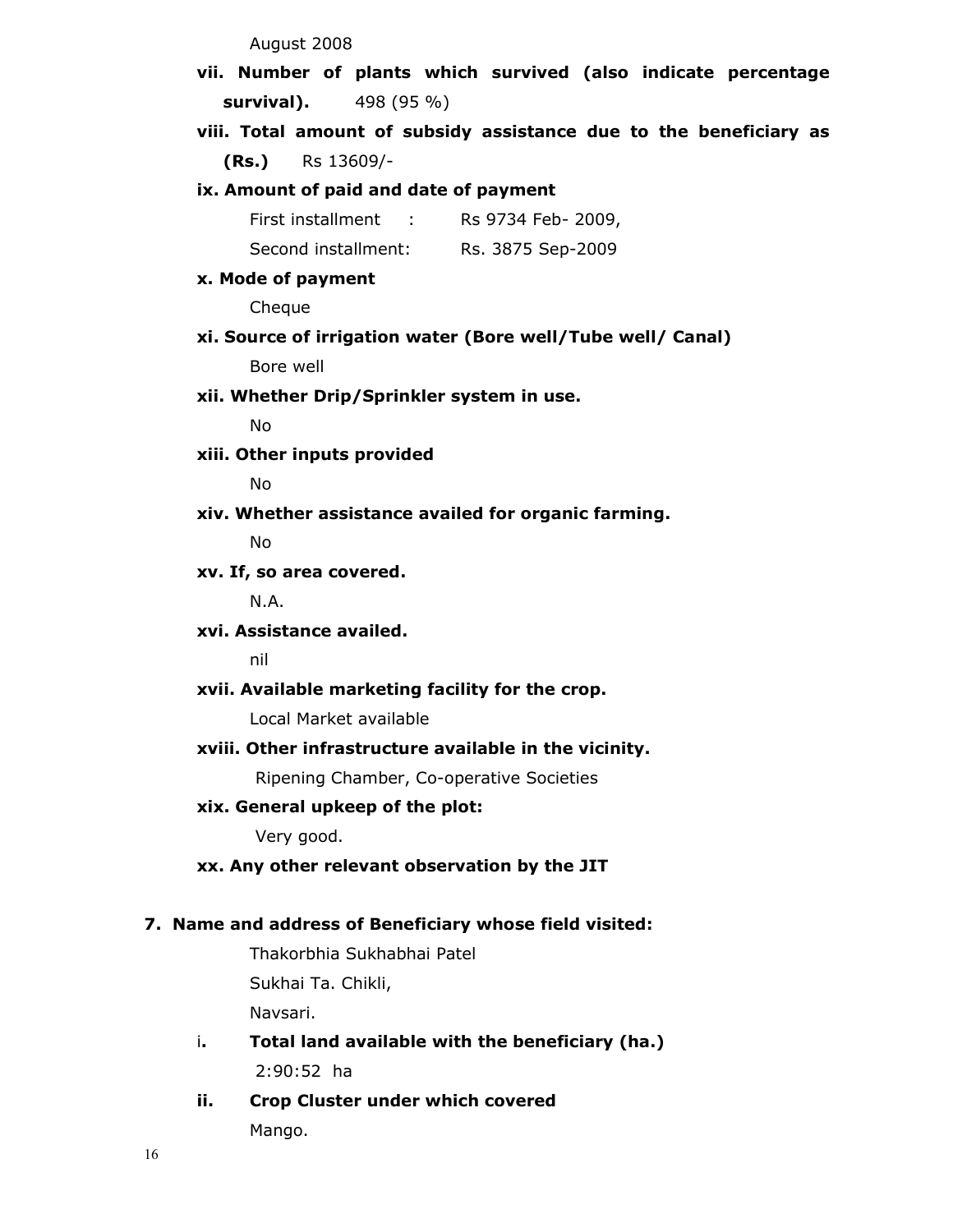August 2008

**vii. Number of plants which survived (also indicate percentage survival).** 498 (95 %)

**viii. Total amount of subsidy assistance due to the beneficiary as (Rs.)** Rs 13609/-

**ix. Amount of paid and date of payment**

First installment : Rs 9734 Feb- 2009,

Second installment: Rs. 3875 Sep-2009

**x. Mode of payment**

Cheque

**xi. Source of irrigation water (Bore well/Tube well/ Canal)**

Bore well

**xii. Whether Drip/Sprinkler system in use.**

No

**xiii. Other inputs provided**

No

**xiv. Whether assistance availed for organic farming.**

No

**xv. If, so area covered.**

N.A.

**xvi. Assistance availed.**

nil

**xvii. Available marketing facility for the crop.**

Local Market available

**xviii. Other infrastructure available in the vicinity.**

Ripening Chamber, Co-operative Societies

**xix. General upkeep of the plot:**

Very good.

**xx. Any other relevant observation by the JIT**

**7. Name and address of Beneficiary whose field visited:**

Thakorbhia Sukhabhai Patel

Sukhai Ta. Chikli,

Navsari.

i. **Total land available with the beneficiary (ha.)**

2:90:52 ha

**ii. Crop Cluster under which covered**

Mango.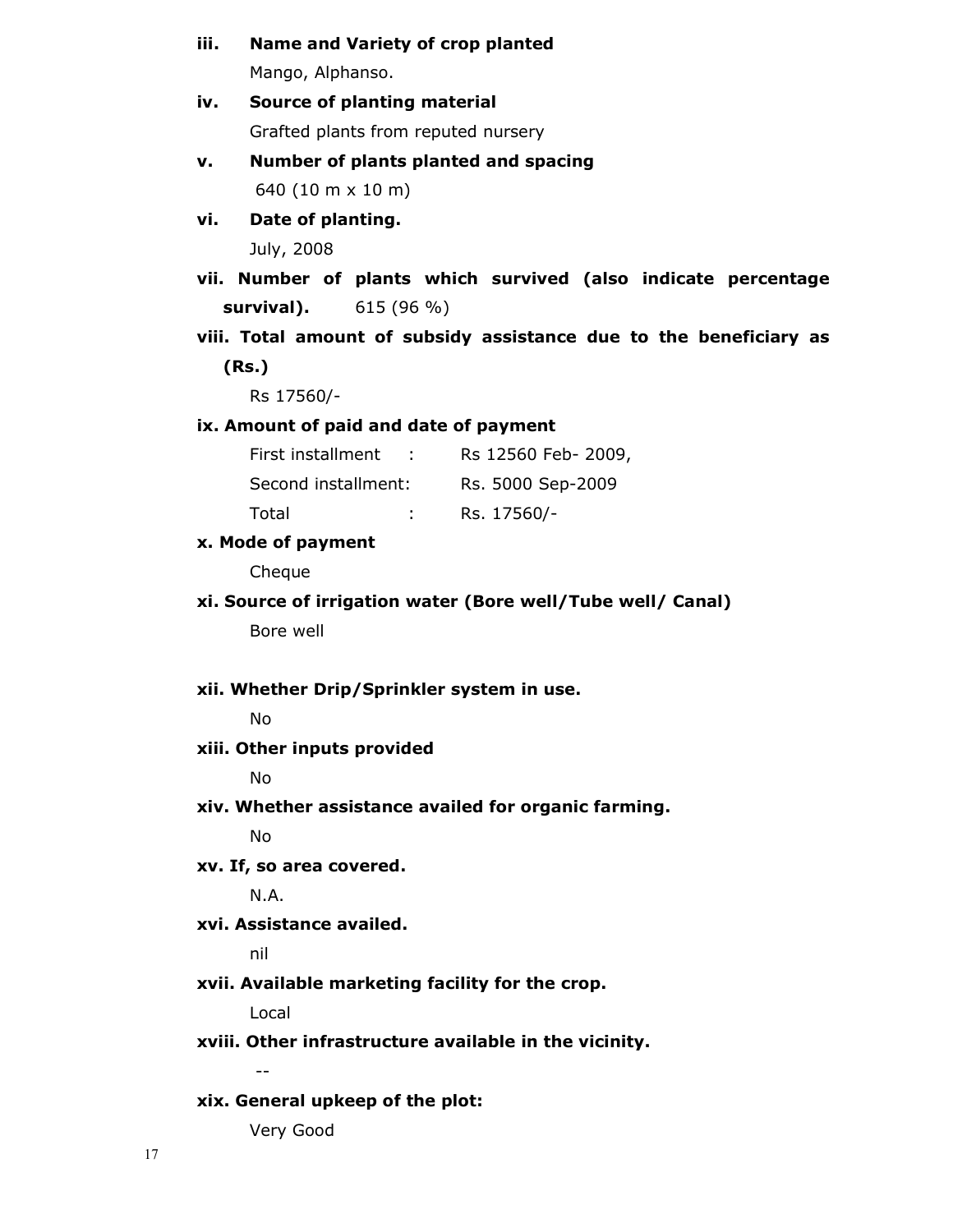**iii. Name and Variety of crop planted**

Mango, Alphanso.

**iv. Source of planting material**

Grafted plants from reputed nursery

**v. Number of plants planted and spacing**

640 (10 m x 10 m)

**vi. Date of planting.**

July, 2008

**vii. Number of plants which survived (also indicate percentage survival).** 615 (96 %)

**viii. Total amount of subsidy assistance due to the beneficiary as (Rs.)**

Rs 17560/-

**ix. Amount of paid and date of payment**

First installment : Rs 12560 Feb- 2009,

Second installment: Rs. 5000 Sep-2009

Total : Rs. 17560/-

**x. Mode of payment**

Cheque

**xi. Source of irrigation water (Bore well/Tube well/ Canal)**

Bore well

**xii. Whether Drip/Sprinkler system in use.**

No

**xiii. Other inputs provided**

No

**xiv. Whether assistance availed for organic farming.**

No

**xv. If, so area covered.**

N.A.

**xvi. Assistance availed.**

nil

**xvii. Available marketing facility for the crop.**

Local

**xviii. Other infrastructure available in the vicinity.**

--

**xix. General upkeep of the plot:**

Very Good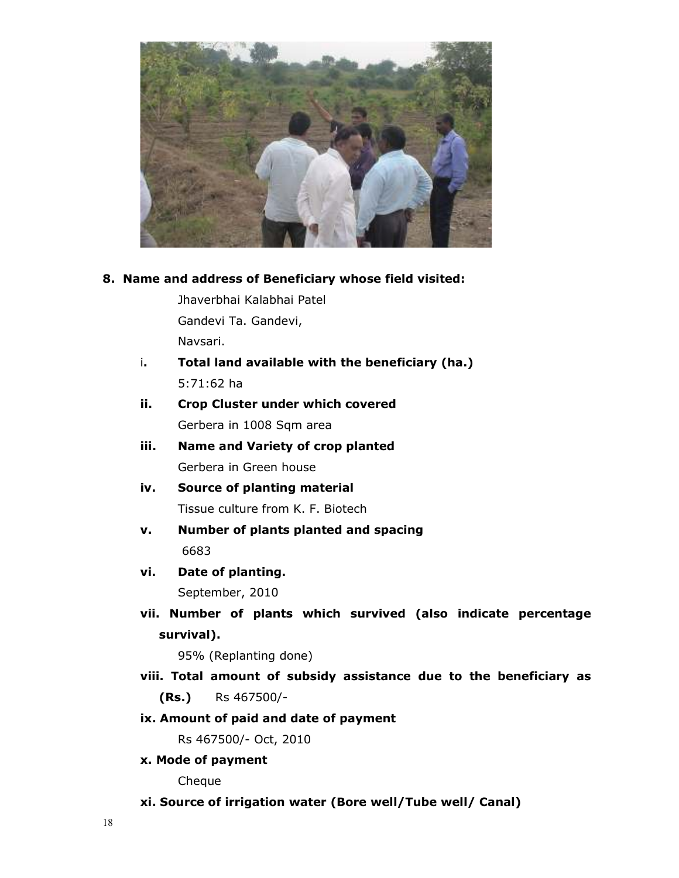**8. Name and address of Beneficiary whose field visited:**

Jhaverbhai Kalabhai Patel

Gandevi Ta. Gandevi,

Navsari.

i. **Total land available with the beneficiary (ha.)**

5:71:62 ha

ii. **Crop Cluster under which covered**

Gerbera in 1008 Sqm area

iii. **Name and Variety of crop planted**

Gerbera in Green house

iv. **Source of planting material**

Tissue culture from K. F. Biotech

v. **Number of plants planted and spacing**

6683

vi. **Date of planting.**

September, 2010

vii. **Number of plants which survived (also indicate percentage survival).**

95% (Replanting done)

viii. **Total amount of subsidy assistance due to the beneficiary as (Rs.)** Rs 467500/-

ix. **Amount of paid and date of payment**

Rs 467500/- Oct, 2010

x. **Mode of payment**

Cheque

xi. **Source of irrigation water (Bore well/Tube well/ Canal)**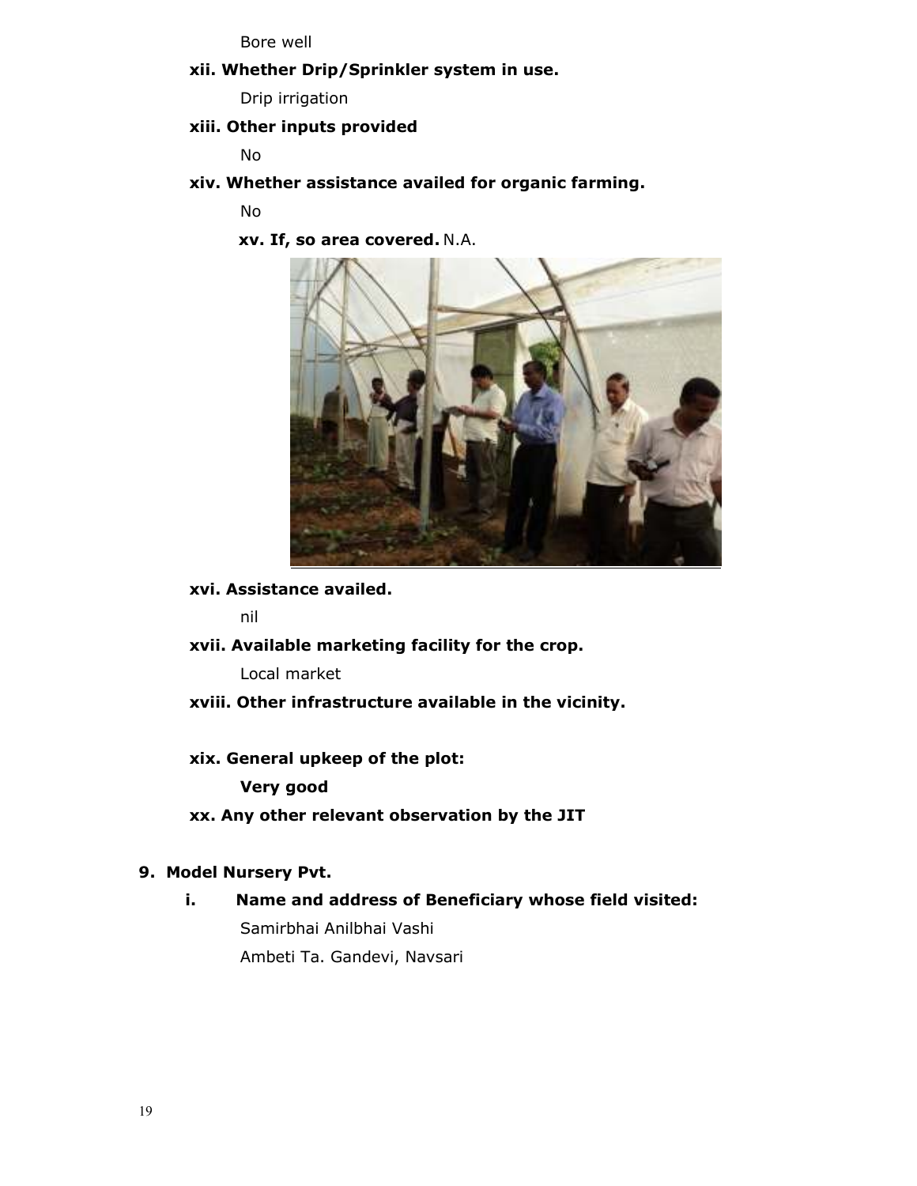Bore well

**xii. Whether Drip/Sprinkler system in use.**

Drip irrigation

**xiii. Other inputs provided**

No

**xiv. Whether assistance availed for organic farming.**

No

**xv. If, so area covered.** N.A.

**xvi. Assistance availed.**

nil

**xvii. Available marketing facility for the crop.**

Local market

**xviii. Other infrastructure available in the vicinity.**

**xix. General upkeep of the plot:**

**Very good**

**xx. Any other relevant observation by the JIT**

**9. Model Nursery Pvt.**

**i. Name and address of Beneficiary whose field visited:**

Samirbhai Anilbhai Vashi

Ambeti Ta. Gandevi, Navsari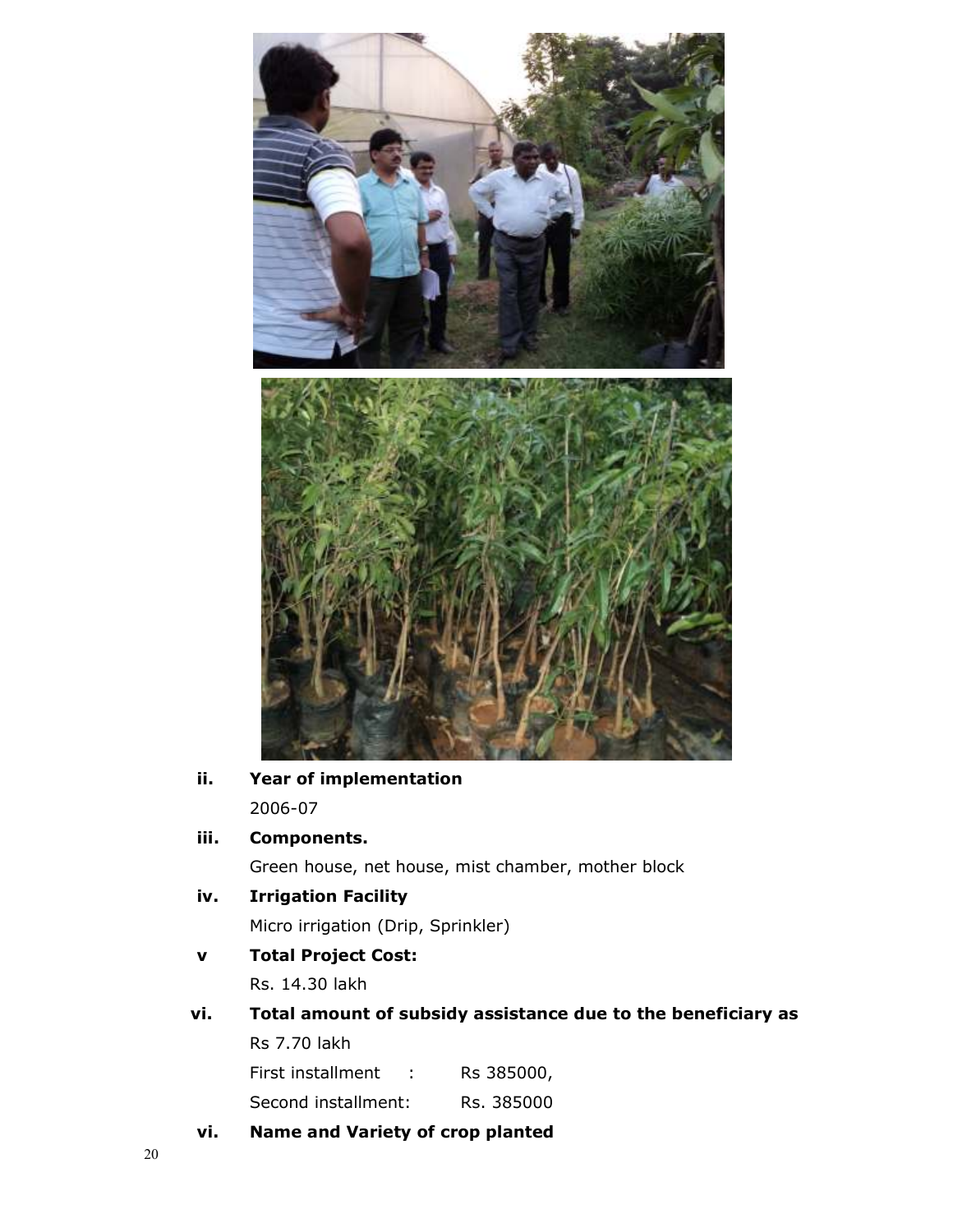**ii. Year of implementation**

2006-07

**iii. Components.**

Green house, net house, mist chamber, mother block

**iv. Irrigation Facility**

Micro irrigation (Drip, Sprinkler)

**v Total Project Cost:**

Rs. 14.30 lakh

**vi. Total amount of subsidy assistance due to the beneficiary as**

Rs 7.70 lakh

First installment : Rs 385000,

Second installment: Rs. 385000

**vi. Name and Variety of crop planted**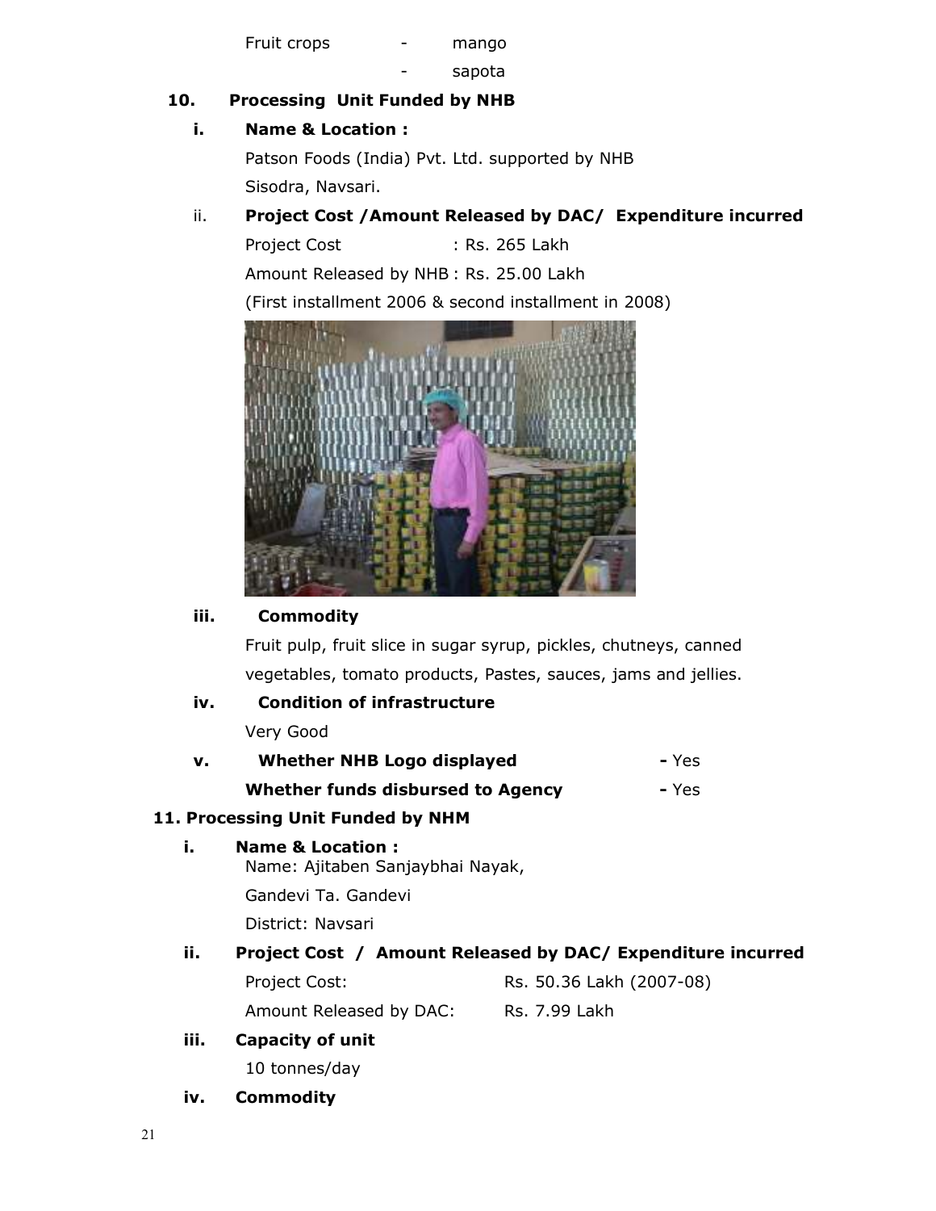Fruit crops - mango

- sapota

**10. Processing Unit Funded by NHB**

**i. Name & Location :**

Patson Foods (India) Pvt. Ltd. supported by NHB

Sisodra, Navsari.

ii. **Project Cost /Amount Released by DAC/ Expenditure incurred**

Project Cost : Rs. 265 Lakh

Amount Released by NHB : Rs. 25.00 Lakh

(First installment 2006 & second installment in 2008)

**iii. Commodity**

Fruit pulp, fruit slice in sugar syrup, pickles, chutneys, canned vegetables, tomato products, Pastes, sauces, jams and jellies.

**iv. Condition of infrastructure**

Very Good

**v. Whether NHB Logo displayed** - Yes

**Whether funds disbursed to Agency** - Yes

**11. Processing Unit Funded by NHM**

**i. Name & Location :**

Name: Ajitaben Sanjaybhai Nayak,

Gandevi Ta. Gandevi

District: Navsari

**ii. Project Cost / Amount Released by DAC/ Expenditure incurred**

Project Cost: Rs. 50.36 Lakh (2007-08)

Amount Released by DAC: Rs. 7.99 Lakh

**iii. Capacity of unit**

10 tonnes/day

**iv. Commodity**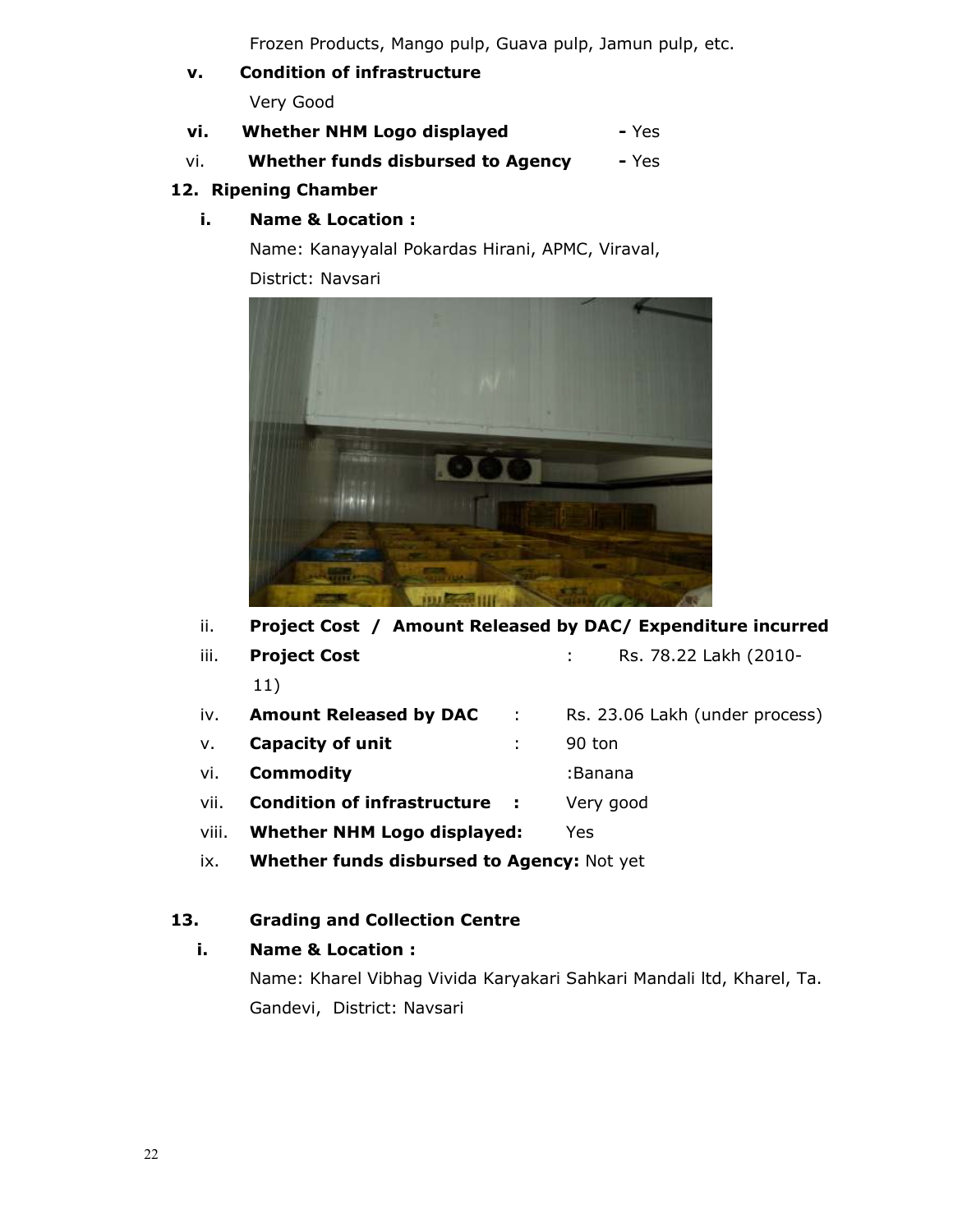Frozen Products, Mango pulp, Guava pulp, Jamun pulp, etc.

**v. Condition of infrastructure**

Very Good

**vi. Whether NHM Logo displayed** - Yes

vi. **Whether funds disbursed to Agency** - Yes

**12. Ripening Chamber**

**i. Name & Location :**

Name: Kanayyalal Pokardas Hirani, APMC, Viraval, District: Navsari

ii. **Project Cost / Amount Released by DAC/ Expenditure incurred**

iii. **Project Cost** : Rs. 78.22 Lakh (2010-11)

iv. **Amount Released by DAC** : Rs. 23.06 Lakh (under process)

v. **Capacity of unit** : 90 ton

vi. **Commodity** :Banana

vii. **Condition of infrastructure** : Very good

viii. **Whether NHM Logo displayed:** Yes

ix. **Whether funds disbursed to Agency:** Not yet

**13. Grading and Collection Centre**

**i. Name & Location :**

Name: Kharel Vibhag Vivida Karyakari Sahkari Mandali ltd, Kharel, Ta. Gandevi, District: Navsari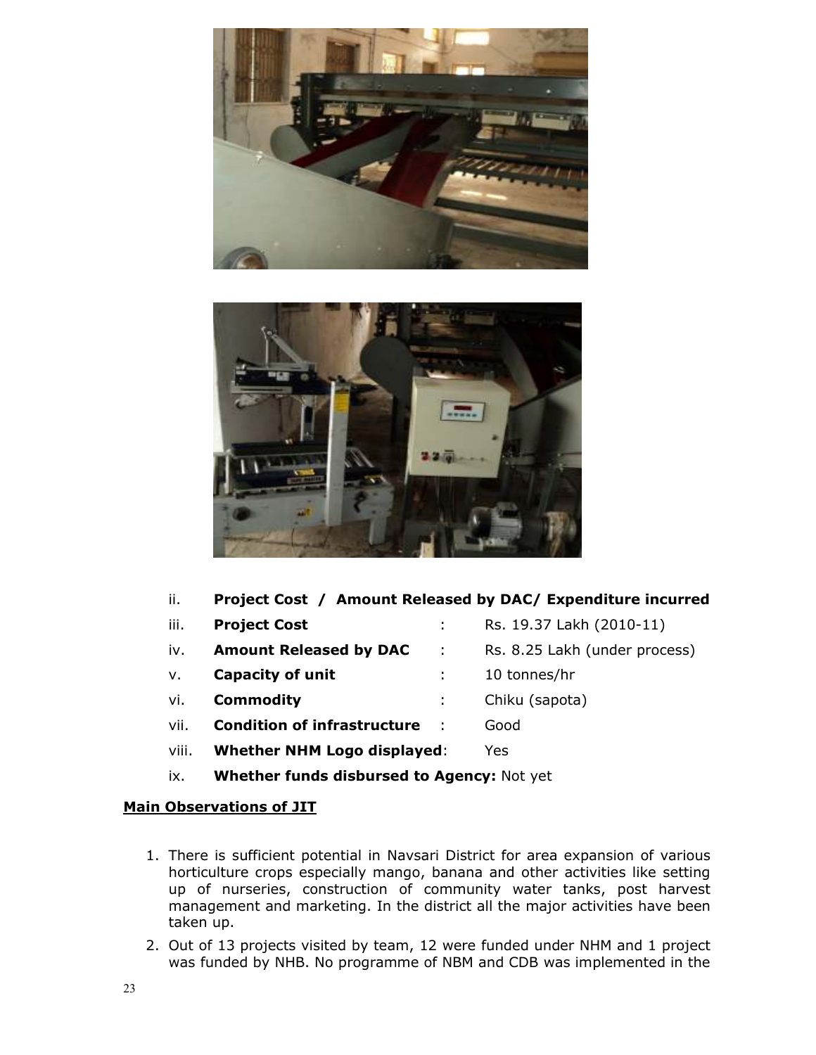ii. **Project Cost / Amount Released by DAC/ Expenditure incurred**

iii. **Project Cost** : Rs. 19.37 Lakh (2010-11)

iv. **Amount Released by DAC** : Rs. 8.25 Lakh (under process)

v. **Capacity of unit** : 10 tonnes/hr

vi. **Commodity** : Chiku (sapota)

vii. **Condition of infrastructure** : Good

viii. **Whether NHM Logo displayed**: Yes

ix. **Whether funds disbursed to Agency:** Not yet

**Main Observations of JIT**

1. There is sufficient potential in Navsari District for area expansion of various horticulture crops especially mango, banana and other activities like setting up of nurseries, construction of community water tanks, post harvest management and marketing. In the district all the major activities have been taken up.
2. Out of 13 projects visited by team, 12 were funded under NHM and 1 project was funded by NHB. No programme of NBM and CDB was implemented in the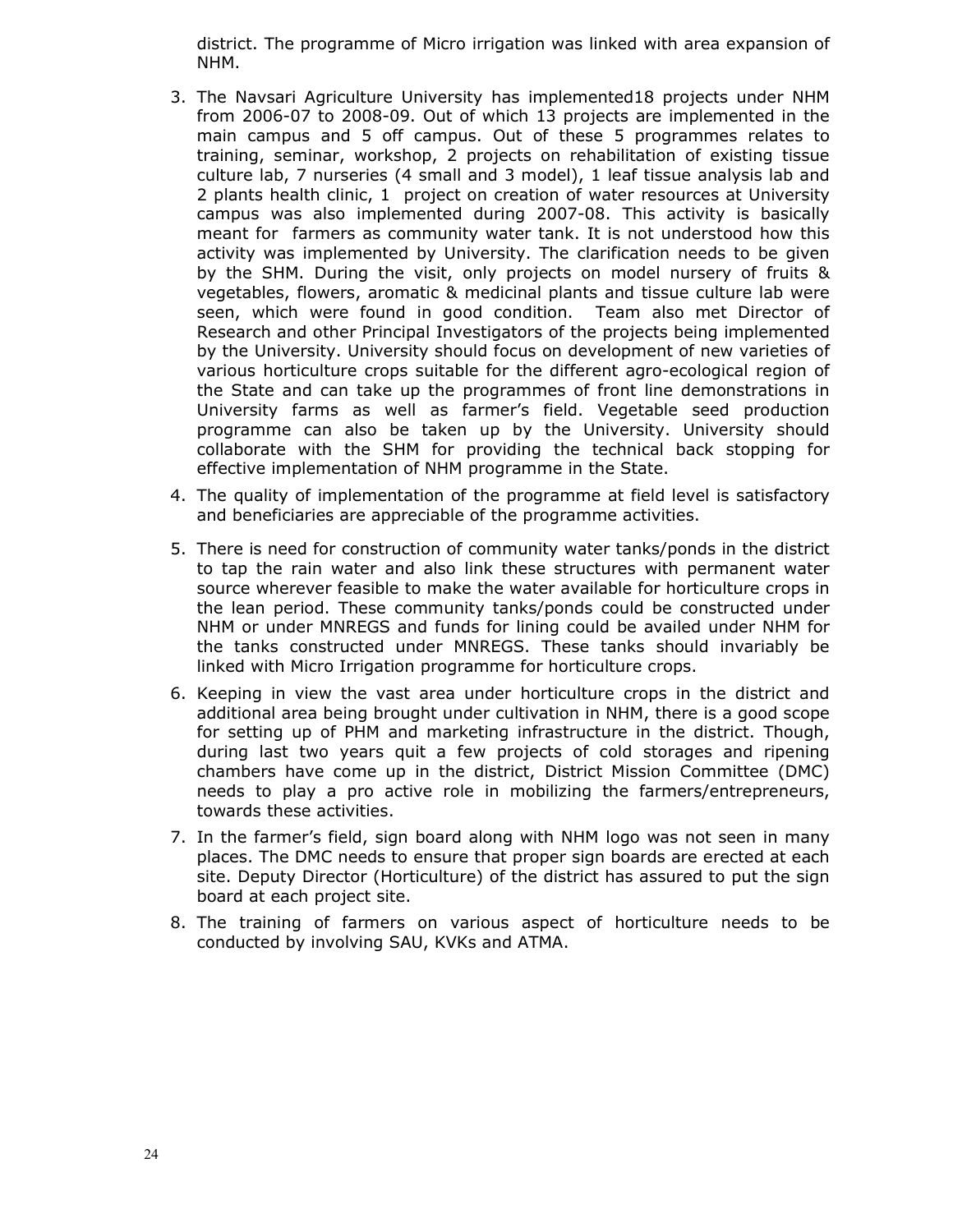district. The programme of Micro irrigation was linked with area expansion of NHM.

3. The Navsari Agriculture University has implemented18 projects under NHM from 2006-07 to 2008-09. Out of which 13 projects are implemented in the main campus and 5 off campus. Out of these 5 programmes relates to training, seminar, workshop, 2 projects on rehabilitation of existing tissue culture lab, 7 nurseries (4 small and 3 model), 1 leaf tissue analysis lab and 2 plants health clinic, 1 project on creation of water resources at University campus was also implemented during 2007-08. This activity is basically meant for farmers as community water tank. It is not understood how this activity was implemented by University. The clarification needs to be given by the SHM. During the visit, only projects on model nursery of fruits & vegetables, flowers, aromatic & medicinal plants and tissue culture lab were seen, which were found in good condition. Team also met Director of Research and other Principal Investigators of the projects being implemented by the University. University should focus on development of new varieties of various horticulture crops suitable for the different agro-ecological region of the State and can take up the programmes of front line demonstrations in University farms as well as farmer's field. Vegetable seed production programme can also be taken up by the University. University should collaborate with the SHM for providing the technical back stopping for effective implementation of NHM programme in the State.
4. The quality of implementation of the programme at field level is satisfactory and beneficiaries are appreciable of the programme activities.
5. There is need for construction of community water tanks/ponds in the district to tap the rain water and also link these structures with permanent water source wherever feasible to make the water available for horticulture crops in the lean period. These community tanks/ponds could be constructed under NHM or under MNREGS and funds for lining could be availed under NHM for the tanks constructed under MNREGS. These tanks should invariably be linked with Micro Irrigation programme for horticulture crops.
6. Keeping in view the vast area under horticulture crops in the district and additional area being brought under cultivation in NHM, there is a good scope for setting up of PHM and marketing infrastructure in the district. Though, during last two years quit a few projects of cold storages and ripening chambers have come up in the district, District Mission Committee (DMC) needs to play a pro active role in mobilizing the farmers/entrepreneurs, towards these activities.
7. In the farmer's field, sign board along with NHM logo was not seen in many places. The DMC needs to ensure that proper sign boards are erected at each site. Deputy Director (Horticulture) of the district has assured to put the sign board at each project site.
8. The training of farmers on various aspect of horticulture needs to be conducted by involving SAU, KVKs and ATMA.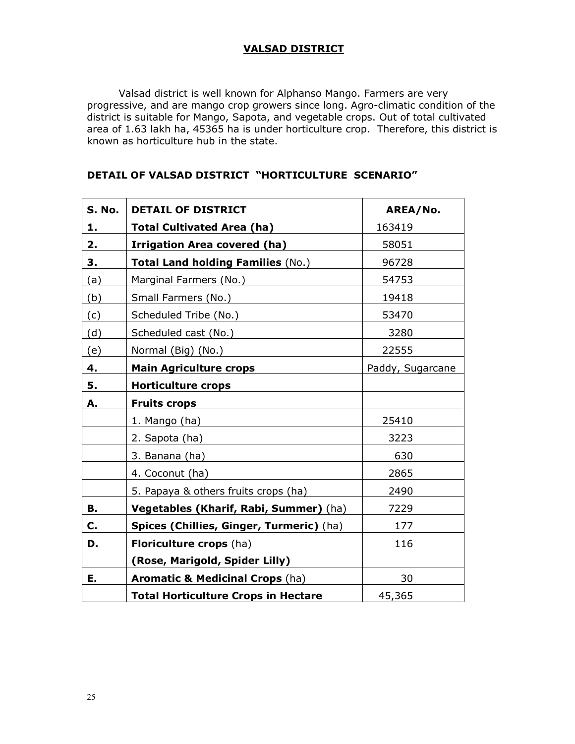## VALSAD DISTRICT

Valsad district is well known for Alphanso Mango. Farmers are very progressive, and are mango crop growers since long. Agro-climatic condition of the district is suitable for Mango, Sapota, and vegetable crops. Out of total cultivated area of 1.63 lakh ha, 45365 ha is under horticulture crop. Therefore, this district is known as horticulture hub in the state.

### DETAIL OF VALSAD DISTRICT "HORTICULTURE SCENARIO"

| S. No. | DETAIL OF DISTRICT | AREA/No. |
|---|---|---|
| **1.** | **Total Cultivated Area (ha)** | 163419 |
| **2.** | **Irrigation Area covered (ha)** | 58051 |
| **3.** | **Total Land holding Families** (No.) | 96728 |
| (a) | Marginal Farmers (No.) | 54753 |
| (b) | Small Farmers (No.) | 19418 |
| (c) | Scheduled Tribe (No.) | 53470 |
| (d) | Scheduled cast (No.) | 3280 |
| (e) | Normal (Big) (No.) | 22555 |
| **4.** | **Main Agriculture crops** | Paddy, Sugarcane |
| **5.** | **Horticulture crops** | |
| **A.** | **Fruits crops** | |
| | 1. Mango (ha) | 25410 |
| | 2. Sapota (ha) | 3223 |
| | 3. Banana (ha) | 630 |
| | 4. Coconut (ha) | 2865 |
| | 5. Papaya & others fruits crops (ha) | 2490 |
| **B.** | **Vegetables (Kharif, Rabi, Summer)** (ha) | 7229 |
| **C.** | **Spices (Chillies, Ginger, Turmeric)** (ha) | 177 |
| **D.** | **Floriculture crops** (ha) **(Rose, Marigold, Spider Lilly)** | 116 |
| **E.** | **Aromatic & Medicinal Crops** (ha) | 30 |
| | **Total Horticulture Crops in Hectare** | 45,365 |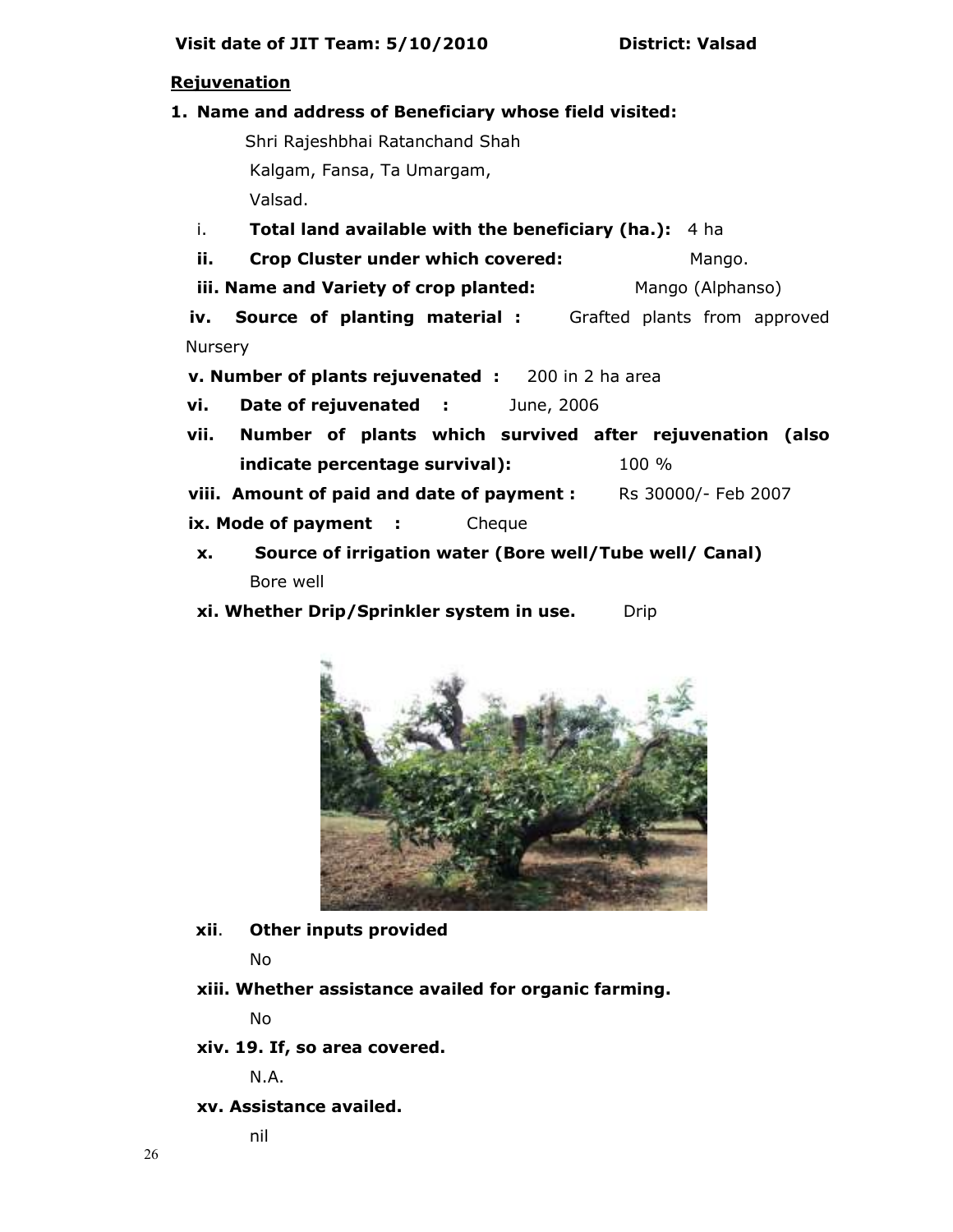**Visit date of JIT Team: 5/10/2010 District: Valsad**

**Rejuvenation**

1. **Name and address of Beneficiary whose field visited:**

   Shri Rajeshbhai Ratanchand Shah
   Kalgam, Fansa, Ta Umargam,
   Valsad.

   i. **Total land available with the beneficiary (ha.):** 4 ha

   ii. **Crop Cluster under which covered:** Mango.

   iii. **Name and Variety of crop planted:** Mango (Alphanso)

   iv. **Source of planting material :** Grafted plants from approved Nursery

   v. **Number of plants rejuvenated :** 200 in 2 ha area

   vi. **Date of rejuvenated :** June, 2006

   vii. **Number of plants which survived after rejuvenation (also indicate percentage survival):** 100 %

   viii. **Amount of paid and date of payment :** Rs 30000/- Feb 2007

   ix. **Mode of payment :** Cheque

   x. **Source of irrigation water (Bore well/Tube well/ Canal)**
   Bore well

   xi. **Whether Drip/Sprinkler system in use.** Drip

   xii. **Other inputs provided**
   No

   xiii. **Whether assistance availed for organic farming.**
   No

   xiv. **19. If, so area covered.**
   N.A.

   xv. **Assistance availed.**
   nil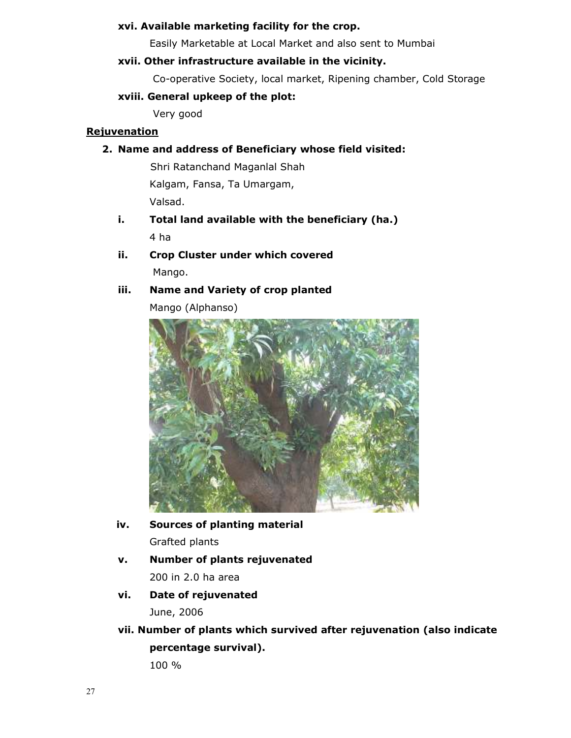**xvi. Available marketing facility for the crop.**

Easily Marketable at Local Market and also sent to Mumbai

**xvii. Other infrastructure available in the vicinity.**

Co-operative Society, local market, Ripening chamber, Cold Storage

**xviii. General upkeep of the plot:**

Very good

**<u>Rejuvenation</u>**

**2. Name and address of Beneficiary whose field visited:**

Shri Ratanchand Maganlal Shah
Kalgam, Fansa, Ta Umargam,
Valsad.

**i. Total land available with the beneficiary (ha.)**

4 ha

**ii. Crop Cluster under which covered**

Mango.

**iii. Name and Variety of crop planted**

Mango (Alphanso)

**iv. Sources of planting material**

Grafted plants

**v. Number of plants rejuvenated**

200 in 2.0 ha area

**vi. Date of rejuvenated**

June, 2006

**vii. Number of plants which survived after rejuvenation (also indicate percentage survival).**

100 %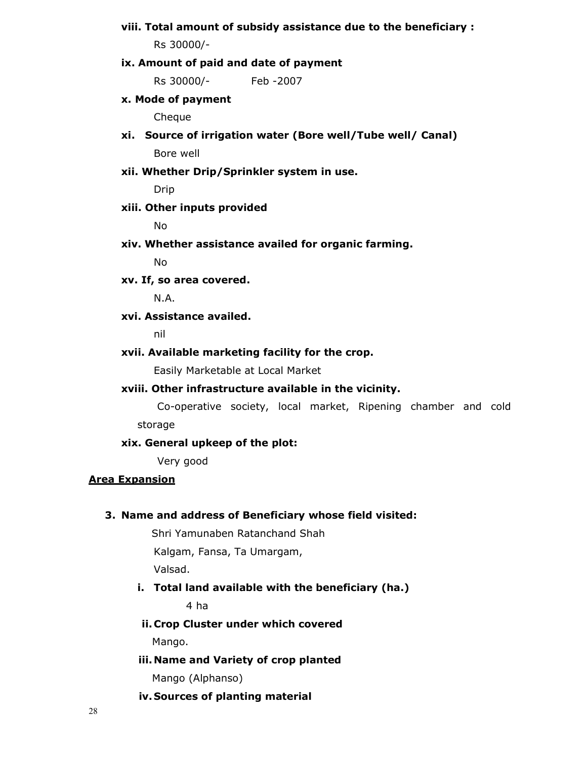**viii. Total amount of subsidy assistance due to the beneficiary :**

Rs 30000/-

**ix. Amount of paid and date of payment**

Rs 30000/-  Feb -2007

**x. Mode of payment**

Cheque

**xi. Source of irrigation water (Bore well/Tube well/ Canal)**

Bore well

**xii. Whether Drip/Sprinkler system in use.**

Drip

**xiii. Other inputs provided**

No

**xiv. Whether assistance availed for organic farming.**

No

**xv. If, so area covered.**

N.A.

**xvi. Assistance availed.**

nil

**xvii. Available marketing facility for the crop.**

Easily Marketable at Local Market

**xviii. Other infrastructure available in the vicinity.**

Co-operative society, local market, Ripening chamber and cold storage

**xix. General upkeep of the plot:**

Very good

**<u>Area Expansion</u>**

**3. Name and address of Beneficiary whose field visited:**

Shri Yamunaben Ratanchand Shah

Kalgam, Fansa, Ta Umargam,

Valsad.

**i. Total land available with the beneficiary (ha.)**

4 ha

**ii. Crop Cluster under which covered**

Mango.

**iii. Name and Variety of crop planted**

Mango (Alphanso)

**iv. Sources of planting material**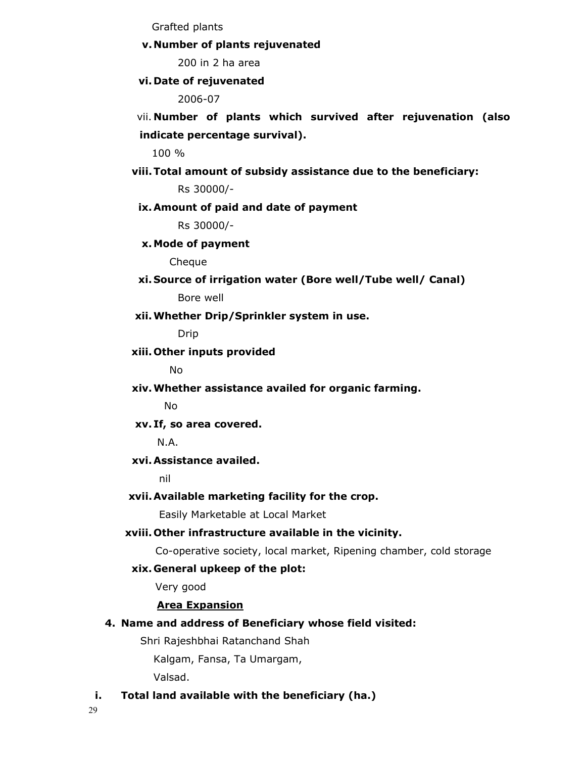Grafted plants

v. **Number of plants rejuvenated**

200 in 2 ha area

vi. **Date of rejuvenated**

2006-07

vii. **Number of plants which survived after rejuvenation (also indicate percentage survival).**

100 %

viii. **Total amount of subsidy assistance due to the beneficiary:**

Rs 30000/-

ix. **Amount of paid and date of payment**

Rs 30000/-

x. **Mode of payment**

Cheque

xi. **Source of irrigation water (Bore well/Tube well/ Canal)**

Bore well

xii. **Whether Drip/Sprinkler system in use.**

Drip

xiii. **Other inputs provided**

No

xiv. **Whether assistance availed for organic farming.**

No

xv. **If, so area covered.**

N.A.

xvi. **Assistance availed.**

nil

xvii. **Available marketing facility for the crop.**

Easily Marketable at Local Market

xviii. **Other infrastructure available in the vicinity.**

Co-operative society, local market, Ripening chamber, cold storage

xix. **General upkeep of the plot:**

Very good

**<u>Area Expansion</u>**

4. **Name and address of Beneficiary whose field visited:**

Shri Rajeshbhai Ratanchand Shah

Kalgam, Fansa, Ta Umargam,

Valsad.

i. **Total land available with the beneficiary (ha.)**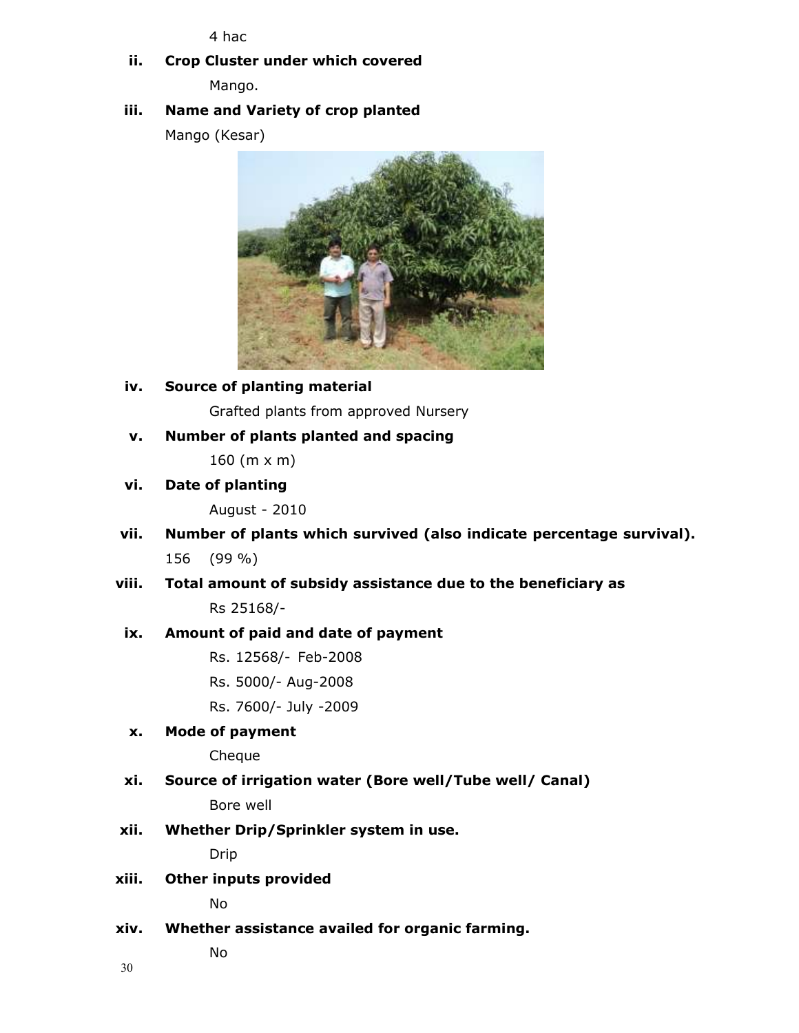4 hac

**ii. Crop Cluster under which covered**

Mango.

**iii. Name and Variety of crop planted**

Mango (Kesar)

**iv. Source of planting material**

Grafted plants from approved Nursery

**v. Number of plants planted and spacing**

160 (m x m)

**vi. Date of planting**

August - 2010

**vii. Number of plants which survived (also indicate percentage survival).**

156 (99 %)

**viii. Total amount of subsidy assistance due to the beneficiary as**

Rs 25168/-

**ix. Amount of paid and date of payment**

Rs. 12568/- Feb-2008

Rs. 5000/- Aug-2008

Rs. 7600/- July -2009

**x. Mode of payment**

Cheque

**xi. Source of irrigation water (Bore well/Tube well/ Canal)**

Bore well

**xii. Whether Drip/Sprinkler system in use.**

Drip

**xiii. Other inputs provided**

No

**xiv. Whether assistance availed for organic farming.**

No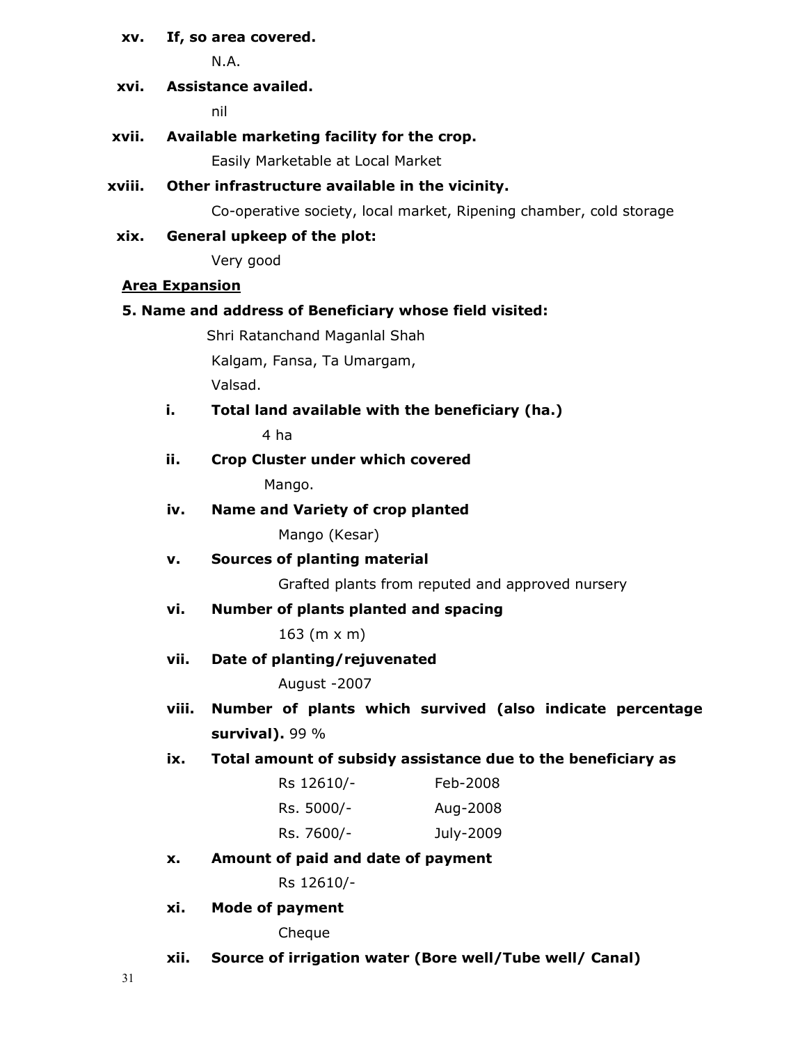**xv. If, so area covered.**

N.A.

**xvi. Assistance availed.**

nil

**xvii. Available marketing facility for the crop.**

Easily Marketable at Local Market

**xviii. Other infrastructure available in the vicinity.**

Co-operative society, local market, Ripening chamber, cold storage

**xix. General upkeep of the plot:**

Very good

<u>**Area Expansion**</u>

**5. Name and address of Beneficiary whose field visited:**

Shri Ratanchand Maganlal Shah
Kalgam, Fansa, Ta Umargam,
Valsad.

**i. Total land available with the beneficiary (ha.)**

4 ha

**ii. Crop Cluster under which covered**

Mango.

**iv. Name and Variety of crop planted**

Mango (Kesar)

**v. Sources of planting material**

Grafted plants from reputed and approved nursery

**vi. Number of plants planted and spacing**

163 (m x m)

**vii. Date of planting/rejuvenated**

August -2007

**viii. Number of plants which survived (also indicate percentage survival).** 99 %

**ix. Total amount of subsidy assistance due to the beneficiary as**

| | |
|---|---|
| Rs 12610/- | Feb-2008 |
| Rs. 5000/- | Aug-2008 |
| Rs. 7600/- | July-2009 |

**x. Amount of paid and date of payment**

Rs 12610/-

**xi. Mode of payment**

Cheque

**xii. Source of irrigation water (Bore well/Tube well/ Canal)**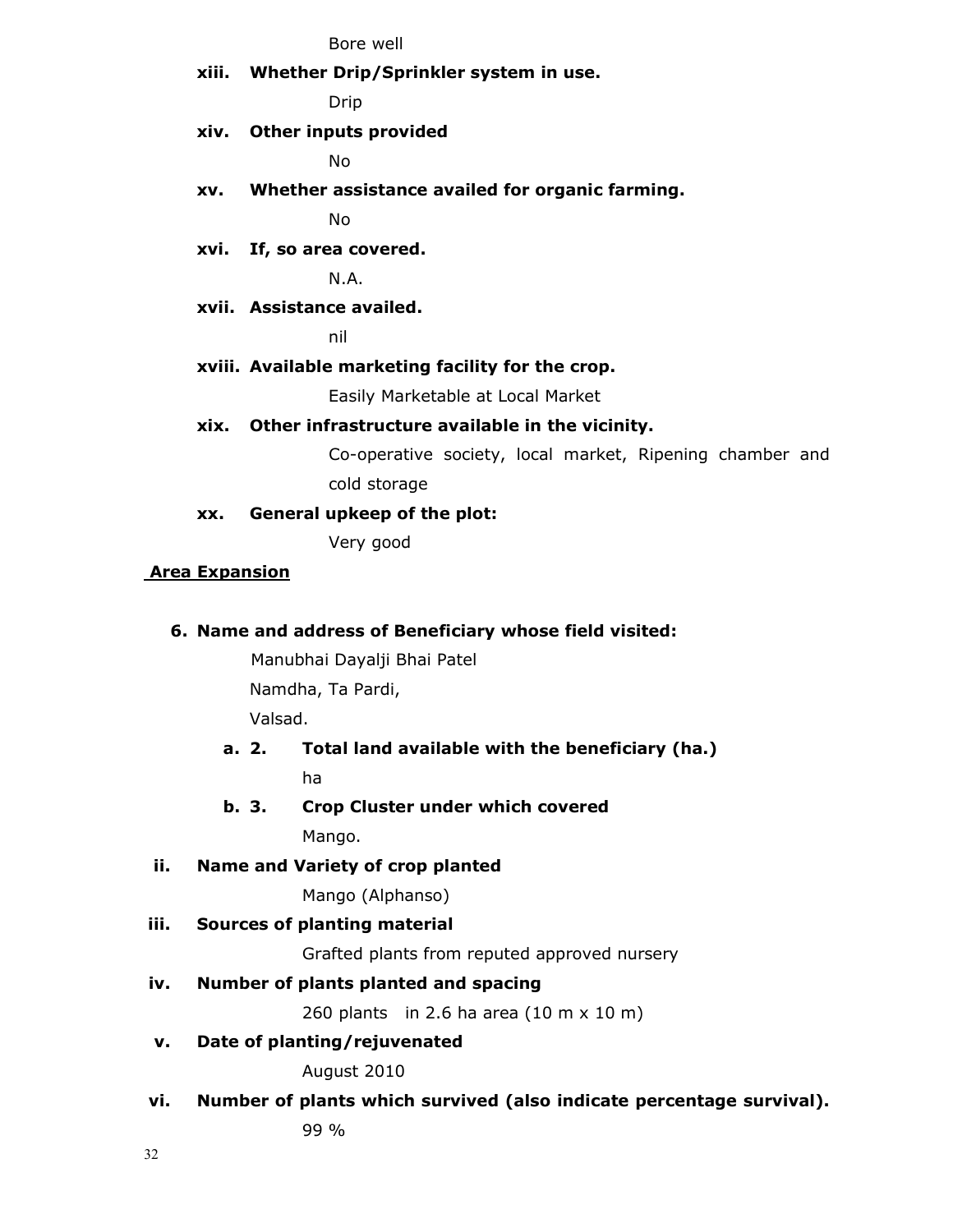Bore well

**xiii. Whether Drip/Sprinkler system in use.**

Drip

**xiv. Other inputs provided**

No

**xv. Whether assistance availed for organic farming.**

No

**xvi. If, so area covered.**

N.A.

**xvii. Assistance availed.**

nil

**xviii. Available marketing facility for the crop.**

Easily Marketable at Local Market

**xix. Other infrastructure available in the vicinity.**

Co-operative society, local market, Ripening chamber and cold storage

**xx. General upkeep of the plot:**

Very good

**<u>Area Expansion</u>**

**6. Name and address of Beneficiary whose field visited:**

Manubhai Dayalji Bhai Patel
Namdha, Ta Pardi,
Valsad.

**a. 2. Total land available with the beneficiary (ha.)**

ha

**b. 3. Crop Cluster under which covered**

Mango.

**ii. Name and Variety of crop planted**

Mango (Alphanso)

**iii. Sources of planting material**

Grafted plants from reputed approved nursery

**iv. Number of plants planted and spacing**

260 plants in 2.6 ha area (10 m x 10 m)

**v. Date of planting/rejuvenated**

August 2010

**vi. Number of plants which survived (also indicate percentage survival).**

99 %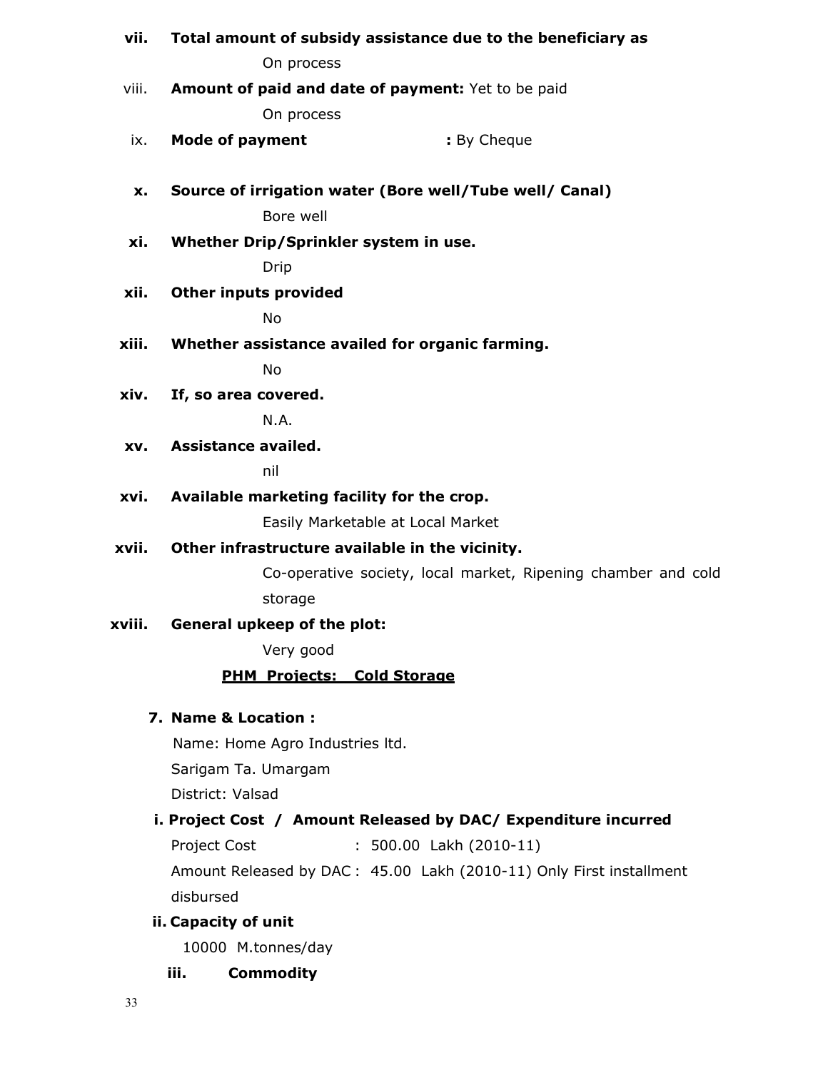**vii. Total amount of subsidy assistance due to the beneficiary as**

On process

viii. **Amount of paid and date of payment:** Yet to be paid

On process

ix. **Mode of payment** **:** By Cheque

**x. Source of irrigation water (Bore well/Tube well/ Canal)**

Bore well

**xi. Whether Drip/Sprinkler system in use.**

Drip

**xii. Other inputs provided**

No

**xiii. Whether assistance availed for organic farming.**

No

**xiv. If, so area covered.**

N.A.

**xv. Assistance availed.**

nil

**xvi. Available marketing facility for the crop.**

Easily Marketable at Local Market

**xvii. Other infrastructure available in the vicinity.**

Co-operative society, local market, Ripening chamber and cold storage

**xviii. General upkeep of the plot:**

Very good

**<u>PHM Projects: Cold Storage</u>**

**7. Name & Location :**

Name: Home Agro Industries ltd.

Sarigam Ta. Umargam

District: Valsad

**i. Project Cost / Amount Released by DAC/ Expenditure incurred**

Project Cost : 500.00 Lakh (2010-11)

Amount Released by DAC : 45.00 Lakh (2010-11) Only First installment disbursed

**ii. Capacity of unit**

10000 M.tonnes/day

**iii. Commodity**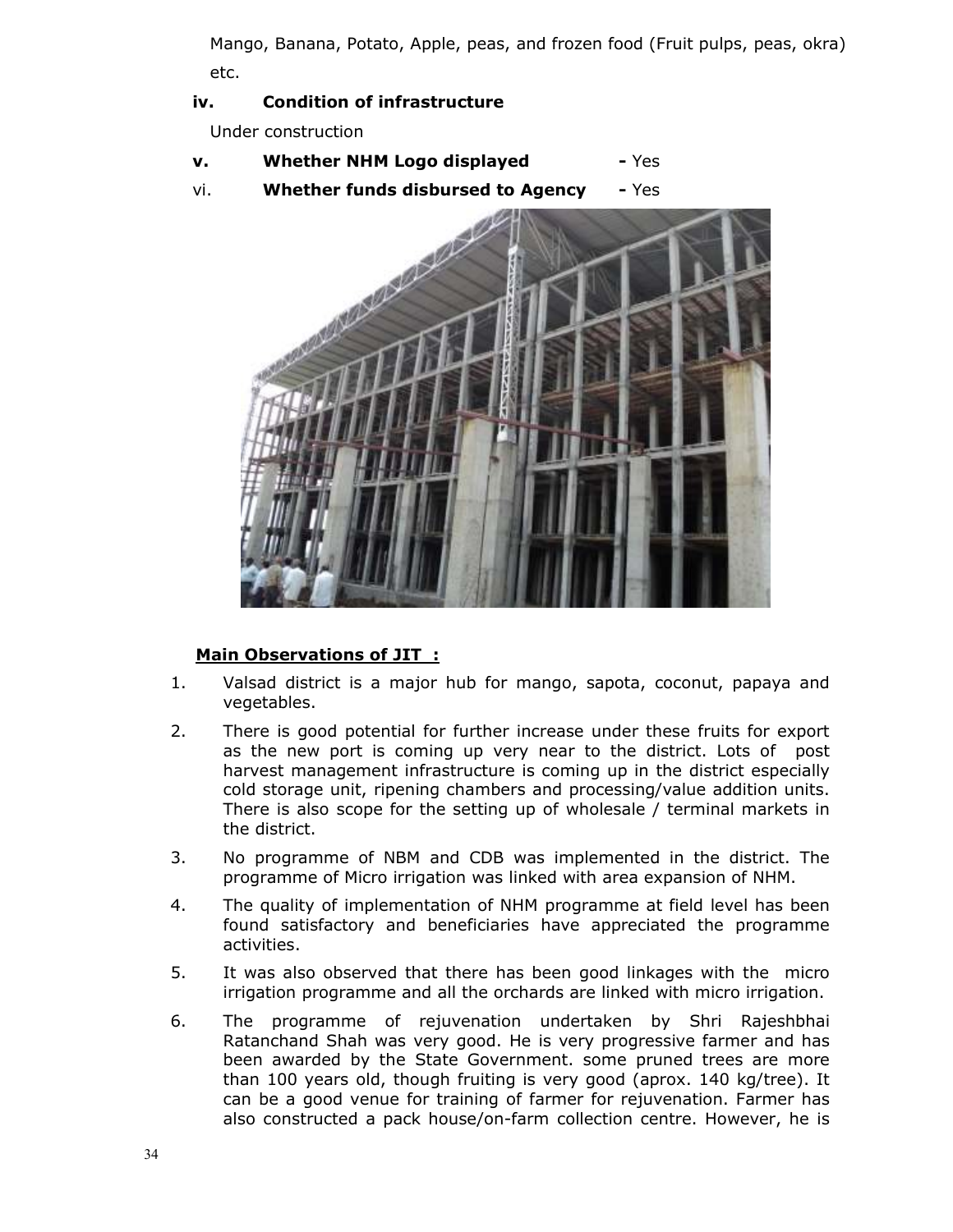Mango, Banana, Potato, Apple, peas, and frozen food (Fruit pulps, peas, okra) etc.

**iv. Condition of infrastructure**

Under construction

**v. Whether NHM Logo displayed** - Yes

vi. **Whether funds disbursed to Agency** - Yes

**Main Observations of JIT :**

1. Valsad district is a major hub for mango, sapota, coconut, papaya and vegetables.
2. There is good potential for further increase under these fruits for export as the new port is coming up very near to the district. Lots of post harvest management infrastructure is coming up in the district especially cold storage unit, ripening chambers and processing/value addition units. There is also scope for the setting up of wholesale / terminal markets in the district.
3. No programme of NBM and CDB was implemented in the district. The programme of Micro irrigation was linked with area expansion of NHM.
4. The quality of implementation of NHM programme at field level has been found satisfactory and beneficiaries have appreciated the programme activities.
5. It was also observed that there has been good linkages with the micro irrigation programme and all the orchards are linked with micro irrigation.
6. The programme of rejuvenation undertaken by Shri Rajeshbhai Ratanchand Shah was very good. He is very progressive farmer and has been awarded by the State Government. some pruned trees are more than 100 years old, though fruiting is very good (aprox. 140 kg/tree). It can be a good venue for training of farmer for rejuvenation. Farmer has also constructed a pack house/on-farm collection centre. However, he is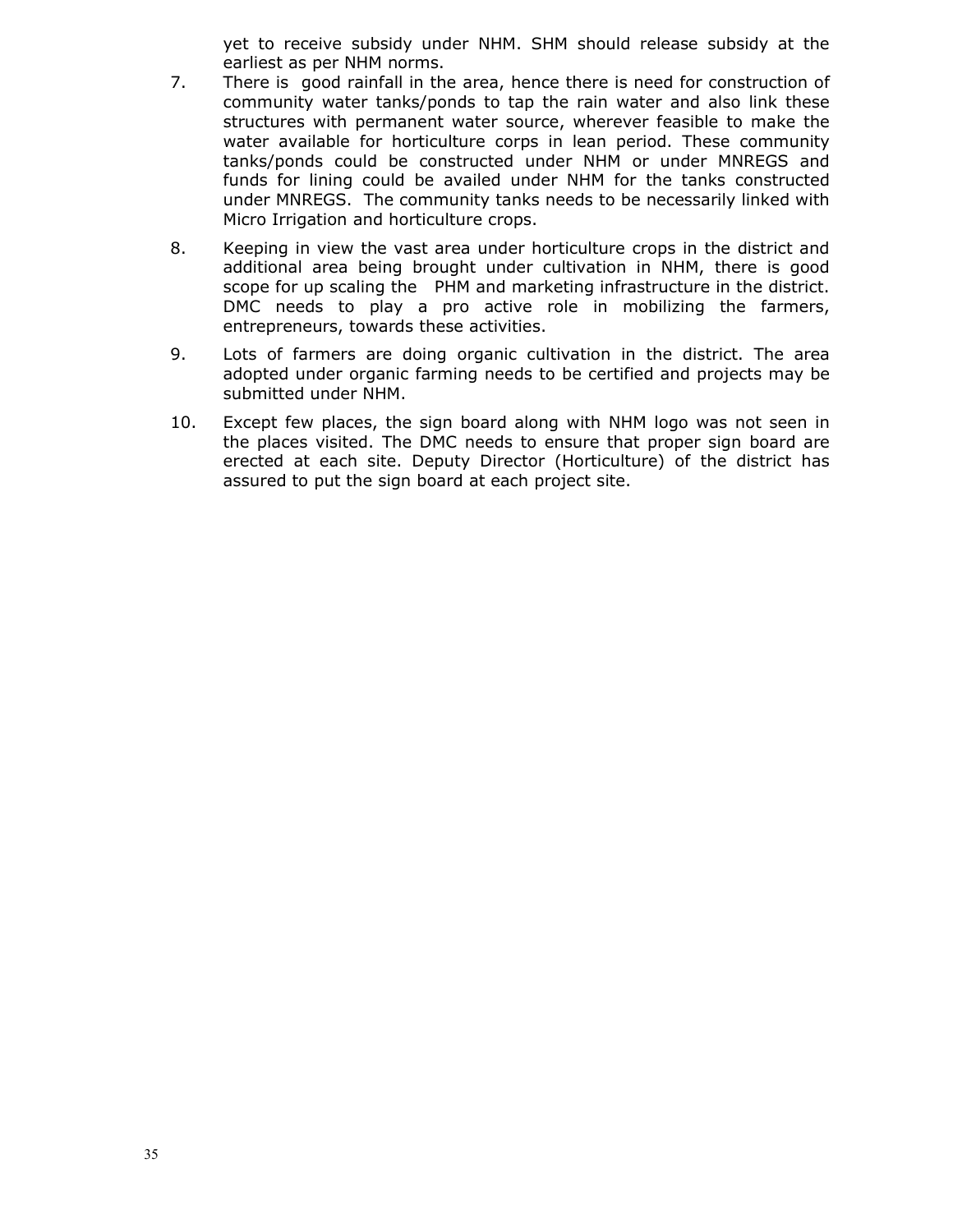yet to receive subsidy under NHM. SHM should release subsidy at the earliest as per NHM norms.

7. There is good rainfall in the area, hence there is need for construction of community water tanks/ponds to tap the rain water and also link these structures with permanent water source, wherever feasible to make the water available for horticulture corps in lean period. These community tanks/ponds could be constructed under NHM or under MNREGS and funds for lining could be availed under NHM for the tanks constructed under MNREGS. The community tanks needs to be necessarily linked with Micro Irrigation and horticulture crops.

8. Keeping in view the vast area under horticulture crops in the district and additional area being brought under cultivation in NHM, there is good scope for up scaling the PHM and marketing infrastructure in the district. DMC needs to play a pro active role in mobilizing the farmers, entrepreneurs, towards these activities.

9. Lots of farmers are doing organic cultivation in the district. The area adopted under organic farming needs to be certified and projects may be submitted under NHM.

10. Except few places, the sign board along with NHM logo was not seen in the places visited. The DMC needs to ensure that proper sign board are erected at each site. Deputy Director (Horticulture) of the district has assured to put the sign board at each project site.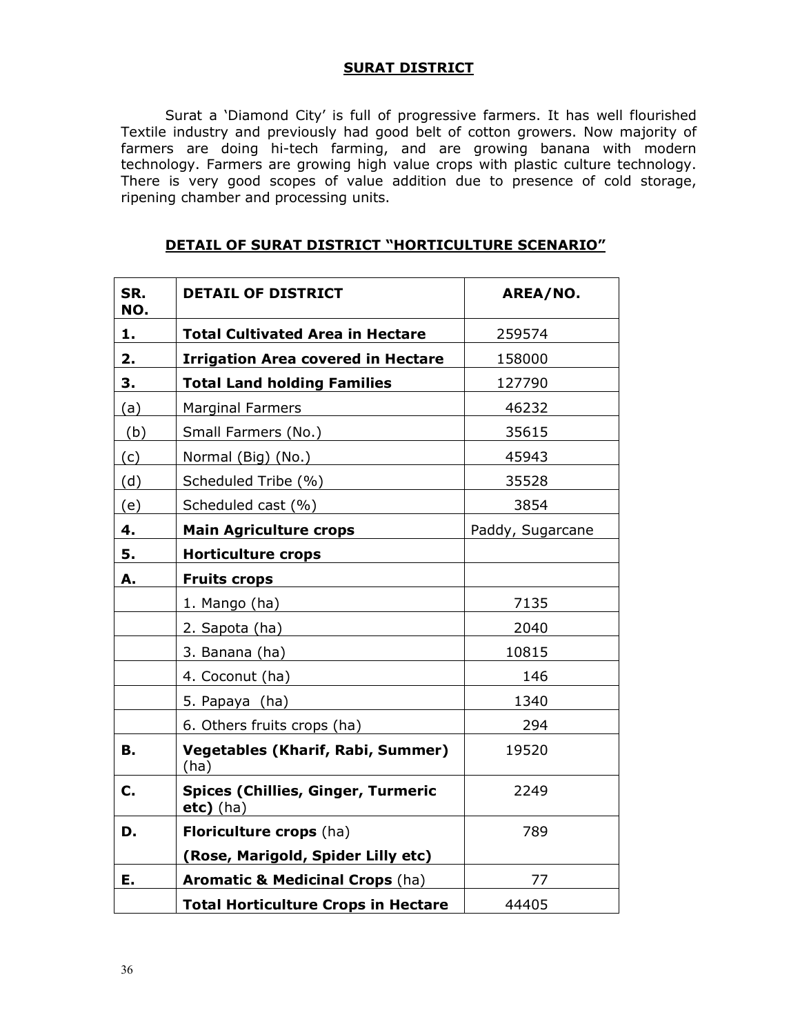## SURAT DISTRICT

Surat a 'Diamond City' is full of progressive farmers. It has well flourished Textile industry and previously had good belt of cotton growers. Now majority of farmers are doing hi-tech farming, and are growing banana with modern technology. Farmers are growing high value crops with plastic culture technology. There is very good scopes of value addition due to presence of cold storage, ripening chamber and processing units.

### DETAIL OF SURAT DISTRICT "HORTICULTURE SCENARIO"

| SR. NO. | DETAIL OF DISTRICT | AREA/NO. |
|---|---|---|
| **1.** | **Total Cultivated Area in Hectare** | 259574 |
| **2.** | **Irrigation Area covered in Hectare** | 158000 |
| **3.** | **Total Land holding Families** | 127790 |
| (a) | Marginal Farmers | 46232 |
| (b) | Small Farmers (No.) | 35615 |
| (c) | Normal (Big) (No.) | 45943 |
| (d) | Scheduled Tribe (%) | 35528 |
| (e) | Scheduled cast (%) | 3854 |
| **4.** | **Main Agriculture crops** | Paddy, Sugarcane |
| **5.** | **Horticulture crops** | |
| **A.** | **Fruits crops** | |
| | 1. Mango (ha) | 7135 |
| | 2. Sapota (ha) | 2040 |
| | 3. Banana (ha) | 10815 |
| | 4. Coconut (ha) | 146 |
| | 5. Papaya (ha) | 1340 |
| | 6. Others fruits crops (ha) | 294 |
| **B.** | **Vegetables (Kharif, Rabi, Summer)** (ha) | 19520 |
| **C.** | **Spices (Chillies, Ginger, Turmeric etc)** (ha) | 2249 |
| **D.** | **Floriculture crops** (ha) **(Rose, Marigold, Spider Lilly etc)** | 789 |
| **E.** | **Aromatic & Medicinal Crops** (ha) | 77 |
| | **Total Horticulture Crops in Hectare** | 44405 |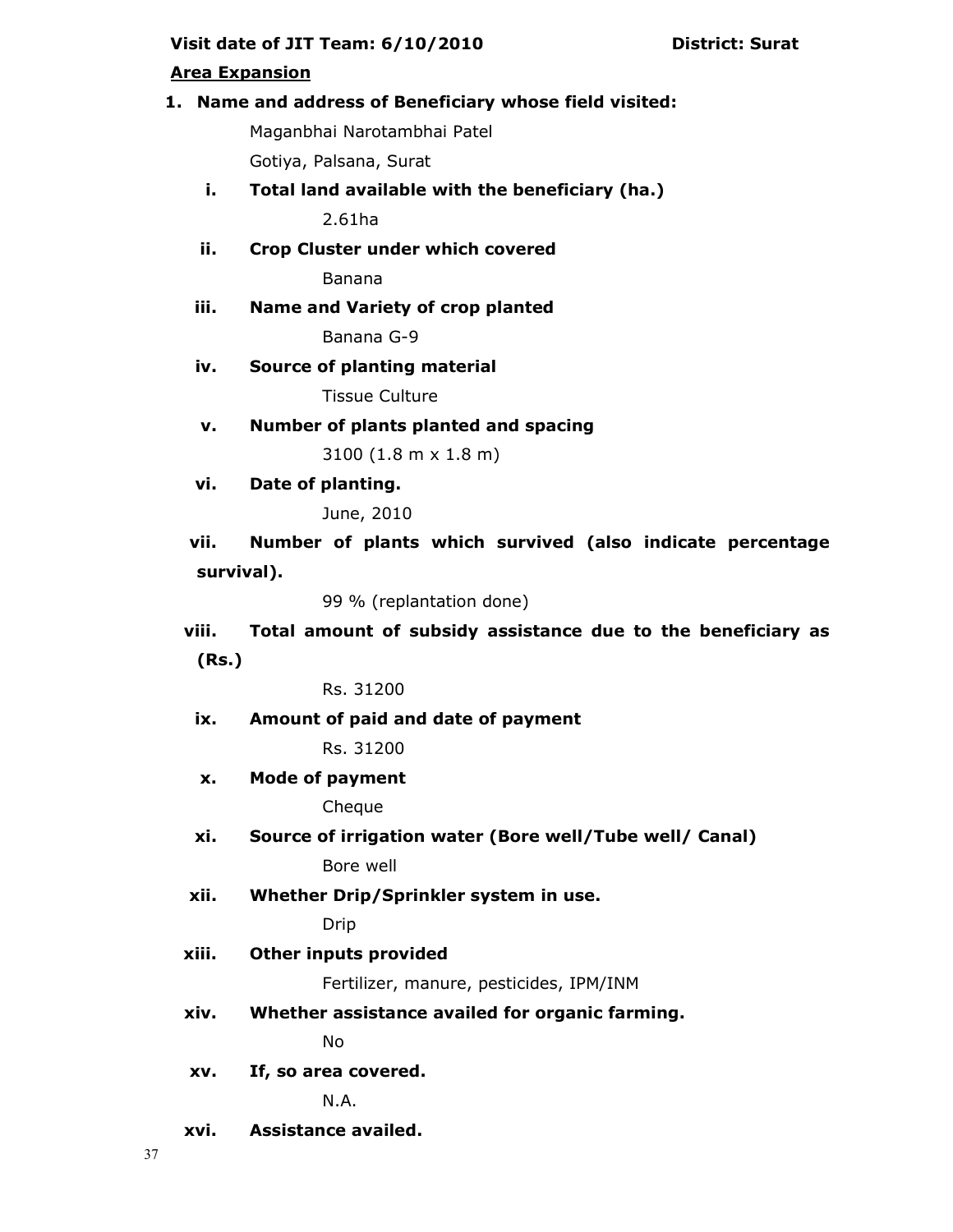**Visit date of JIT Team: 6/10/2010** **District: Surat**

**Area Expansion**

1. **Name and address of Beneficiary whose field visited:**

   Maganbhai Narotambhai Patel
   Gotiya, Palsana, Surat

   i. **Total land available with the beneficiary (ha.)**

      2.61ha

   ii. **Crop Cluster under which covered**

      Banana

   iii. **Name and Variety of crop planted**

      Banana G-9

   iv. **Source of planting material**

      Tissue Culture

   v. **Number of plants planted and spacing**

      3100 (1.8 m x 1.8 m)

   vi. **Date of planting.**

      June, 2010

   vii. **Number of plants which survived (also indicate percentage survival).**

      99 % (replantation done)

   viii. **Total amount of subsidy assistance due to the beneficiary as (Rs.)**

      Rs. 31200

   ix. **Amount of paid and date of payment**

      Rs. 31200

   x. **Mode of payment**

      Cheque

   xi. **Source of irrigation water (Bore well/Tube well/ Canal)**

      Bore well

   xii. **Whether Drip/Sprinkler system in use.**

      Drip

   xiii. **Other inputs provided**

      Fertilizer, manure, pesticides, IPM/INM

   xiv. **Whether assistance availed for organic farming.**

      No

   xv. **If, so area covered.**

      N.A.

   xvi. **Assistance availed.**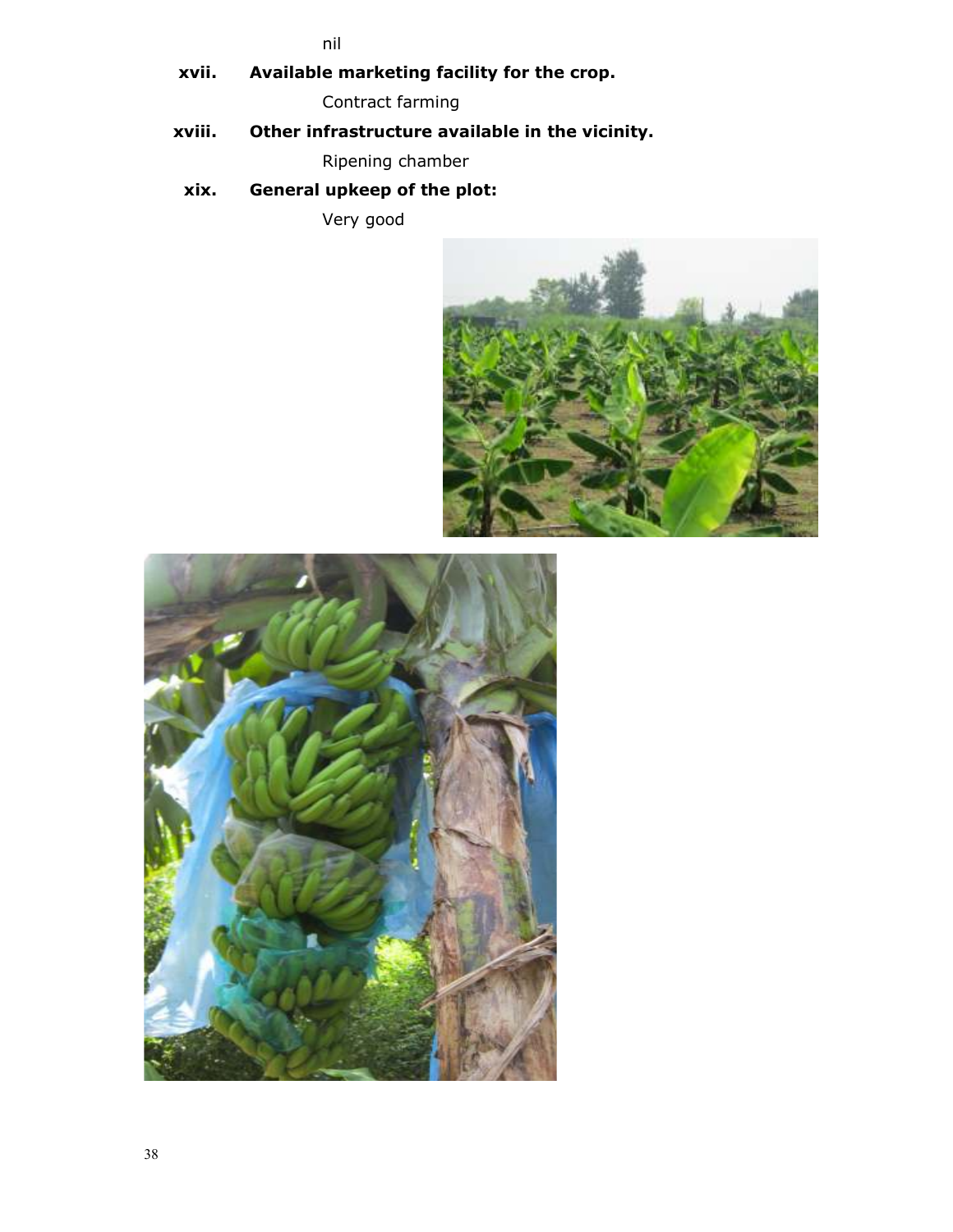nil

**xvii. Available marketing facility for the crop.**

Contract farming

**xviii. Other infrastructure available in the vicinity.**

Ripening chamber

**xix. General upkeep of the plot:**

Very good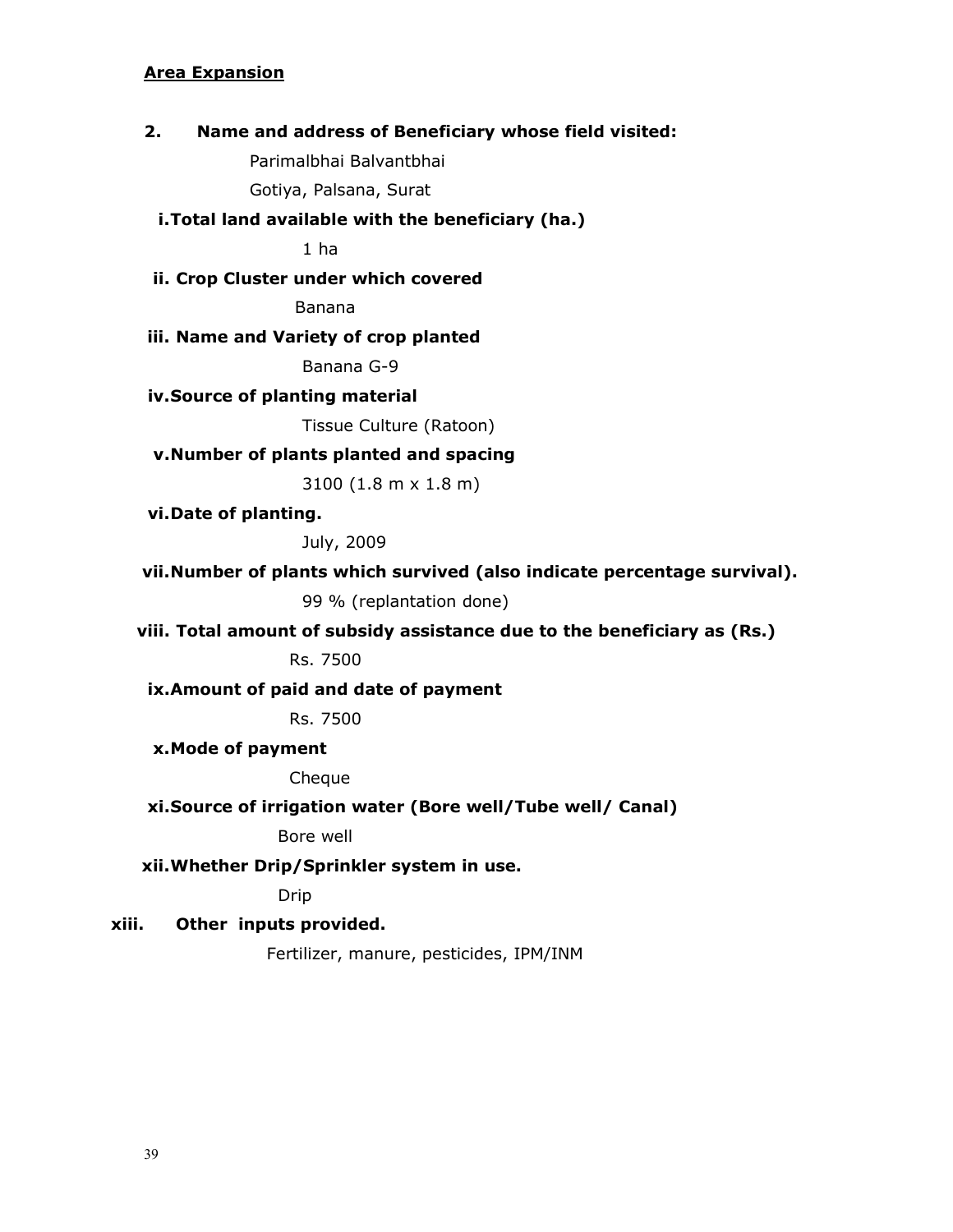**Area Expansion**

**2. Name and address of Beneficiary whose field visited:**

Parimalbhai Balvantbhai

Gotiya, Palsana, Surat

**i. Total land available with the beneficiary (ha.)**

1 ha

**ii. Crop Cluster under which covered**

Banana

**iii. Name and Variety of crop planted**

Banana G-9

**iv. Source of planting material**

Tissue Culture (Ratoon)

**v. Number of plants planted and spacing**

3100 (1.8 m x 1.8 m)

**vi. Date of planting.**

July, 2009

**vii. Number of plants which survived (also indicate percentage survival).**

99 % (replantation done)

**viii. Total amount of subsidy assistance due to the beneficiary as (Rs.)**

Rs. 7500

**ix. Amount of paid and date of payment**

Rs. 7500

**x. Mode of payment**

Cheque

**xi. Source of irrigation water (Bore well/Tube well/ Canal)**

Bore well

**xii. Whether Drip/Sprinkler system in use.**

Drip

**xiii. Other inputs provided.**

Fertilizer, manure, pesticides, IPM/INM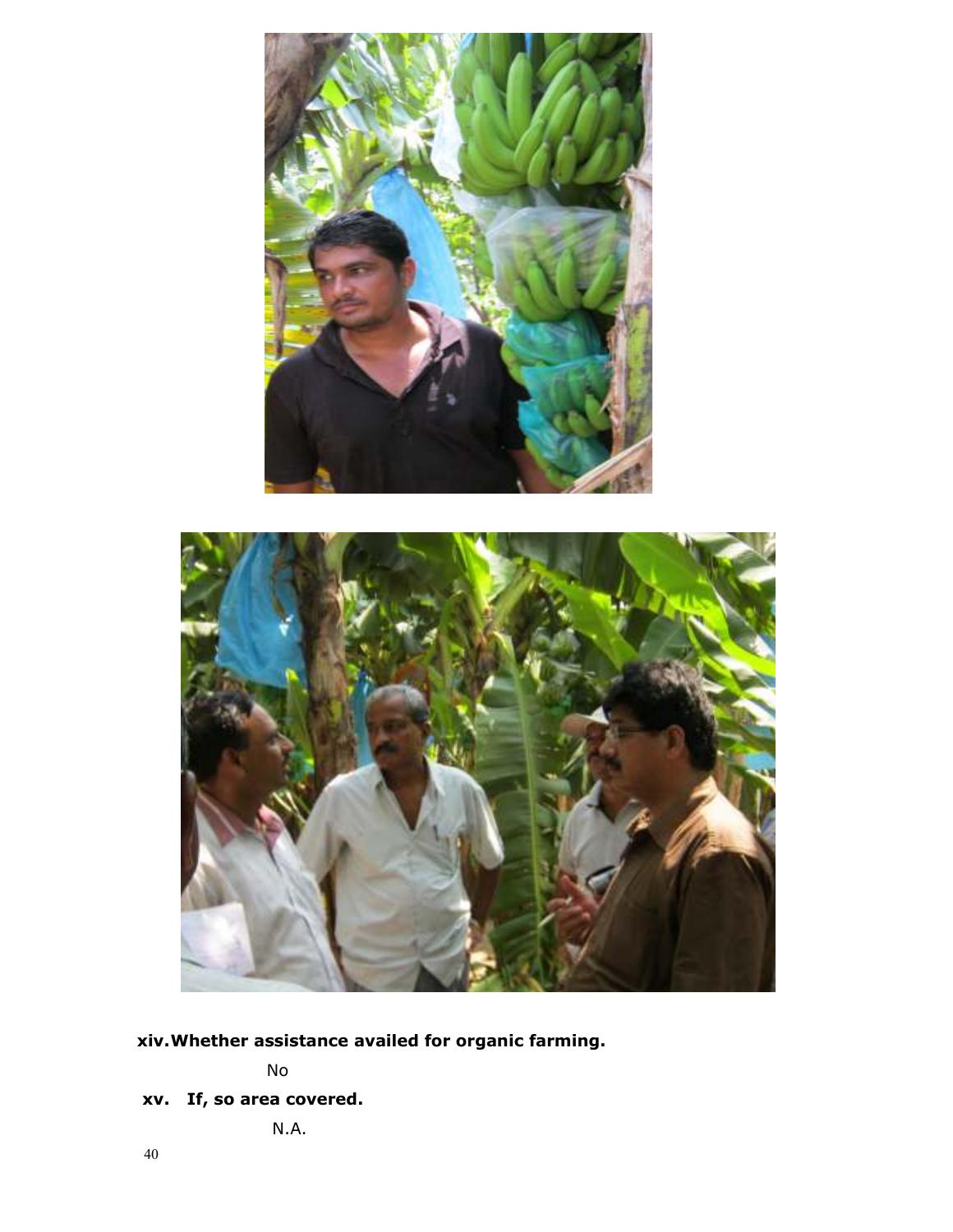**xiv. Whether assistance availed for organic farming.**

No

**xv. If, so area covered.**

N.A.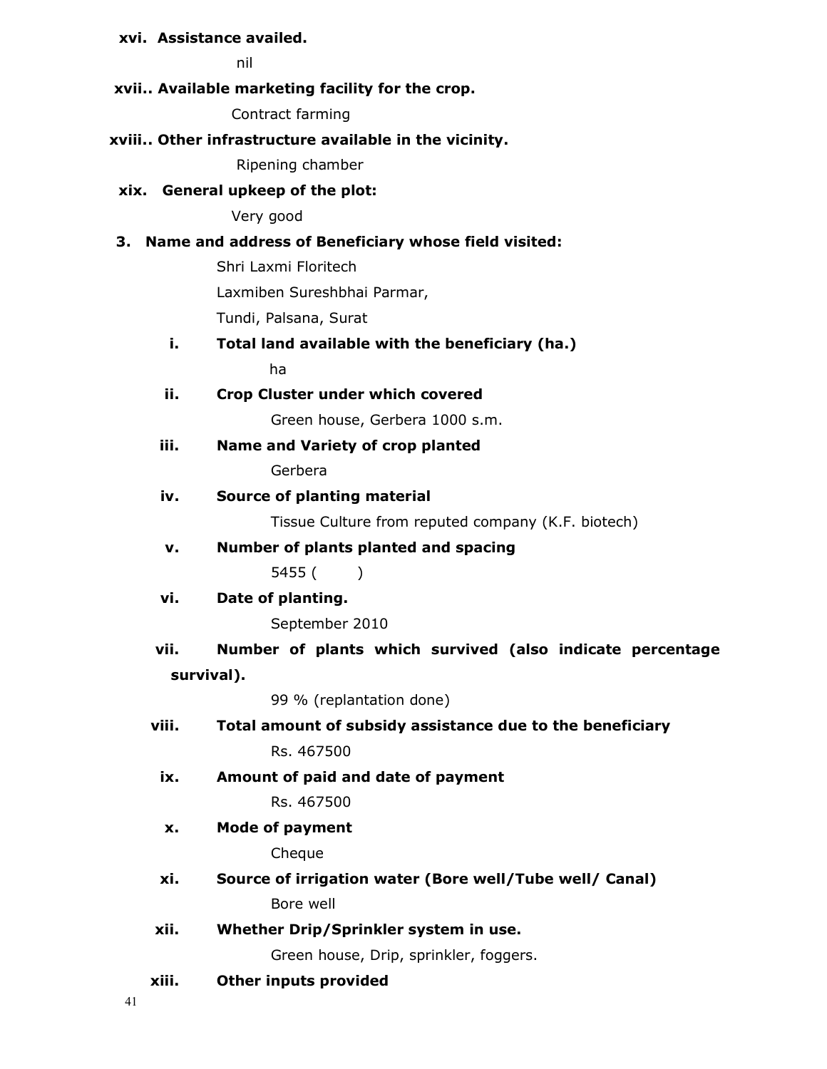**xvi. Assistance availed.**

nil

**xvii.. Available marketing facility for the crop.**

Contract farming

**xviii.. Other infrastructure available in the vicinity.**

Ripening chamber

**xix. General upkeep of the plot:**

Very good

**3. Name and address of Beneficiary whose field visited:**

Shri Laxmi Floritech

Laxmiben Sureshbhai Parmar,

Tundi, Palsana, Surat

**i. Total land available with the beneficiary (ha.)**

ha

**ii. Crop Cluster under which covered**

Green house, Gerbera 1000 s.m.

**iii. Name and Variety of crop planted**

Gerbera

**iv. Source of planting material**

Tissue Culture from reputed company (K.F. biotech)

**v. Number of plants planted and spacing**

5455 ( )

**vi. Date of planting.**

September 2010

**vii. Number of plants which survived (also indicate percentage survival).**

99 % (replantation done)

**viii. Total amount of subsidy assistance due to the beneficiary**

Rs. 467500

**ix. Amount of paid and date of payment**

Rs. 467500

**x. Mode of payment**

Cheque

**xi. Source of irrigation water (Bore well/Tube well/ Canal)**

Bore well

**xii. Whether Drip/Sprinkler system in use.**

Green house, Drip, sprinkler, foggers.

**xiii. Other inputs provided**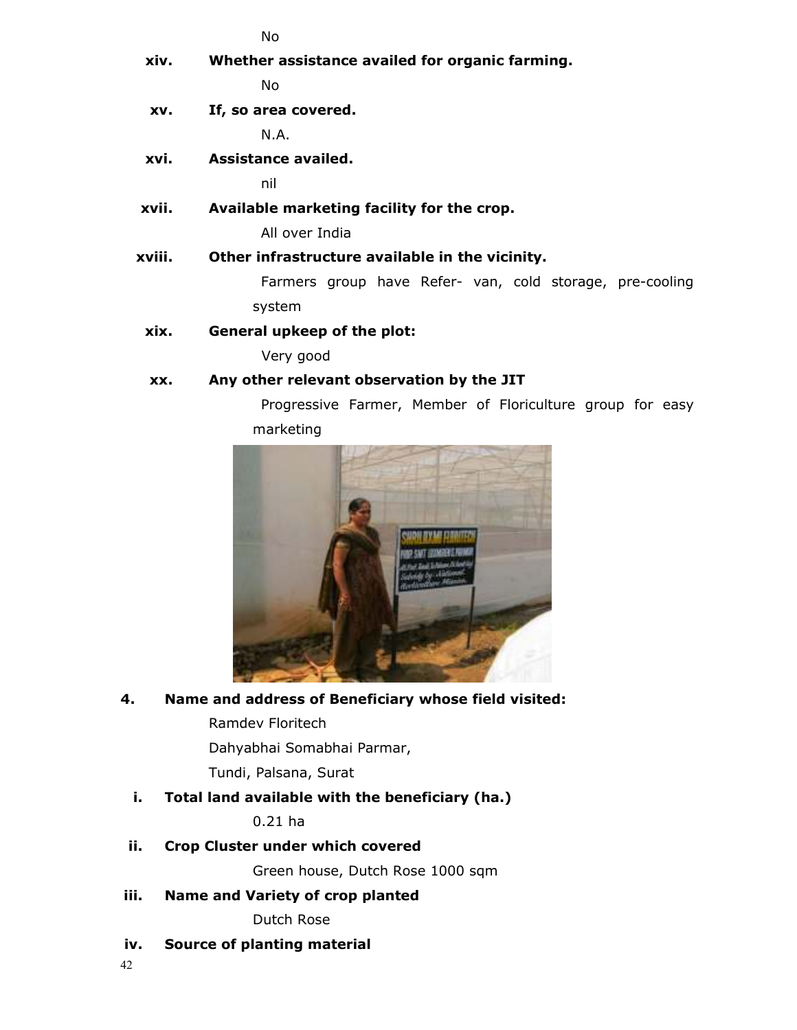No

**xiv. Whether assistance availed for organic farming.**

No

**xv. If, so area covered.**

N.A.

**xvi. Assistance availed.**

nil

**xvii. Available marketing facility for the crop.**

All over India

**xviii. Other infrastructure available in the vicinity.**

Farmers group have Refer- van, cold storage, pre-cooling system

**xix. General upkeep of the plot:**

Very good

**xx. Any other relevant observation by the JIT**

Progressive Farmer, Member of Floriculture group for easy marketing

**4. Name and address of Beneficiary whose field visited:**

Ramdev Floritech

Dahyabhai Somabhai Parmar,

Tundi, Palsana, Surat

**i. Total land available with the beneficiary (ha.)**

0.21 ha

**ii. Crop Cluster under which covered**

Green house, Dutch Rose 1000 sqm

**iii. Name and Variety of crop planted**

Dutch Rose

**iv. Source of planting material**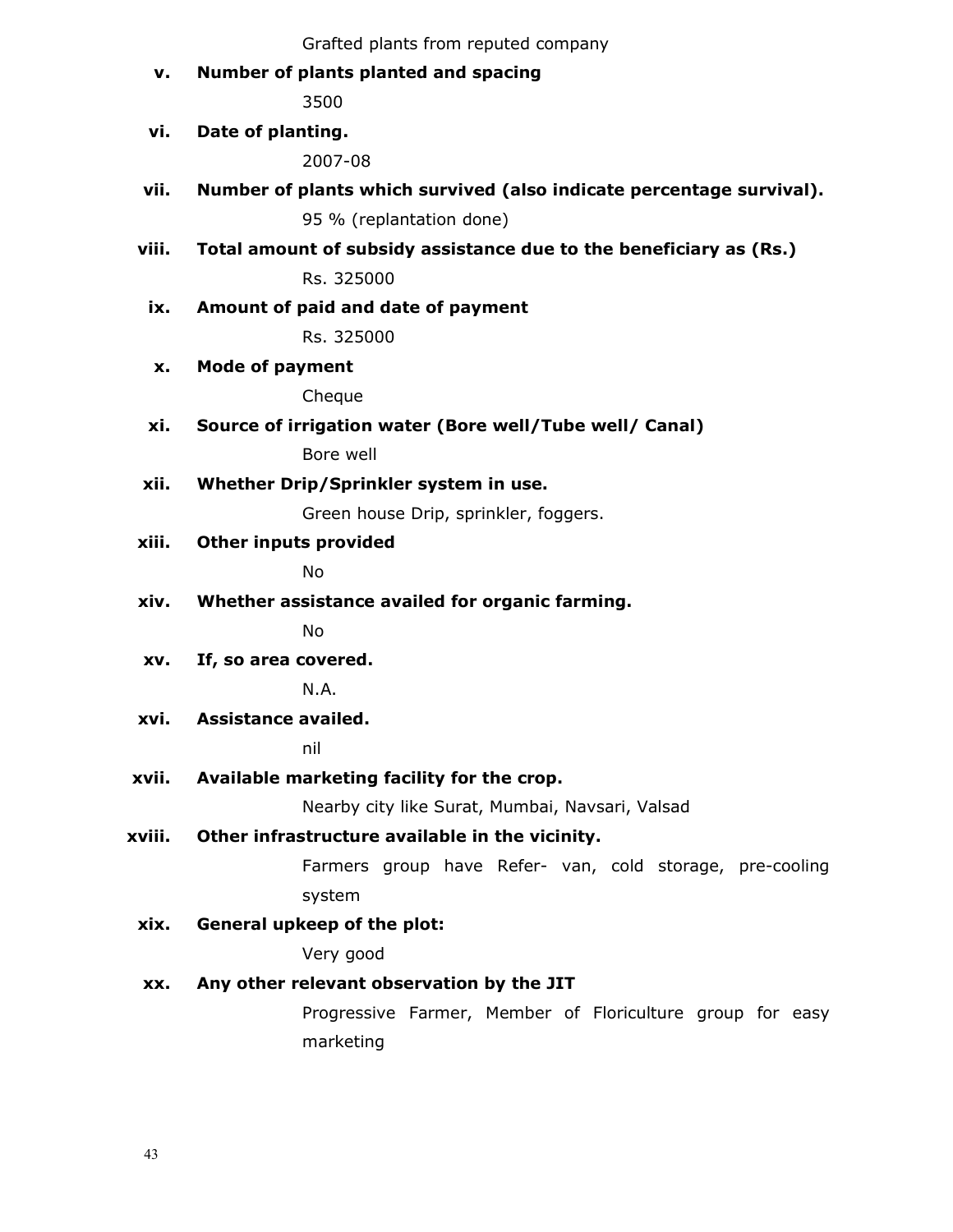Grafted plants from reputed company

**v. Number of plants planted and spacing**

3500

**vi. Date of planting.**

2007-08

**vii. Number of plants which survived (also indicate percentage survival).**

95 % (replantation done)

**viii. Total amount of subsidy assistance due to the beneficiary as (Rs.)**

Rs. 325000

**ix. Amount of paid and date of payment**

Rs. 325000

**x. Mode of payment**

Cheque

**xi. Source of irrigation water (Bore well/Tube well/ Canal)**

Bore well

**xii. Whether Drip/Sprinkler system in use.**

Green house Drip, sprinkler, foggers.

**xiii. Other inputs provided**

No

**xiv. Whether assistance availed for organic farming.**

No

**xv. If, so area covered.**

N.A.

**xvi. Assistance availed.**

nil

**xvii. Available marketing facility for the crop.**

Nearby city like Surat, Mumbai, Navsari, Valsad

**xviii. Other infrastructure available in the vicinity.**

Farmers group have Refer- van, cold storage, pre-cooling system

**xix. General upkeep of the plot:**

Very good

**xx. Any other relevant observation by the JIT**

Progressive Farmer, Member of Floriculture group for easy marketing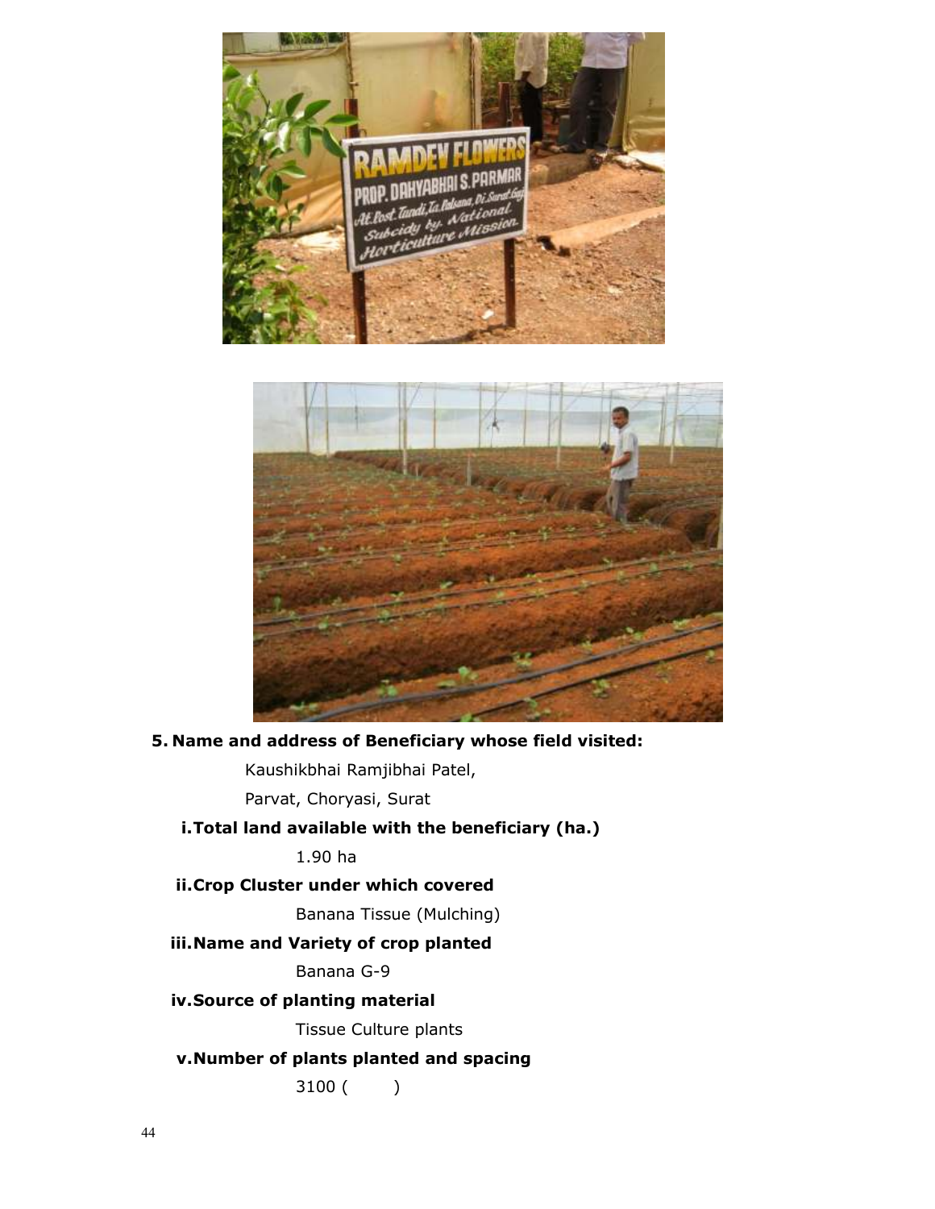5. **Name and address of Beneficiary whose field visited:**

Kaushikbhai Ramjibhai Patel,

Parvat, Choryasi, Surat

**i. Total land available with the beneficiary (ha.)**

1.90 ha

**ii. Crop Cluster under which covered**

Banana Tissue (Mulching)

**iii. Name and Variety of crop planted**

Banana G-9

**iv. Source of planting material**

Tissue Culture plants

**v. Number of plants planted and spacing**

3100 (        )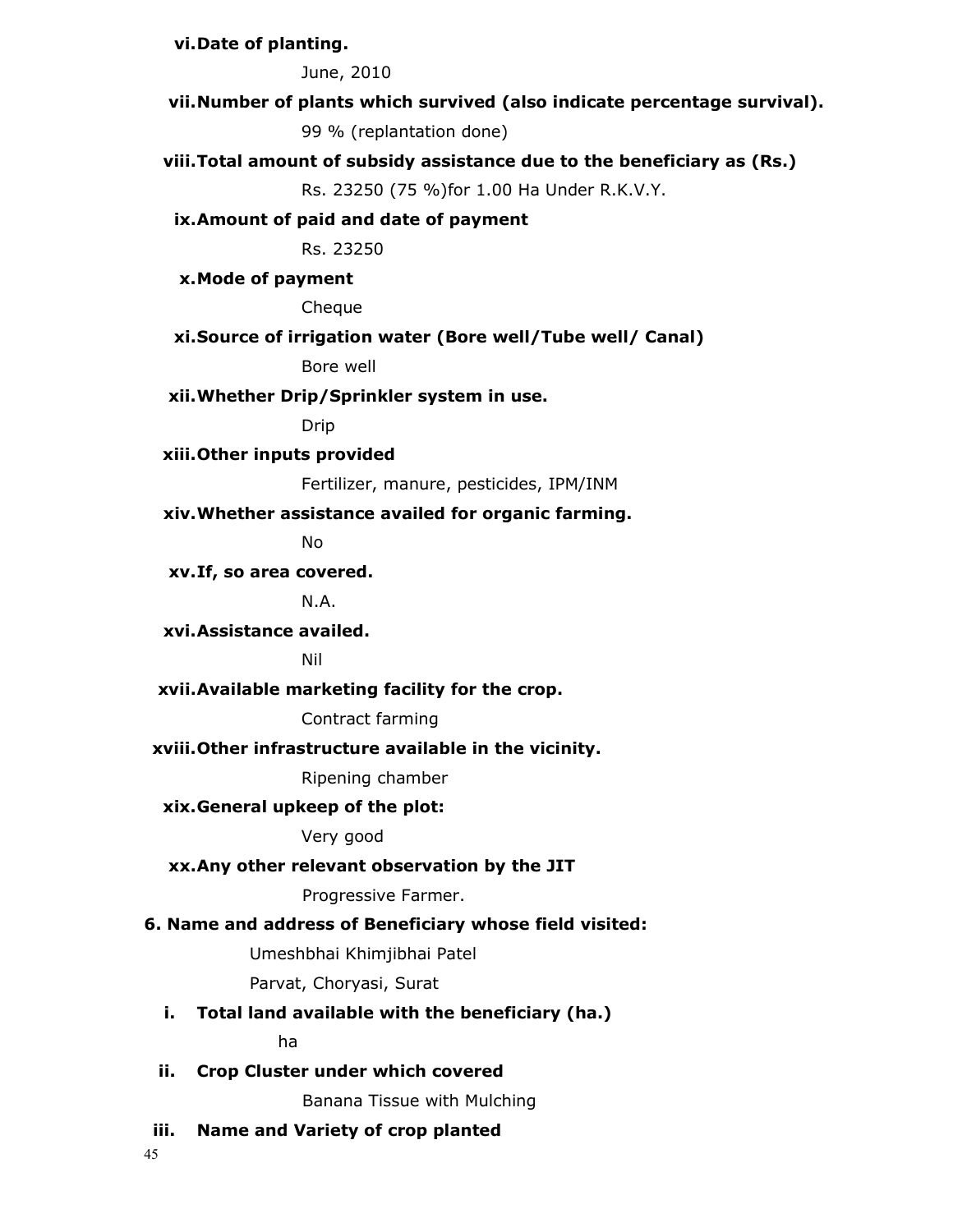**vi. Date of planting.**

June, 2010

**vii. Number of plants which survived (also indicate percentage survival).**

99 % (replantation done)

**viii. Total amount of subsidy assistance due to the beneficiary as (Rs.)**

Rs. 23250 (75 %)for 1.00 Ha Under R.K.V.Y.

**ix. Amount of paid and date of payment**

Rs. 23250

**x. Mode of payment**

Cheque

**xi. Source of irrigation water (Bore well/Tube well/ Canal)**

Bore well

**xii. Whether Drip/Sprinkler system in use.**

Drip

**xiii. Other inputs provided**

Fertilizer, manure, pesticides, IPM/INM

**xiv. Whether assistance availed for organic farming.**

No

**xv. If, so area covered.**

N.A.

**xvi. Assistance availed.**

Nil

**xvii. Available marketing facility for the crop.**

Contract farming

**xviii. Other infrastructure available in the vicinity.**

Ripening chamber

**xix. General upkeep of the plot:**

Very good

**xx. Any other relevant observation by the JIT**

Progressive Farmer.

**6. Name and address of Beneficiary whose field visited:**

Umeshbhai Khimjibhai Patel

Parvat, Choryasi, Surat

**i. Total land available with the beneficiary (ha.)**

ha

**ii. Crop Cluster under which covered**

Banana Tissue with Mulching

**iii. Name and Variety of crop planted**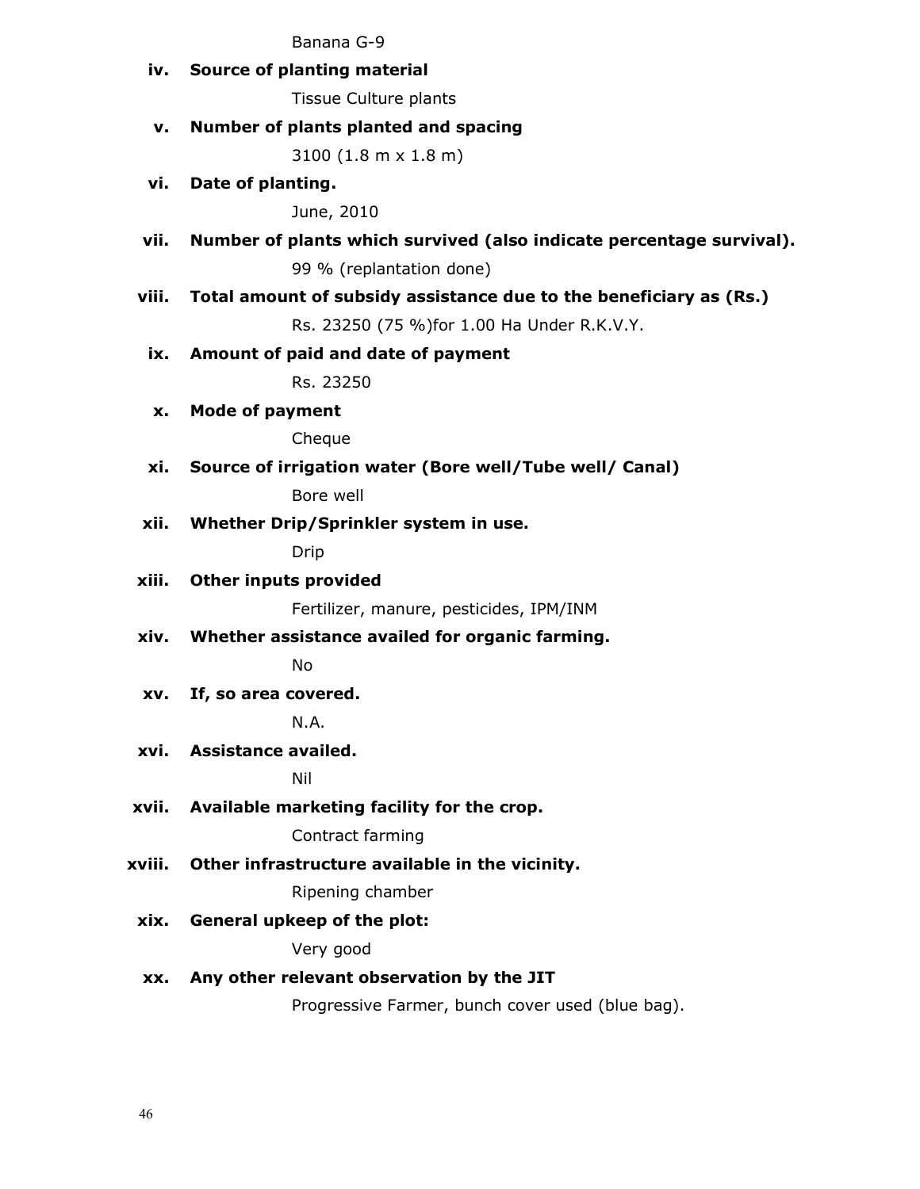Banana G-9

**iv. Source of planting material**

Tissue Culture plants

**v. Number of plants planted and spacing**

3100 (1.8 m x 1.8 m)

**vi. Date of planting.**

June, 2010

**vii. Number of plants which survived (also indicate percentage survival).**

99 % (replantation done)

**viii. Total amount of subsidy assistance due to the beneficiary as (Rs.)**

Rs. 23250 (75 %)for 1.00 Ha Under R.K.V.Y.

**ix. Amount of paid and date of payment**

Rs. 23250

**x. Mode of payment**

Cheque

**xi. Source of irrigation water (Bore well/Tube well/ Canal)**

Bore well

**xii. Whether Drip/Sprinkler system in use.**

Drip

**xiii. Other inputs provided**

Fertilizer, manure, pesticides, IPM/INM

**xiv. Whether assistance availed for organic farming.**

No

**xv. If, so area covered.**

N.A.

**xvi. Assistance availed.**

Nil

**xvii. Available marketing facility for the crop.**

Contract farming

**xviii. Other infrastructure available in the vicinity.**

Ripening chamber

**xix. General upkeep of the plot:**

Very good

**xx. Any other relevant observation by the JIT**

Progressive Farmer, bunch cover used (blue bag).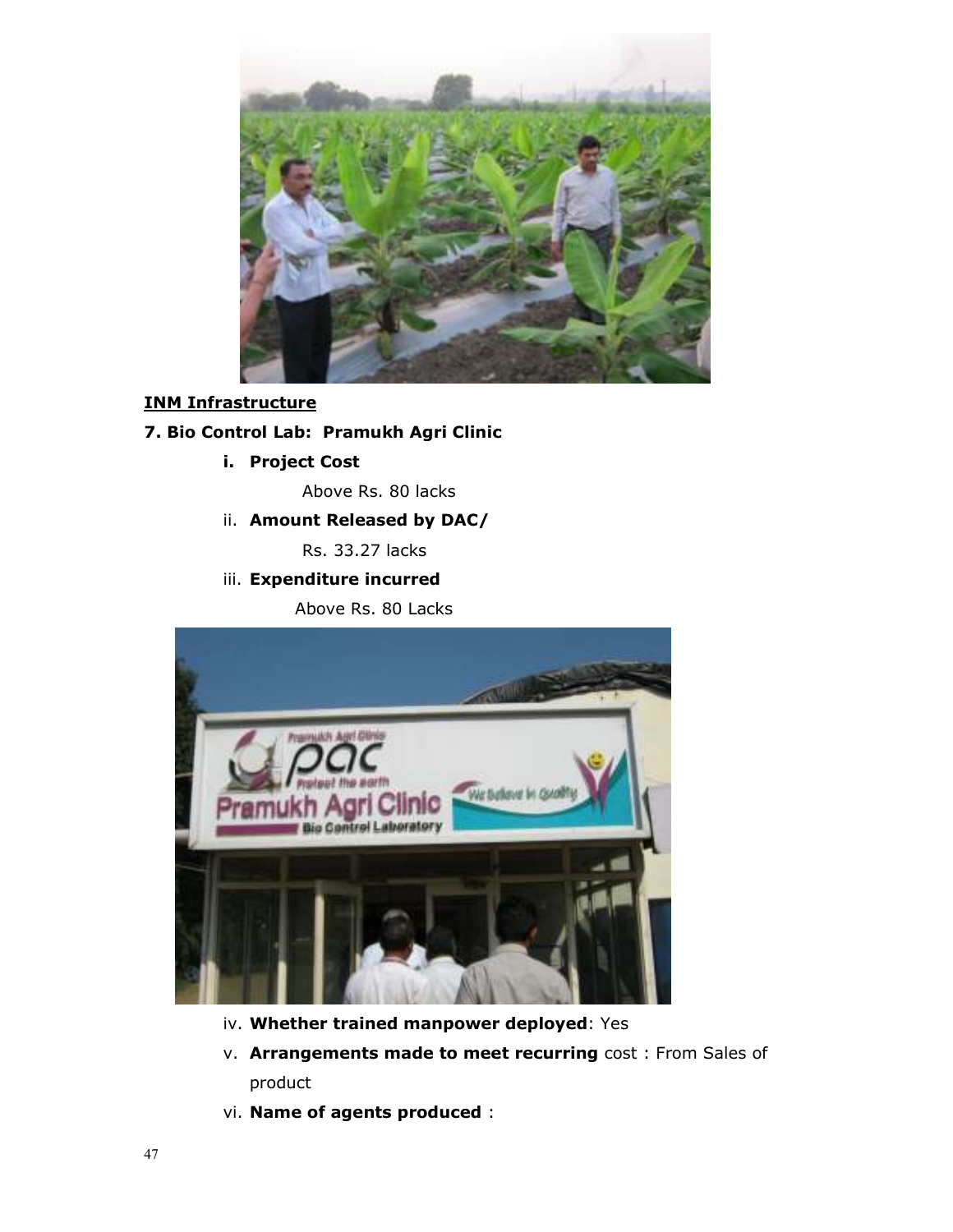**INM Infrastructure**

**7. Bio Control Lab: Pramukh Agri Clinic**

**i. Project Cost**

Above Rs. 80 lacks

ii. **Amount Released by DAC/**

Rs. 33.27 lacks

iii. **Expenditure incurred**

Above Rs. 80 Lacks

iv. **Whether trained manpower deployed**: Yes

v. **Arrangements made to meet recurring** cost : From Sales of product

vi. **Name of agents produced** :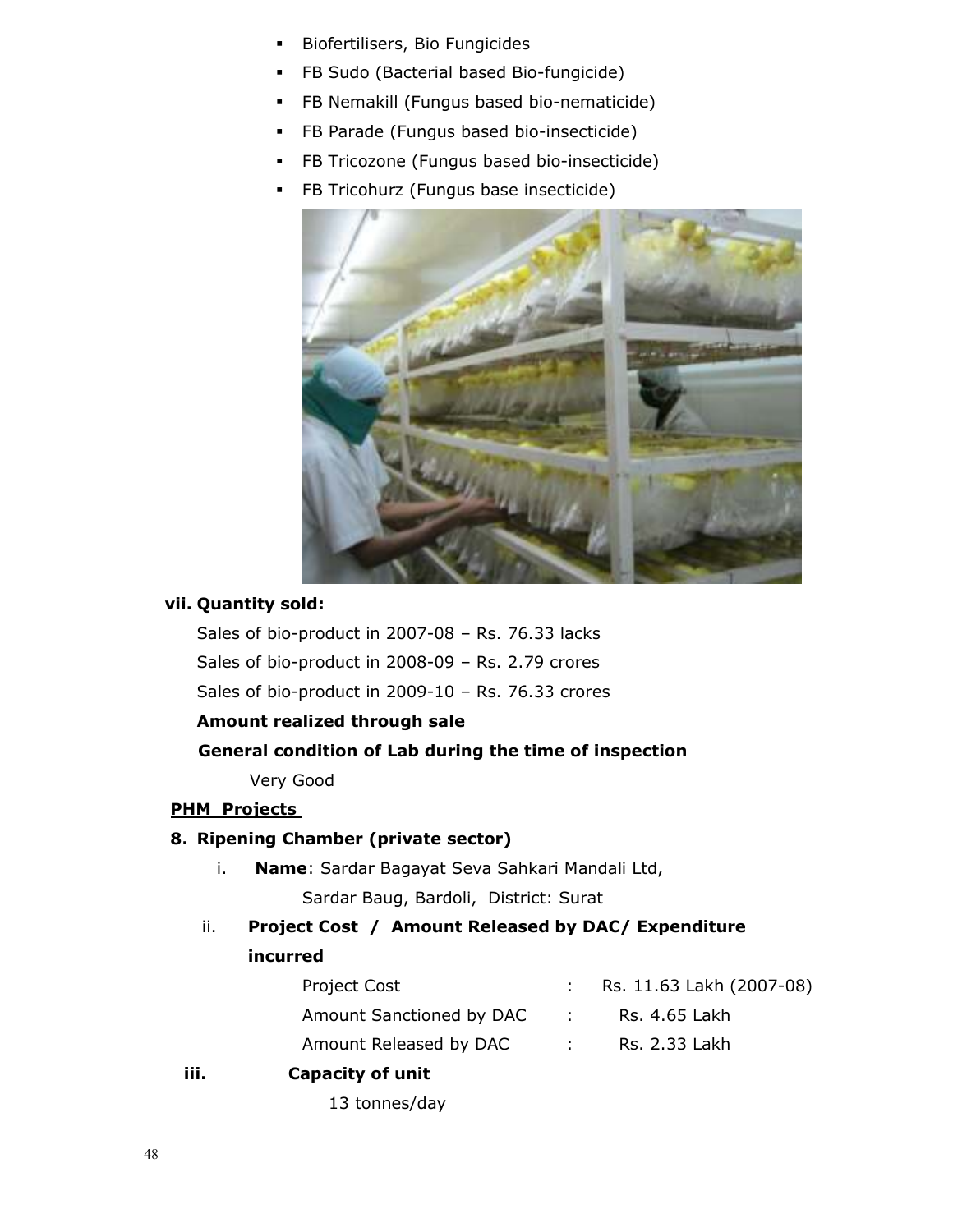- Biofertilisers, Bio Fungicides
- FB Sudo (Bacterial based Bio-fungicide)
- FB Nemakill (Fungus based bio-nematicide)
- FB Parade (Fungus based bio-insecticide)
- FB Tricozone (Fungus based bio-insecticide)
- FB Tricohurz (Fungus base insecticide)

**vii. Quantity sold:**

Sales of bio-product in 2007-08 – Rs. 76.33 lacks

Sales of bio-product in 2008-09 – Rs. 2.79 crores

Sales of bio-product in 2009-10 – Rs. 76.33 crores

**Amount realized through sale**

**General condition of Lab during the time of inspection**

Very Good

**PHM Projects**

**8. Ripening Chamber (private sector)**

i. **Name**: Sardar Bagayat Seva Sahkari Mandali Ltd, Sardar Baug, Bardoli, District: Surat

ii. **Project Cost / Amount Released by DAC/ Expenditure incurred**

| | | |
|---|---|---|
| Project Cost | : | Rs. 11.63 Lakh (2007-08) |
| Amount Sanctioned by DAC | : | Rs. 4.65 Lakh |
| Amount Released by DAC | : | Rs. 2.33 Lakh |

**iii. Capacity of unit**

13 tonnes/day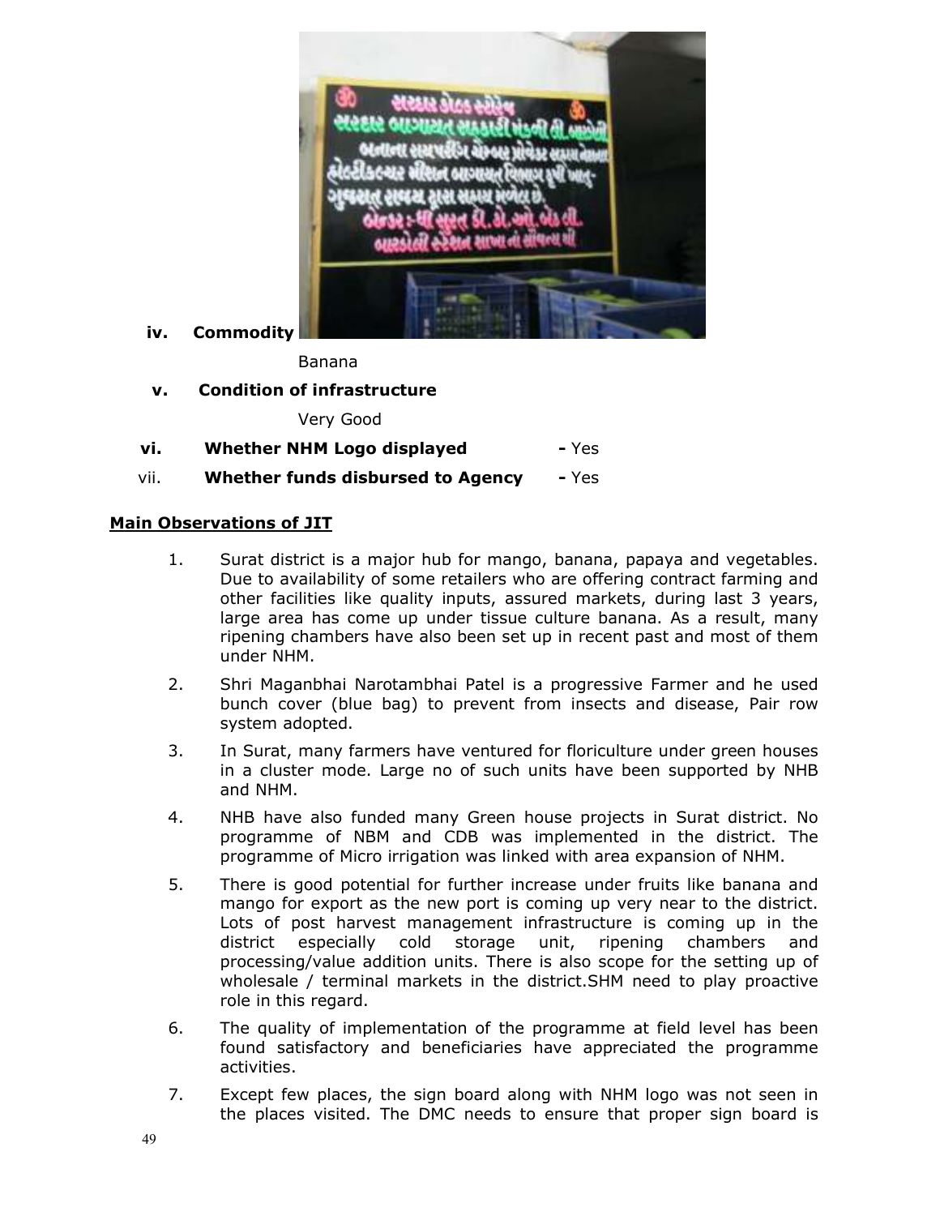iv. **Commodity**

Banana

v. **Condition of infrastructure**

Very Good

vi. **Whether NHM Logo displayed** - Yes

vii. **Whether funds disbursed to Agency** - Yes

## Main Observations of JIT

1. Surat district is a major hub for mango, banana, papaya and vegetables. Due to availability of some retailers who are offering contract farming and other facilities like quality inputs, assured markets, during last 3 years, large area has come up under tissue culture banana. As a result, many ripening chambers have also been set up in recent past and most of them under NHM.
2. Shri Maganbhai Narotambhai Patel is a progressive Farmer and he used bunch cover (blue bag) to prevent from insects and disease, Pair row system adopted.
3. In Surat, many farmers have ventured for floriculture under green houses in a cluster mode. Large no of such units have been supported by NHB and NHM.
4. NHB have also funded many Green house projects in Surat district. No programme of NBM and CDB was implemented in the district. The programme of Micro irrigation was linked with area expansion of NHM.
5. There is good potential for further increase under fruits like banana and mango for export as the new port is coming up very near to the district. Lots of post harvest management infrastructure is coming up in the district especially cold storage unit, ripening chambers and processing/value addition units. There is also scope for the setting up of wholesale / terminal markets in the district.SHM need to play proactive role in this regard.
6. The quality of implementation of the programme at field level has been found satisfactory and beneficiaries have appreciated the programme activities.
7. Except few places, the sign board along with NHM logo was not seen in the places visited. The DMC needs to ensure that proper sign board is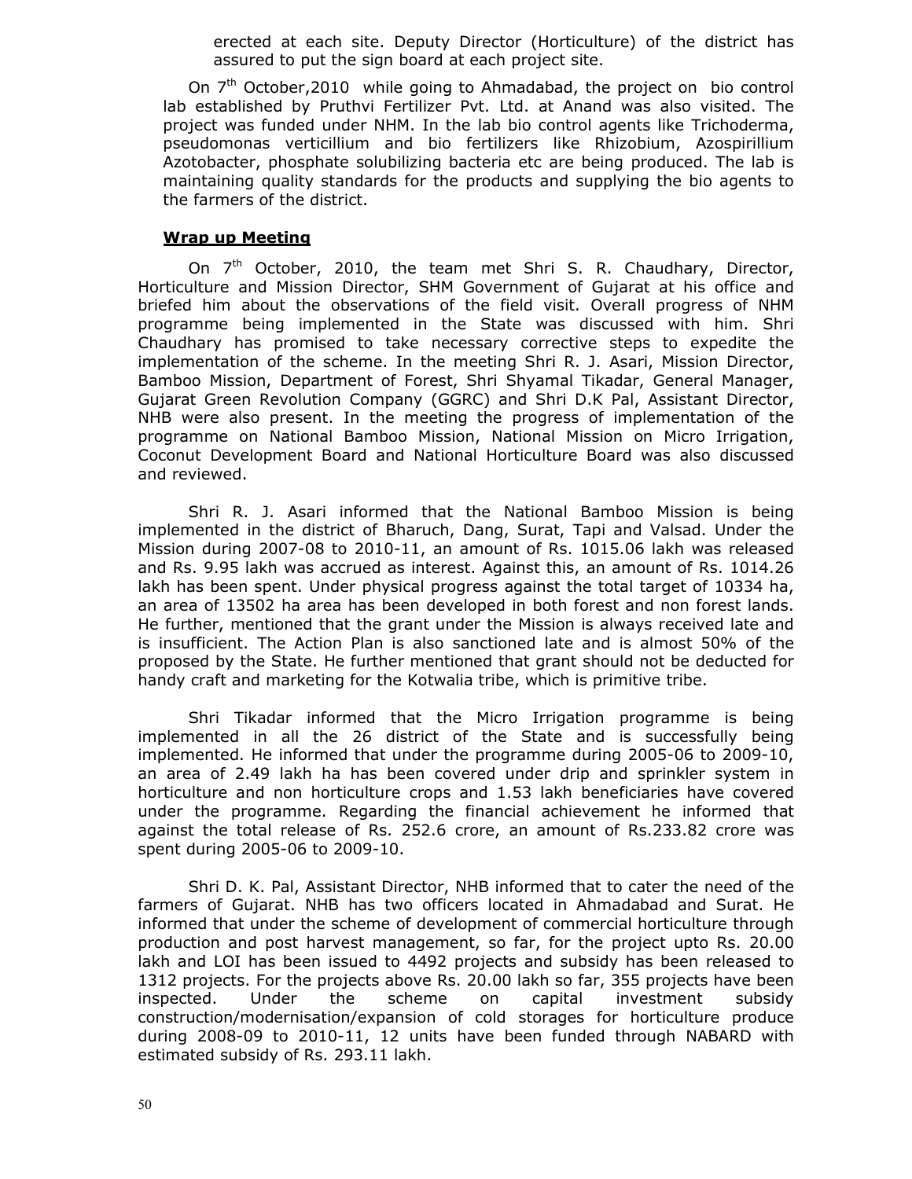erected at each site. Deputy Director (Horticulture) of the district has assured to put the sign board at each project site.

On 7th October,2010 while going to Ahmadabad, the project on bio control lab established by Pruthvi Fertilizer Pvt. Ltd. at Anand was also visited. The project was funded under NHM. In the lab bio control agents like Trichoderma, pseudomonas verticillium and bio fertilizers like Rhizobium, Azospirillium Azotobacter, phosphate solubilizing bacteria etc are being produced. The lab is maintaining quality standards for the products and supplying the bio agents to the farmers of the district.

**Wrap up Meeting**

On 7th October, 2010, the team met Shri S. R. Chaudhary, Director, Horticulture and Mission Director, SHM Government of Gujarat at his office and briefed him about the observations of the field visit. Overall progress of NHM programme being implemented in the State was discussed with him. Shri Chaudhary has promised to take necessary corrective steps to expedite the implementation of the scheme. In the meeting Shri R. J. Asari, Mission Director, Bamboo Mission, Department of Forest, Shri Shyamal Tikadar, General Manager, Gujarat Green Revolution Company (GGRC) and Shri D.K Pal, Assistant Director, NHB were also present. In the meeting the progress of implementation of the programme on National Bamboo Mission, National Mission on Micro Irrigation, Coconut Development Board and National Horticulture Board was also discussed and reviewed.

Shri R. J. Asari informed that the National Bamboo Mission is being implemented in the district of Bharuch, Dang, Surat, Tapi and Valsad. Under the Mission during 2007-08 to 2010-11, an amount of Rs. 1015.06 lakh was released and Rs. 9.95 lakh was accrued as interest. Against this, an amount of Rs. 1014.26 lakh has been spent. Under physical progress against the total target of 10334 ha, an area of 13502 ha area has been developed in both forest and non forest lands. He further, mentioned that the grant under the Mission is always received late and is insufficient. The Action Plan is also sanctioned late and is almost 50% of the proposed by the State. He further mentioned that grant should not be deducted for handy craft and marketing for the Kotwalia tribe, which is primitive tribe.

Shri Tikadar informed that the Micro Irrigation programme is being implemented in all the 26 district of the State and is successfully being implemented. He informed that under the programme during 2005-06 to 2009-10, an area of 2.49 lakh ha has been covered under drip and sprinkler system in horticulture and non horticulture crops and 1.53 lakh beneficiaries have covered under the programme. Regarding the financial achievement he informed that against the total release of Rs. 252.6 crore, an amount of Rs.233.82 crore was spent during 2005-06 to 2009-10.

Shri D. K. Pal, Assistant Director, NHB informed that to cater the need of the farmers of Gujarat. NHB has two officers located in Ahmadabad and Surat. He informed that under the scheme of development of commercial horticulture through production and post harvest management, so far, for the project upto Rs. 20.00 lakh and LOI has been issued to 4492 projects and subsidy has been released to 1312 projects. For the projects above Rs. 20.00 lakh so far, 355 projects have been inspected. Under the scheme on capital investment subsidy construction/modernisation/expansion of cold storages for horticulture produce during 2008-09 to 2010-11, 12 units have been funded through NABARD with estimated subsidy of Rs. 293.11 lakh.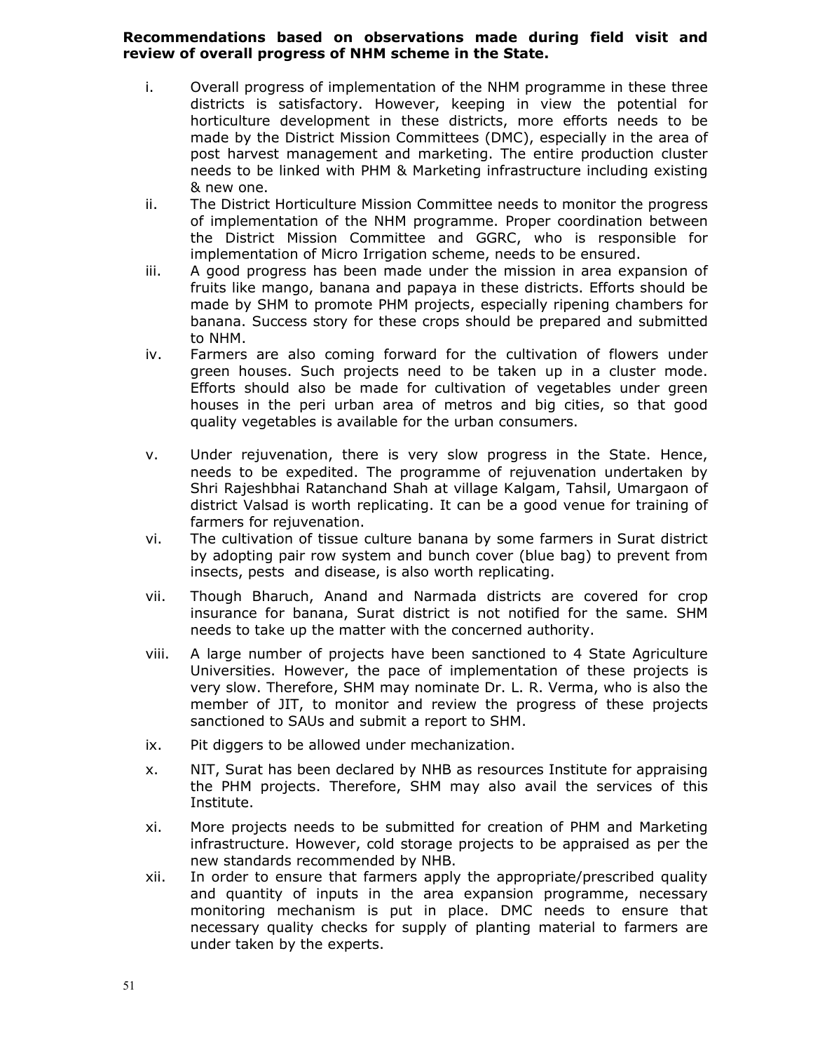**Recommendations based on observations made during field visit and review of overall progress of NHM scheme in the State.**

i. Overall progress of implementation of the NHM programme in these three districts is satisfactory. However, keeping in view the potential for horticulture development in these districts, more efforts needs to be made by the District Mission Committees (DMC), especially in the area of post harvest management and marketing. The entire production cluster needs to be linked with PHM & Marketing infrastructure including existing & new one.

ii. The District Horticulture Mission Committee needs to monitor the progress of implementation of the NHM programme. Proper coordination between the District Mission Committee and GGRC, who is responsible for implementation of Micro Irrigation scheme, needs to be ensured.

iii. A good progress has been made under the mission in area expansion of fruits like mango, banana and papaya in these districts. Efforts should be made by SHM to promote PHM projects, especially ripening chambers for banana. Success story for these crops should be prepared and submitted to NHM.

iv. Farmers are also coming forward for the cultivation of flowers under green houses. Such projects need to be taken up in a cluster mode. Efforts should also be made for cultivation of vegetables under green houses in the peri urban area of metros and big cities, so that good quality vegetables is available for the urban consumers.

v. Under rejuvenation, there is very slow progress in the State. Hence, needs to be expedited. The programme of rejuvenation undertaken by Shri Rajeshbhai Ratanchand Shah at village Kalgam, Tahsil, Umargaon of district Valsad is worth replicating. It can be a good venue for training of farmers for rejuvenation.

vi. The cultivation of tissue culture banana by some farmers in Surat district by adopting pair row system and bunch cover (blue bag) to prevent from insects, pests and disease, is also worth replicating.

vii. Though Bharuch, Anand and Narmada districts are covered for crop insurance for banana, Surat district is not notified for the same. SHM needs to take up the matter with the concerned authority.

viii. A large number of projects have been sanctioned to 4 State Agriculture Universities. However, the pace of implementation of these projects is very slow. Therefore, SHM may nominate Dr. L. R. Verma, who is also the member of JIT, to monitor and review the progress of these projects sanctioned to SAUs and submit a report to SHM.

ix. Pit diggers to be allowed under mechanization.

x. NIT, Surat has been declared by NHB as resources Institute for appraising the PHM projects. Therefore, SHM may also avail the services of this Institute.

xi. More projects needs to be submitted for creation of PHM and Marketing infrastructure. However, cold storage projects to be appraised as per the new standards recommended by NHB.

xii. In order to ensure that farmers apply the appropriate/prescribed quality and quantity of inputs in the area expansion programme, necessary monitoring mechanism is put in place. DMC needs to ensure that necessary quality checks for supply of planting material to farmers are under taken by the experts.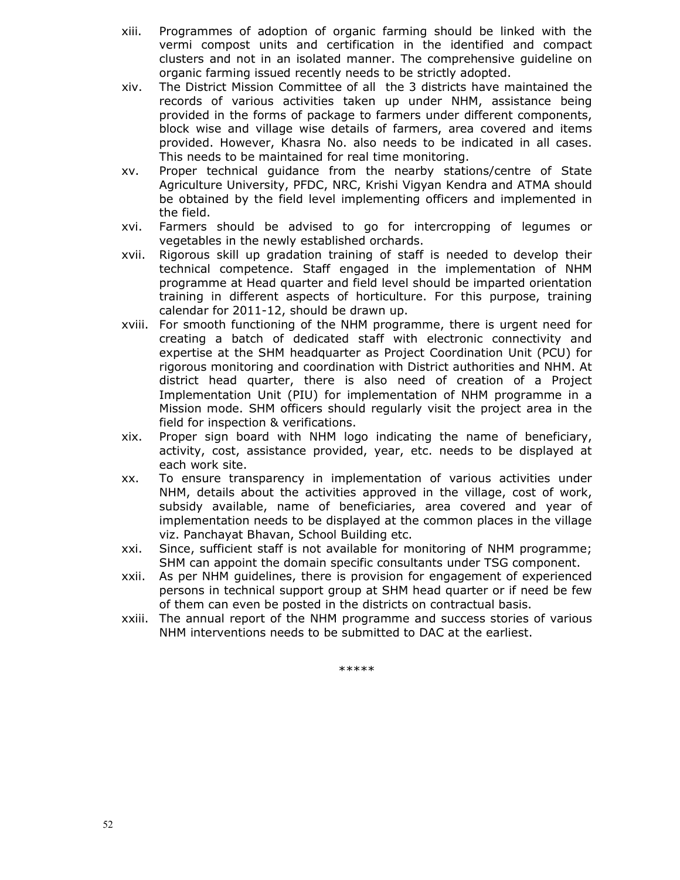xiii. Programmes of adoption of organic farming should be linked with the vermi compost units and certification in the identified and compact clusters and not in an isolated manner. The comprehensive guideline on organic farming issued recently needs to be strictly adopted.

xiv. The District Mission Committee of all the 3 districts have maintained the records of various activities taken up under NHM, assistance being provided in the forms of package to farmers under different components, block wise and village wise details of farmers, area covered and items provided. However, Khasra No. also needs to be indicated in all cases. This needs to be maintained for real time monitoring.

xv. Proper technical guidance from the nearby stations/centre of State Agriculture University, PFDC, NRC, Krishi Vigyan Kendra and ATMA should be obtained by the field level implementing officers and implemented in the field.

xvi. Farmers should be advised to go for intercropping of legumes or vegetables in the newly established orchards.

xvii. Rigorous skill up gradation training of staff is needed to develop their technical competence. Staff engaged in the implementation of NHM programme at Head quarter and field level should be imparted orientation training in different aspects of horticulture. For this purpose, training calendar for 2011-12, should be drawn up.

xviii. For smooth functioning of the NHM programme, there is urgent need for creating a batch of dedicated staff with electronic connectivity and expertise at the SHM headquarter as Project Coordination Unit (PCU) for rigorous monitoring and coordination with District authorities and NHM. At district head quarter, there is also need of creation of a Project Implementation Unit (PIU) for implementation of NHM programme in a Mission mode. SHM officers should regularly visit the project area in the field for inspection & verifications.

xix. Proper sign board with NHM logo indicating the name of beneficiary, activity, cost, assistance provided, year, etc. needs to be displayed at each work site.

xx. To ensure transparency in implementation of various activities under NHM, details about the activities approved in the village, cost of work, subsidy available, name of beneficiaries, area covered and year of implementation needs to be displayed at the common places in the village viz. Panchayat Bhavan, School Building etc.

xxi. Since, sufficient staff is not available for monitoring of NHM programme; SHM can appoint the domain specific consultants under TSG component.

xxii. As per NHM guidelines, there is provision for engagement of experienced persons in technical support group at SHM head quarter or if need be few of them can even be posted in the districts on contractual basis.

xxiii. The annual report of the NHM programme and success stories of various NHM interventions needs to be submitted to DAC at the earliest.

*****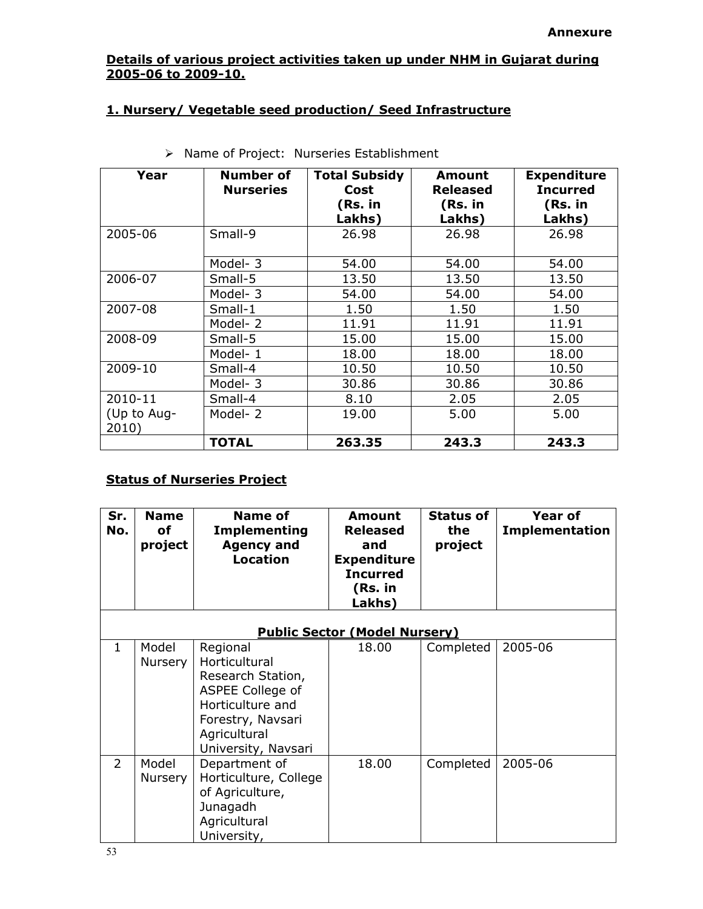**Annexure**

**Details of various project activities taken up under NHM in Gujarat during 2005-06 to 2009-10.**

## 1. Nursery/ Vegetable seed production/ Seed Infrastructure

➢ Name of Project: Nurseries Establishment

| Year | Number of Nurseries | Total Subsidy Cost (Rs. in Lakhs) | Amount Released (Rs. in Lakhs) | Expenditure Incurred (Rs. in Lakhs) |
|---|---|---|---|---|
| 2005-06 | Small-9 | 26.98 | 26.98 | 26.98 |
| | Model- 3 | 54.00 | 54.00 | 54.00 |
| 2006-07 | Small-5 | 13.50 | 13.50 | 13.50 |
| | Model- 3 | 54.00 | 54.00 | 54.00 |
| 2007-08 | Small-1 | 1.50 | 1.50 | 1.50 |
| | Model- 2 | 11.91 | 11.91 | 11.91 |
| 2008-09 | Small-5 | 15.00 | 15.00 | 15.00 |
| | Model- 1 | 18.00 | 18.00 | 18.00 |
| 2009-10 | Small-4 | 10.50 | 10.50 | 10.50 |
| | Model- 3 | 30.86 | 30.86 | 30.86 |
| 2010-11 | Small-4 | 8.10 | 2.05 | 2.05 |
| (Up to Aug-2010) | Model- 2 | 19.00 | 5.00 | 5.00 |
| | **TOTAL** | **263.35** | **243.3** | **243.3** |

**Status of Nurseries Project**

| Sr. No. | Name of project | Name of Implementing Agency and Location | Amount Released and Expenditure Incurred (Rs. in Lakhs) | Status of the project | Year of Implementation |
|---|---|---|---|---|---|
| | | **Public Sector (Model Nursery)** | | | |
| 1 | Model Nursery | Regional Horticultural Research Station, ASPEE College of Horticulture and Forestry, Navsari Agricultural University, Navsari | 18.00 | Completed | 2005-06 |
| 2 | Model Nursery | Department of Horticulture, College of Agriculture, Junagadh Agricultural University, | 18.00 | Completed | 2005-06 |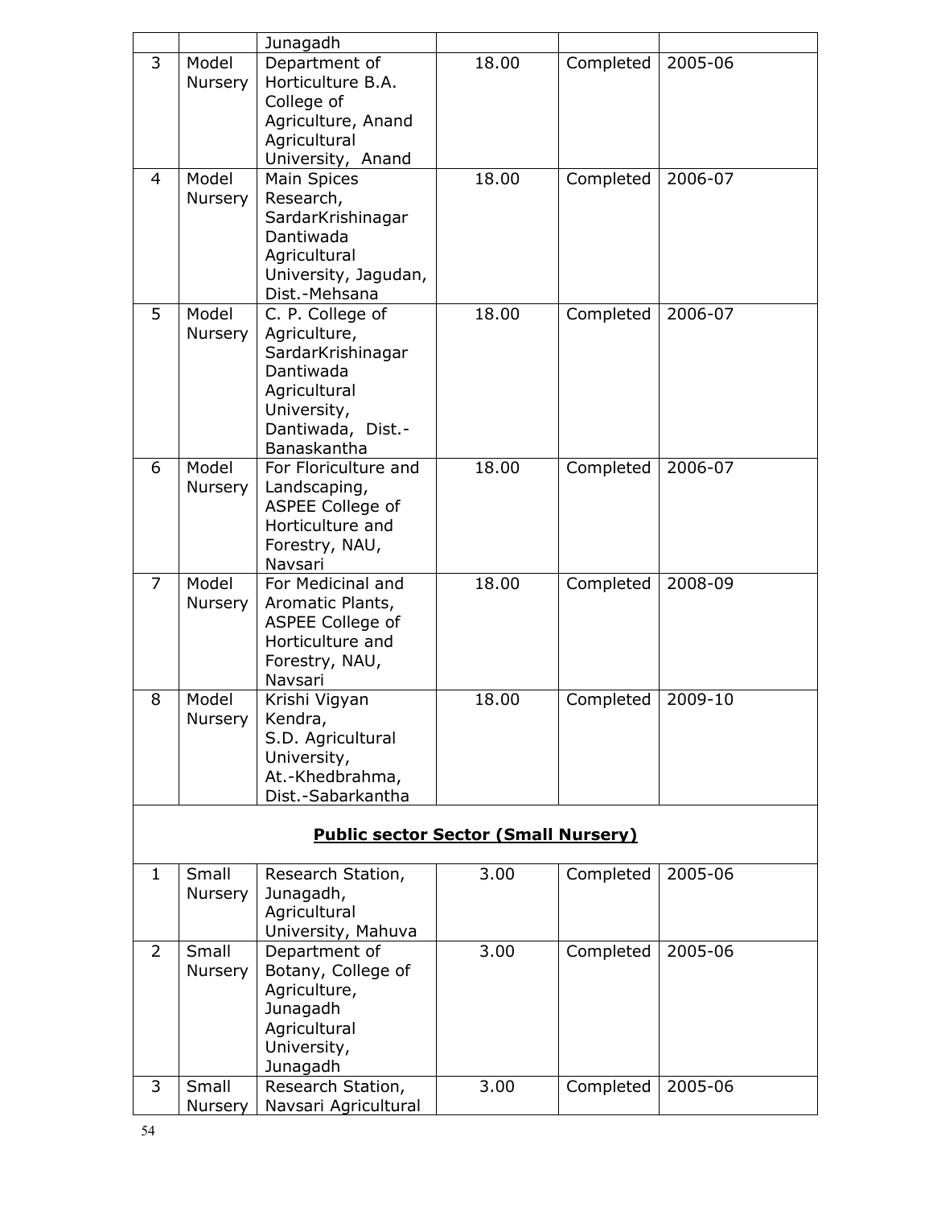|   |   | Junagadh |   |   |   |
|---|---|---|---|---|---|
| 3 | Model Nursery | Department of Horticulture B.A. College of Agriculture, Anand Agricultural University, Anand | 18.00 | Completed | 2005-06 |
| 4 | Model Nursery | Main Spices Research, SardarKrishinagar Dantiwada Agricultural University, Jagudan, Dist.-Mehsana | 18.00 | Completed | 2006-07 |
| 5 | Model Nursery | C. P. College of Agriculture, SardarKrishinagar Dantiwada Agricultural University, Dantiwada, Dist.-Banaskantha | 18.00 | Completed | 2006-07 |
| 6 | Model Nursery | For Floriculture and Landscaping, ASPEE College of Horticulture and Forestry, NAU, Navsari | 18.00 | Completed | 2006-07 |
| 7 | Model Nursery | For Medicinal and Aromatic Plants, ASPEE College of Horticulture and Forestry, NAU, Navsari | 18.00 | Completed | 2008-09 |
| 8 | Model Nursery | Krishi Vigyan Kendra, S.D. Agricultural University, At.-Khedbrahma, Dist.-Sabarkantha | 18.00 | Completed | 2009-10 |
| **Public sector Sector (Small Nursery)** |   |   |   |   |   |
| 1 | Small Nursery | Research Station, Junagadh, Agricultural University, Mahuva | 3.00 | Completed | 2005-06 |
| 2 | Small Nursery | Department of Botany, College of Agriculture, Junagadh Agricultural University, Junagadh | 3.00 | Completed | 2005-06 |
| 3 | Small Nursery | Research Station, Navsari Agricultural | 3.00 | Completed | 2005-06 |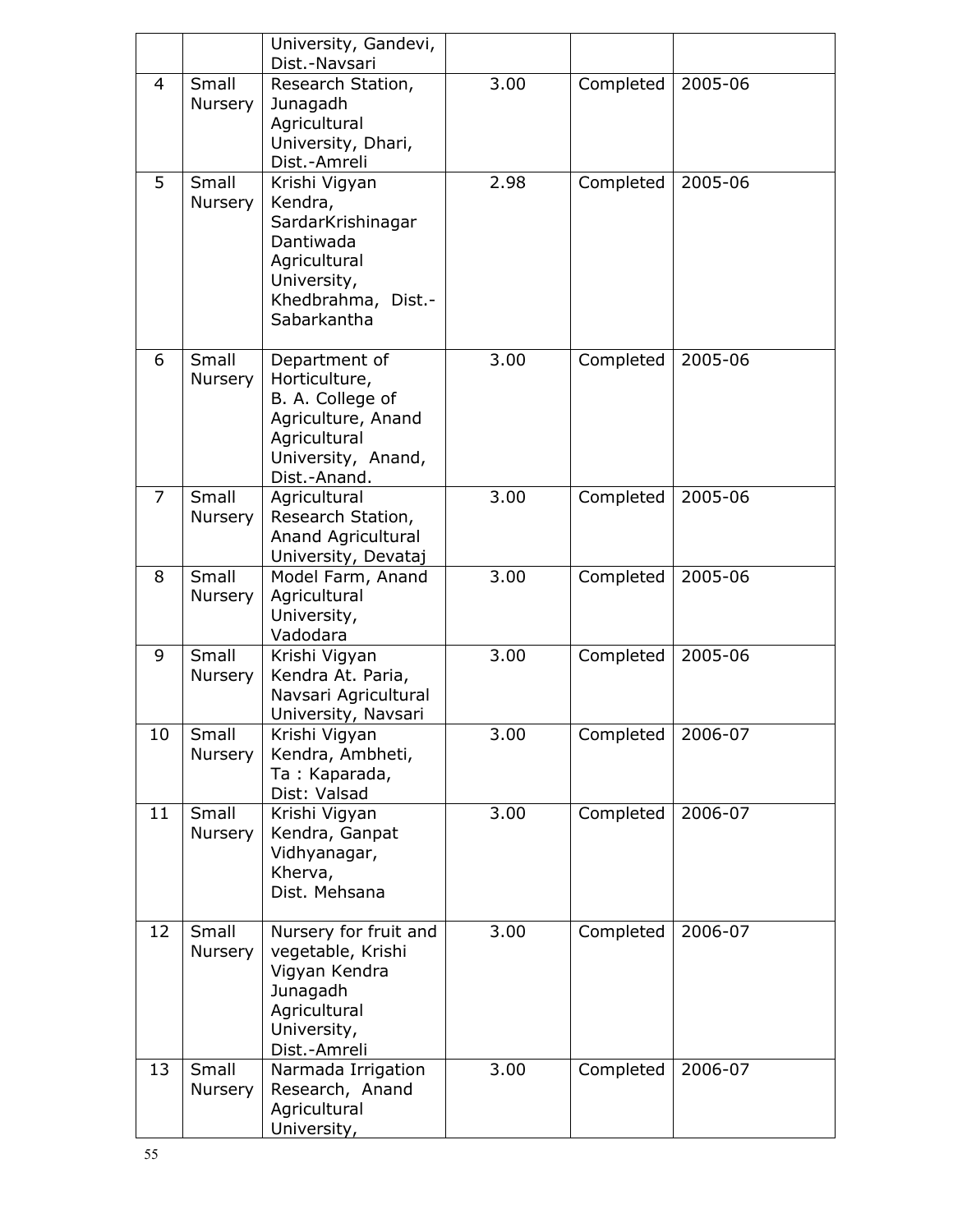| | | University, Gandevi, Dist.-Navsari | | | |
|---|---|---|---|---|---|
| 4 | Small Nursery | Research Station, Junagadh Agricultural University, Dhari, Dist.-Amreli | 3.00 | Completed | 2005-06 |
| 5 | Small Nursery | Krishi Vigyan Kendra, SardarKrishinagar Dantiwada Agricultural University, Khedbrahma, Dist.-Sabarkantha | 2.98 | Completed | 2005-06 |
| 6 | Small Nursery | Department of Horticulture, B. A. College of Agriculture, Anand Agricultural University, Anand, Dist.-Anand. | 3.00 | Completed | 2005-06 |
| 7 | Small Nursery | Agricultural Research Station, Anand Agricultural University, Devataj | 3.00 | Completed | 2005-06 |
| 8 | Small Nursery | Model Farm, Anand Agricultural University, Vadodara | 3.00 | Completed | 2005-06 |
| 9 | Small Nursery | Krishi Vigyan Kendra At. Paria, Navsari Agricultural University, Navsari | 3.00 | Completed | 2005-06 |
| 10 | Small Nursery | Krishi Vigyan Kendra, Ambheti, Ta : Kaparada, Dist: Valsad | 3.00 | Completed | 2006-07 |
| 11 | Small Nursery | Krishi Vigyan Kendra, Ganpat Vidhyanagar, Kherva, Dist. Mehsana | 3.00 | Completed | 2006-07 |
| 12 | Small Nursery | Nursery for fruit and vegetable, Krishi Vigyan Kendra Junagadh Agricultural University, Dist.-Amreli | 3.00 | Completed | 2006-07 |
| 13 | Small Nursery | Narmada Irrigation Research, Anand Agricultural University, | 3.00 | Completed | 2006-07 |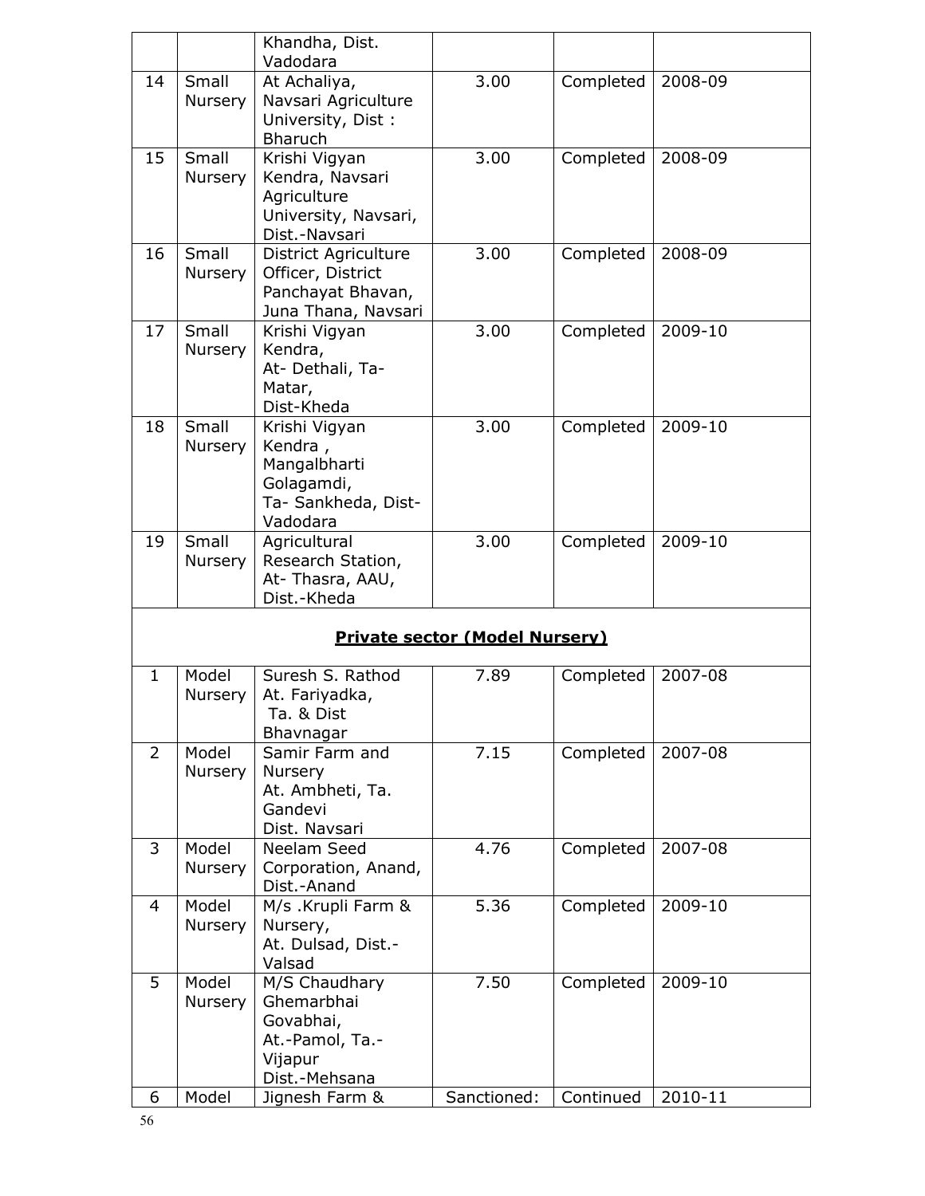| | | Khandha, Dist. Vadodara | | | |
|---|---|---|---|---|---|
| 14 | Small Nursery | At Achaliya, Navsari Agriculture University, Dist : Bharuch | 3.00 | Completed | 2008-09 |
| 15 | Small Nursery | Krishi Vigyan Kendra, Navsari Agriculture University, Navsari, Dist.-Navsari | 3.00 | Completed | 2008-09 |
| 16 | Small Nursery | District Agriculture Officer, District Panchayat Bhavan, Juna Thana, Navsari | 3.00 | Completed | 2008-09 |
| 17 | Small Nursery | Krishi Vigyan Kendra, At- Dethali, Ta- Matar, Dist-Kheda | 3.00 | Completed | 2009-10 |
| 18 | Small Nursery | Krishi Vigyan Kendra , Mangalbharti Golagamdi, Ta- Sankheda, Dist- Vadodara | 3.00 | Completed | 2009-10 |
| 19 | Small Nursery | Agricultural Research Station, At- Thasra, AAU, Dist.-Kheda | 3.00 | Completed | 2009-10 |
| | | **Private sector (Model Nursery)** | | | |
| 1 | Model Nursery | Suresh S. Rathod At. Fariyadka, Ta. & Dist Bhavnagar | 7.89 | Completed | 2007-08 |
| 2 | Model Nursery | Samir Farm and Nursery At. Ambheti, Ta. Gandevi Dist. Navsari | 7.15 | Completed | 2007-08 |
| 3 | Model Nursery | Neelam Seed Corporation, Anand, Dist.-Anand | 4.76 | Completed | 2007-08 |
| 4 | Model Nursery | M/s .Krupli Farm & Nursery, At. Dulsad, Dist.- Valsad | 5.36 | Completed | 2009-10 |
| 5 | Model Nursery | M/S Chaudhary Ghemarbhai Govabhai, At.-Pamol, Ta.- Vijapur Dist.-Mehsana | 7.50 | Completed | 2009-10 |
| 6 | Model | Jignesh Farm & | Sanctioned: | Continued | 2010-11 |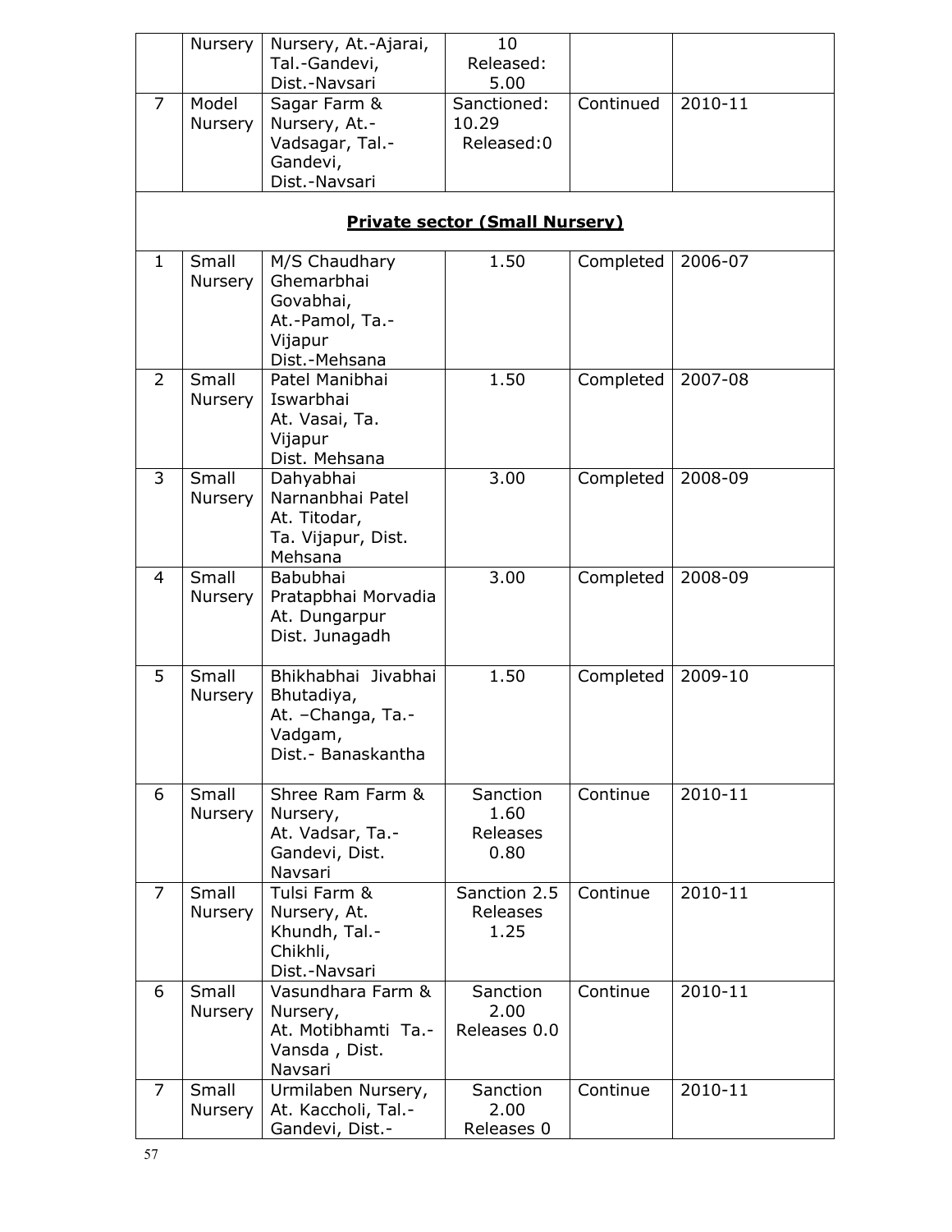|  | Nursery | Nursery, At.-Ajarai, Tal.-Gandevi, Dist.-Navsari | 10 Released: 5.00 |  |  |
|---|---|---|---|---|---|
| 7 | Model Nursery | Sagar Farm & Nursery, At.-Vadsagar, Tal.-Gandevi, Dist.-Navsari | Sanctioned: 10.29 Released:0 | Continued | 2010-11 |
| **Private sector (Small Nursery)** | | | | | |
| 1 | Small Nursery | M/S Chaudhary Ghemarbhai Govabhai, At.-Pamol, Ta.-Vijapur Dist.-Mehsana | 1.50 | Completed | 2006-07 |
| 2 | Small Nursery | Patel Manibhai Iswarbhai At. Vasai, Ta. Vijapur Dist. Mehsana | 1.50 | Completed | 2007-08 |
| 3 | Small Nursery | Dahyabhai Narnanbhai Patel At. Titodar, Ta. Vijapur, Dist. Mehsana | 3.00 | Completed | 2008-09 |
| 4 | Small Nursery | Babubhai Pratapbhai Morvadia At. Dungarpur Dist. Junagadh | 3.00 | Completed | 2008-09 |
| 5 | Small Nursery | Bhikhabhai Jivabhai Bhutadiya, At. –Changa, Ta.-Vadgam, Dist.- Banaskantha | 1.50 | Completed | 2009-10 |
| 6 | Small Nursery | Shree Ram Farm & Nursery, At. Vadsar, Ta.-Gandevi, Dist. Navsari | Sanction 1.60 Releases 0.80 | Continue | 2010-11 |
| 7 | Small Nursery | Tulsi Farm & Nursery, At. Khundh, Tal.-Chikhli, Dist.-Navsari | Sanction 2.5 Releases 1.25 | Continue | 2010-11 |
| 6 | Small Nursery | Vasundhara Farm & Nursery, At. Motibhamti Ta.-Vansda , Dist. Navsari | Sanction 2.00 Releases 0.0 | Continue | 2010-11 |
| 7 | Small Nursery | Urmilaben Nursery, At. Kaccholi, Tal.-Gandevi, Dist.- | Sanction 2.00 Releases 0 | Continue | 2010-11 |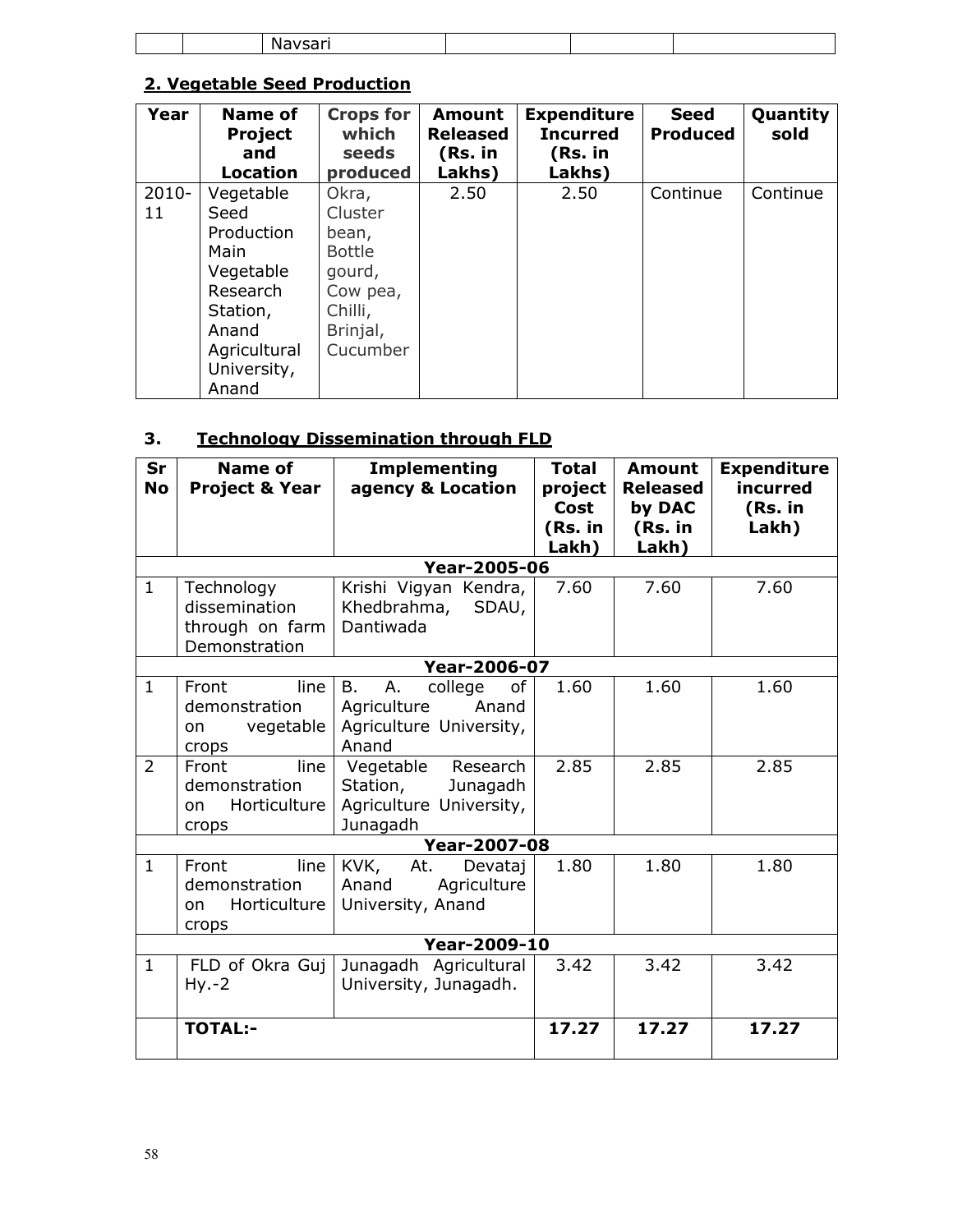|  |  | Navsari |  |  |  |
|---|---|---|---|---|---|

## 2. Vegetable Seed Production

| Year | Name of Project and Location | Crops for which seeds produced | Amount Released (Rs. in Lakhs) | Expenditure Incurred (Rs. in Lakhs) | Seed Produced | Quantity sold |
|---|---|---|---|---|---|---|
| 2010-11 | Vegetable Seed Production Main Vegetable Research Station, Anand Agricultural University, Anand | Okra, Cluster bean, Bottle gourd, Cow pea, Chilli, Brinjal, Cucumber | 2.50 | 2.50 | Continue | Continue |

## 3. Technology Dissemination through FLD

| Sr No | Name of Project & Year | Implementing agency & Location | Total project Cost (Rs. in Lakh) | Amount Released by DAC (Rs. in Lakh) | Expenditure incurred (Rs. in Lakh) |
|---|---|---|---|---|---|
| | | **Year-2005-06** | | | |
| 1 | Technology dissemination through on farm Demonstration | Krishi Vigyan Kendra, Khedbrahma, SDAU, Dantiwada | 7.60 | 7.60 | 7.60 |
| | | **Year-2006-07** | | | |
| 1 | Front line demonstration on vegetable crops | B. A. college of Agriculture Anand Agriculture University, Anand | 1.60 | 1.60 | 1.60 |
| 2 | Front line demonstration on Horticulture crops | Vegetable Research Station, Junagadh Agriculture University, Junagadh | 2.85 | 2.85 | 2.85 |
| | | **Year-2007-08** | | | |
| 1 | Front line demonstration on Horticulture crops | KVK, At. Devataj Anand Agriculture University, Anand | 1.80 | 1.80 | 1.80 |
| | | **Year-2009-10** | | | |
| 1 | FLD of Okra Guj Hy.-2 | Junagadh Agricultural University, Junagadh. | 3.42 | 3.42 | 3.42 |
| | **TOTAL:-** | | **17.27** | **17.27** | **17.27** |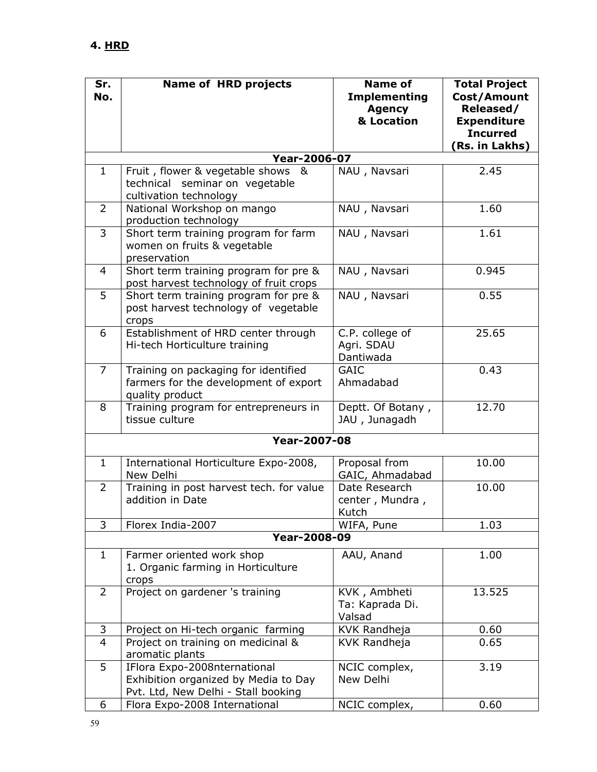## 4. HRD

| Sr. No. | Name of HRD projects | Name of Implementing Agency & Location | Total Project Cost/Amount Released/ Expenditure Incurred (Rs. in Lakhs) |
|---|---|---|---|
| **Year-2006-07** | | | |
| 1 | Fruit , flower & vegetable shows & technical seminar on vegetable cultivation technology | NAU , Navsari | 2.45 |
| 2 | National Workshop on mango production technology | NAU , Navsari | 1.60 |
| 3 | Short term training program for farm women on fruits & vegetable preservation | NAU , Navsari | 1.61 |
| 4 | Short term training program for pre & post harvest technology of fruit crops | NAU , Navsari | 0.945 |
| 5 | Short term training program for pre & post harvest technology of vegetable crops | NAU , Navsari | 0.55 |
| 6 | Establishment of HRD center through Hi-tech Horticulture training | C.P. college of Agri. SDAU Dantiwada | 25.65 |
| 7 | Training on packaging for identified farmers for the development of export quality product | GAIC Ahmadabad | 0.43 |
| 8 | Training program for entrepreneurs in tissue culture | Deptt. Of Botany , JAU , Junagadh | 12.70 |
| **Year-2007-08** | | | |
| 1 | International Horticulture Expo-2008, New Delhi | Proposal from GAIC, Ahmadabad | 10.00 |
| 2 | Training in post harvest tech. for value addition in Date | Date Research center , Mundra , Kutch | 10.00 |
| 3 | Florex India-2007 | WIFA, Pune | 1.03 |
| **Year-2008-09** | | | |
| 1 | Farmer oriented work shop 1. Organic farming in Horticulture crops | AAU, Anand | 1.00 |
| 2 | Project on gardener 's training | KVK , Ambheti Ta: Kaprada Di. Valsad | 13.525 |
| 3 | Project on Hi-tech organic farming | KVK Randheja | 0.60 |
| 4 | Project on training on medicinal & aromatic plants | KVK Randheja | 0.65 |
| 5 | IFlora Expo-2008nternational Exhibition organized by Media to Day Pvt. Ltd, New Delhi - Stall booking | NCIC complex, New Delhi | 3.19 |
| 6 | Flora Expo-2008 International | NCIC complex, | 0.60 |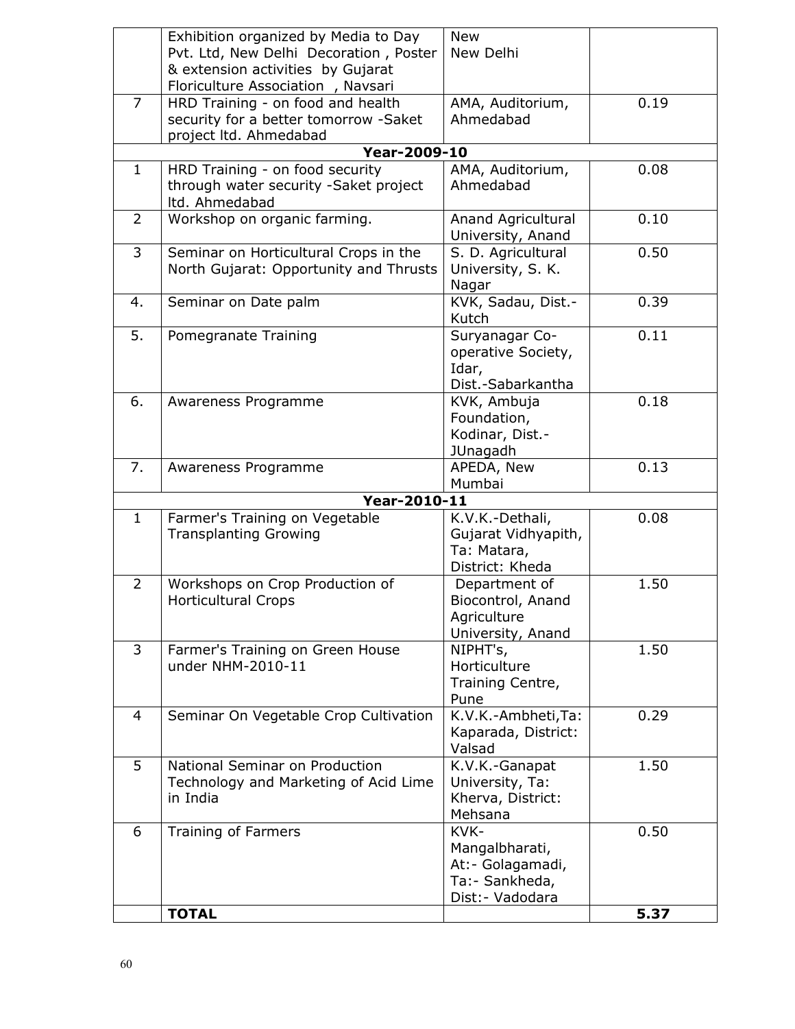|   |   |   |   |
|---|---|---|---|
|   | Exhibition organized by Media to Day Pvt. Ltd, New Delhi Decoration , Poster & extension activities by Gujarat Floriculture Association , Navsari | New New Delhi |   |
| 7 | HRD Training - on food and health security for a better tomorrow -Saket project ltd. Ahmedabad | AMA, Auditorium, Ahmedabad | 0.19 |
| **Year-2009-10** | | | |
| 1 | HRD Training - on food security through water security -Saket project ltd. Ahmedabad | AMA, Auditorium, Ahmedabad | 0.08 |
| 2 | Workshop on organic farming. | Anand Agricultural University, Anand | 0.10 |
| 3 | Seminar on Horticultural Crops in the North Gujarat: Opportunity and Thrusts | S. D. Agricultural University, S. K. Nagar | 0.50 |
| 4. | Seminar on Date palm | KVK, Sadau, Dist.-Kutch | 0.39 |
| 5. | Pomegranate Training | Suryanagar Co-operative Society, Idar, Dist.-Sabarkantha | 0.11 |
| 6. | Awareness Programme | KVK, Ambuja Foundation, Kodinar, Dist.-JUnagadh | 0.18 |
| 7. | Awareness Programme | APEDA, New Mumbai | 0.13 |
| **Year-2010-11** | | | |
| 1 | Farmer's Training on Vegetable Transplanting Growing | K.V.K.-Dethali, Gujarat Vidhyapith, Ta: Matara, District: Kheda | 0.08 |
| 2 | Workshops on Crop Production of Horticultural Crops | Department of Biocontrol, Anand Agriculture University, Anand | 1.50 |
| 3 | Farmer's Training on Green House under NHM-2010-11 | NIPHT's, Horticulture Training Centre, Pune | 1.50 |
| 4 | Seminar On Vegetable Crop Cultivation | K.V.K.-Ambheti,Ta: Kaparada, District: Valsad | 0.29 |
| 5 | National Seminar on Production Technology and Marketing of Acid Lime in India | K.V.K.-Ganapat University, Ta: Kherva, District: Mehsana | 1.50 |
| 6 | Training of Farmers | KVK-Mangalbharati, At:- Golagamadi, Ta:- Sankheda, Dist:- Vadodara | 0.50 |
|   | **TOTAL** |   | **5.37** |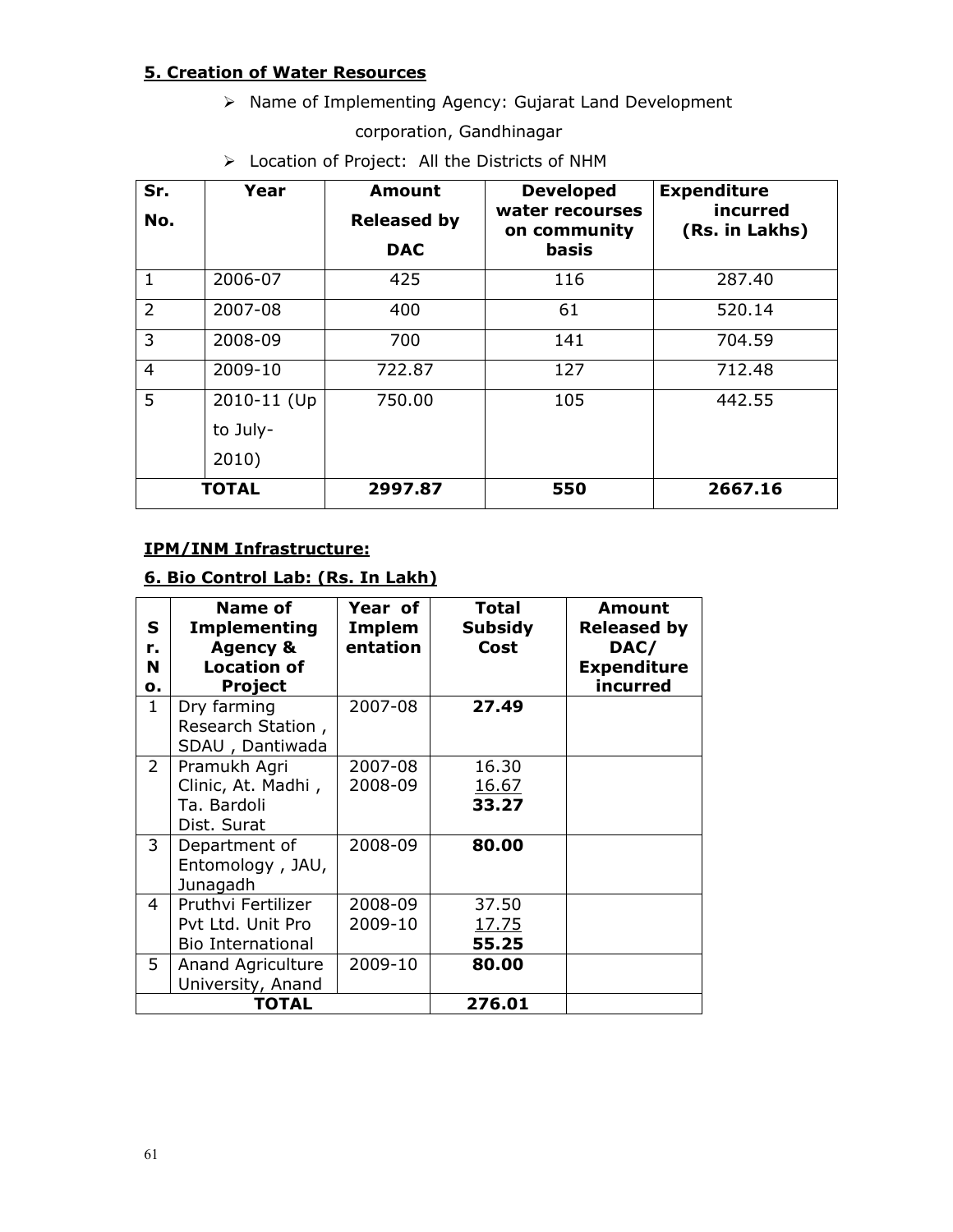**<u>5. Creation of Water Resources</u>**

- Name of Implementing Agency: Gujarat Land Development corporation, Gandhinagar
- Location of Project: All the Districts of NHM

| Sr. No. | Year | Amount Released by DAC | Developed water recourses on community basis | Expenditure incurred (Rs. in Lakhs) |
|---|---|---|---|---|
| 1 | 2006-07 | 425 | 116 | 287.40 |
| 2 | 2007-08 | 400 | 61 | 520.14 |
| 3 | 2008-09 | 700 | 141 | 704.59 |
| 4 | 2009-10 | 722.87 | 127 | 712.48 |
| 5 | 2010-11 (Up to July-2010) | 750.00 | 105 | 442.55 |
| **TOTAL** | | **2997.87** | **550** | **2667.16** |

**<u>IPM/INM Infrastructure:</u>**

**<u>6. Bio Control Lab: (Rs. In Lakh)</u>**

| Sr. No. | Name of Implementing Agency & Location of Project | Year of Implementation | Total Subsidy Cost | Amount Released by DAC/ Expenditure incurred |
|---|---|---|---|---|
| 1 | Dry farming Research Station , SDAU , Dantiwada | 2007-08 | **27.49** | |
| 2 | Pramukh Agri Clinic, At. Madhi , Ta. Bardoli Dist. Surat | 2007-08<br>2008-09 | 16.30<br><u>16.67</u><br>**33.27** | |
| 3 | Department of Entomology , JAU, Junagadh | 2008-09 | **80.00** | |
| 4 | Pruthvi Fertilizer Pvt Ltd. Unit Pro Bio International | 2008-09<br>2009-10 | 37.50<br><u>17.75</u><br>**55.25** | |
| 5 | Anand Agriculture University, Anand | 2009-10 | **80.00** | |
| **TOTAL** | | | **276.01** | |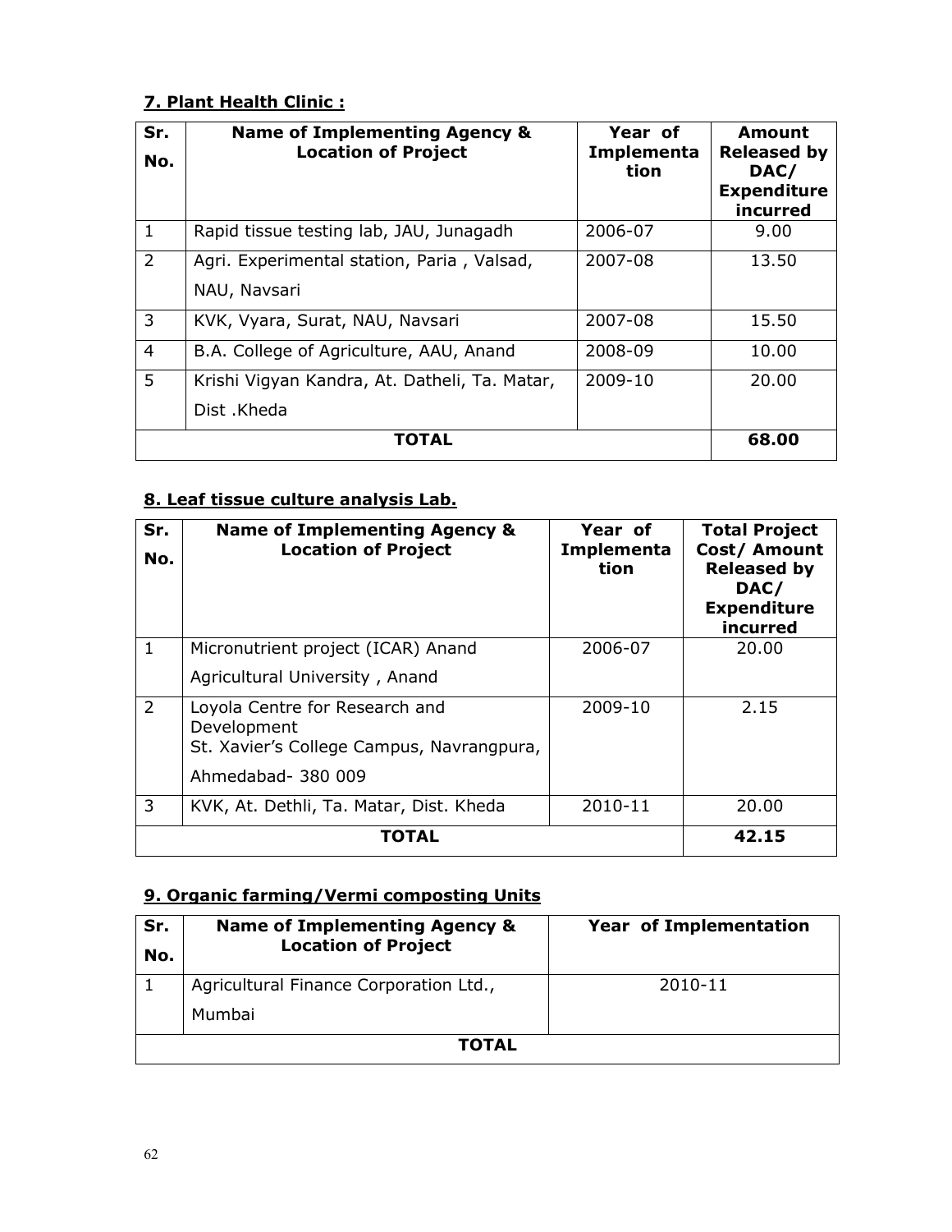**7. Plant Health Clinic :**

| Sr. No. | Name of Implementing Agency & Location of Project | Year of Implementation | Amount Released by DAC/ Expenditure incurred |
|---|---|---|---|
| 1 | Rapid tissue testing lab, JAU, Junagadh | 2006-07 | 9.00 |
| 2 | Agri. Experimental station, Paria , Valsad, NAU, Navsari | 2007-08 | 13.50 |
| 3 | KVK, Vyara, Surat, NAU, Navsari | 2007-08 | 15.50 |
| 4 | B.A. College of Agriculture, AAU, Anand | 2008-09 | 10.00 |
| 5 | Krishi Vigyan Kandra, At. Datheli, Ta. Matar, Dist .Kheda | 2009-10 | 20.00 |
| | **TOTAL** | | **68.00** |

**8. Leaf tissue culture analysis Lab.**

| Sr. No. | Name of Implementing Agency & Location of Project | Year of Implementation | Total Project Cost/ Amount Released by DAC/ Expenditure incurred |
|---|---|---|---|
| 1 | Micronutrient project (ICAR) Anand Agricultural University , Anand | 2006-07 | 20.00 |
| 2 | Loyola Centre for Research and Development St. Xavier's College Campus, Navrangpura, Ahmedabad- 380 009 | 2009-10 | 2.15 |
| 3 | KVK, At. Dethli, Ta. Matar, Dist. Kheda | 2010-11 | 20.00 |
| | **TOTAL** | | **42.15** |

**9. Organic farming/Vermi composting Units**

| Sr. No. | Name of Implementing Agency & Location of Project | Year of Implementation |
|---|---|---|
| 1 | Agricultural Finance Corporation Ltd., Mumbai | 2010-11 |
| | **TOTAL** | |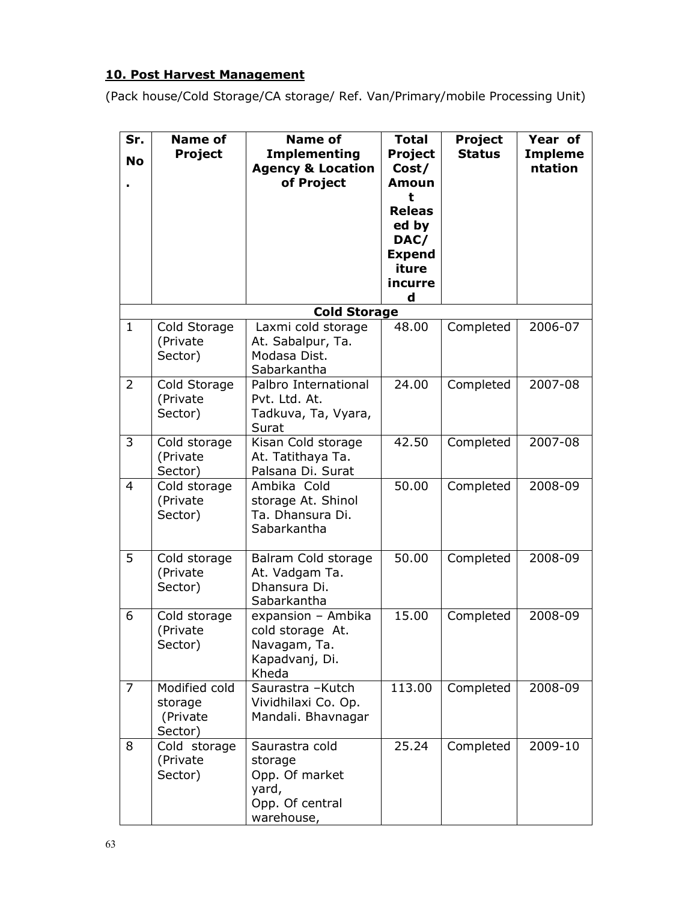## 10. Post Harvest Management

(Pack house/Cold Storage/CA storage/ Ref. Van/Primary/mobile Processing Unit)

| Sr. No. | Name of Project | Name of Implementing Agency & Location of Project | Total Project Cost/ Amount Released by DAC/ Expenditure incurred | Project Status | Year of Implementation |
|---|---|---|---|---|---|
| | | **Cold Storage** | | | |
| 1 | Cold Storage (Private Sector) | Laxmi cold storage At. Sabalpur, Ta. Modasa Dist. Sabarkantha | 48.00 | Completed | 2006-07 |
| 2 | Cold Storage (Private Sector) | Palbro International Pvt. Ltd. At. Tadkuva, Ta, Vyara, Surat | 24.00 | Completed | 2007-08 |
| 3 | Cold storage (Private Sector) | Kisan Cold storage At. Tatithaya Ta. Palsana Di. Surat | 42.50 | Completed | 2007-08 |
| 4 | Cold storage (Private Sector) | Ambika Cold storage At. Shinol Ta. Dhansura Di. Sabarkantha | 50.00 | Completed | 2008-09 |
| 5 | Cold storage (Private Sector) | Balram Cold storage At. Vadgam Ta. Dhansura Di. Sabarkantha | 50.00 | Completed | 2008-09 |
| 6 | Cold storage (Private Sector) | expansion – Ambika cold storage At. Navagam, Ta. Kapadvanj, Di. Kheda | 15.00 | Completed | 2008-09 |
| 7 | Modified cold storage (Private Sector) | Saurastra –Kutch Vividhilaxi Co. Op. Mandali. Bhavnagar | 113.00 | Completed | 2008-09 |
| 8 | Cold storage (Private Sector) | Saurastra cold storage Opp. Of market yard, Opp. Of central warehouse, | 25.24 | Completed | 2009-10 |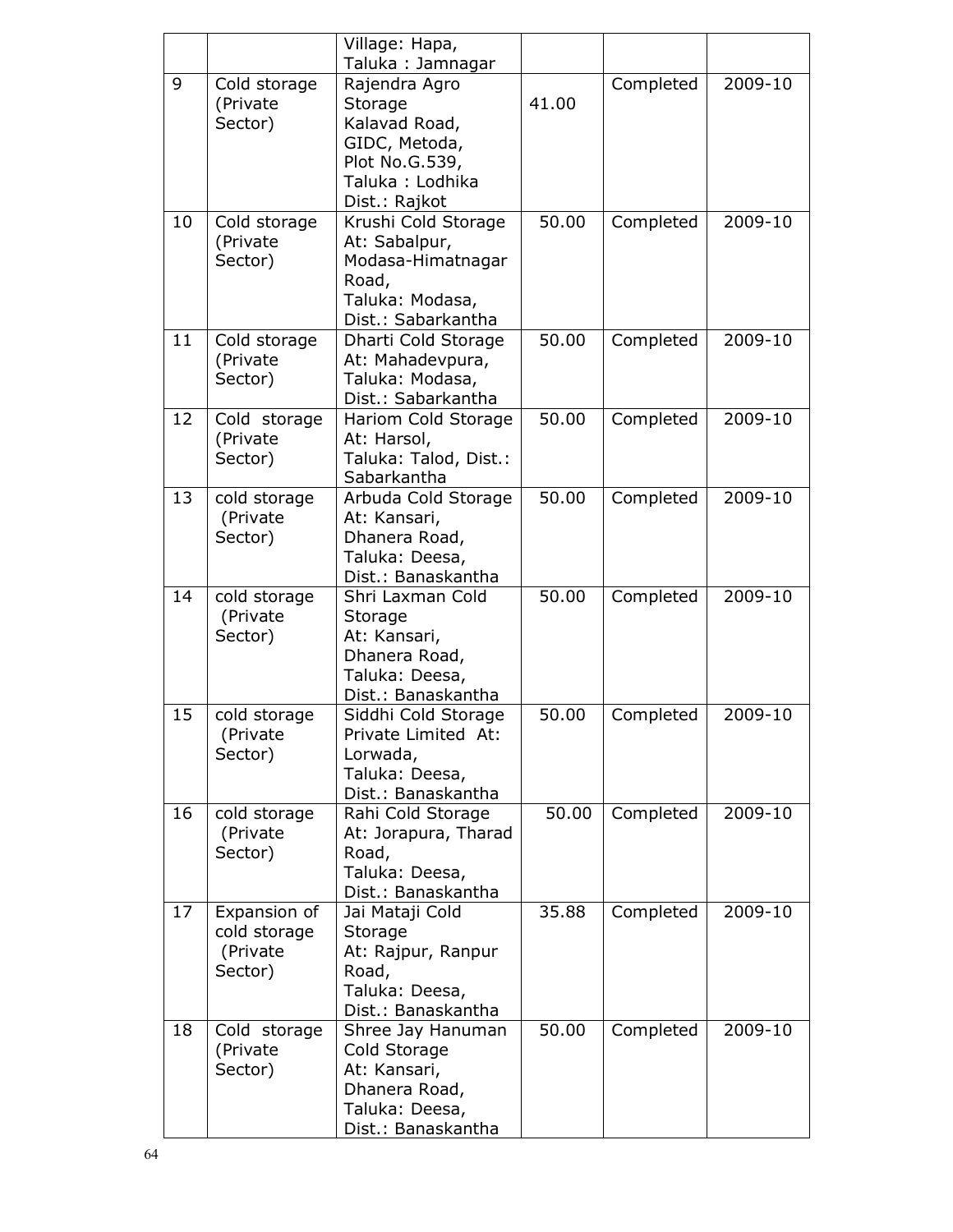| | | Village: Hapa, Taluka : Jamnagar | | | |
|---|---|---|---|---|---|
| 9 | Cold storage (Private Sector) | Rajendra Agro Storage Kalavad Road, GIDC, Metoda, Plot No.G.539, Taluka : Lodhika Dist.: Rajkot | 41.00 | Completed | 2009-10 |
| 10 | Cold storage (Private Sector) | Krushi Cold Storage At: Sabalpur, Modasa-Himatnagar Road, Taluka: Modasa, Dist.: Sabarkantha | 50.00 | Completed | 2009-10 |
| 11 | Cold storage (Private Sector) | Dharti Cold Storage At: Mahadevpura, Taluka: Modasa, Dist.: Sabarkantha | 50.00 | Completed | 2009-10 |
| 12 | Cold storage (Private Sector) | Hariom Cold Storage At: Harsol, Taluka: Talod, Dist.: Sabarkantha | 50.00 | Completed | 2009-10 |
| 13 | cold storage (Private Sector) | Arbuda Cold Storage At: Kansari, Dhanera Road, Taluka: Deesa, Dist.: Banaskantha | 50.00 | Completed | 2009-10 |
| 14 | cold storage (Private Sector) | Shri Laxman Cold Storage At: Kansari, Dhanera Road, Taluka: Deesa, Dist.: Banaskantha | 50.00 | Completed | 2009-10 |
| 15 | cold storage (Private Sector) | Siddhi Cold Storage Private Limited At: Lorwada, Taluka: Deesa, Dist.: Banaskantha | 50.00 | Completed | 2009-10 |
| 16 | cold storage (Private Sector) | Rahi Cold Storage At: Jorapura, Tharad Road, Taluka: Deesa, Dist.: Banaskantha | 50.00 | Completed | 2009-10 |
| 17 | Expansion of cold storage (Private Sector) | Jai Mataji Cold Storage At: Rajpur, Ranpur Road, Taluka: Deesa, Dist.: Banaskantha | 35.88 | Completed | 2009-10 |
| 18 | Cold storage (Private Sector) | Shree Jay Hanuman Cold Storage At: Kansari, Dhanera Road, Taluka: Deesa, Dist.: Banaskantha | 50.00 | Completed | 2009-10 |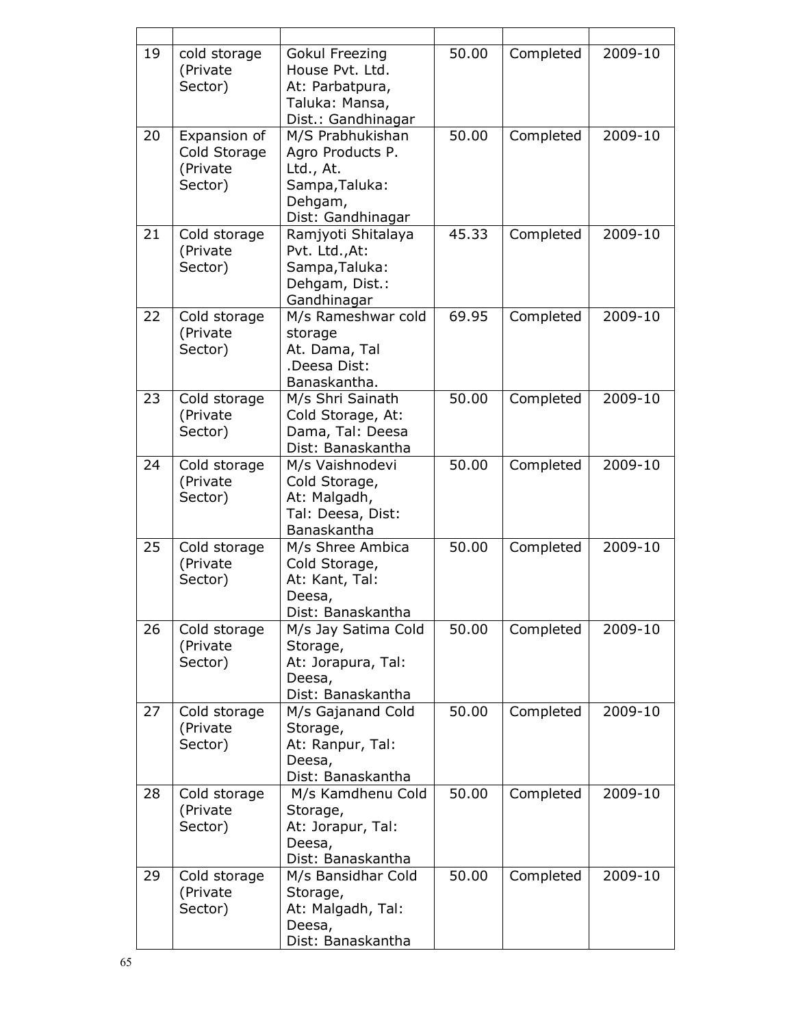| | | | | | |
|---|---|---|---|---|---|
| 19 | cold storage (Private Sector) | Gokul Freezing House Pvt. Ltd. At: Parbatpura, Taluka: Mansa, Dist.: Gandhinagar | 50.00 | Completed | 2009-10 |
| 20 | Expansion of Cold Storage (Private Sector) | M/S Prabhukishan Agro Products P. Ltd., At. Sampa,Taluka: Dehgam, Dist: Gandhinagar | 50.00 | Completed | 2009-10 |
| 21 | Cold storage (Private Sector) | Ramjyoti Shitalaya Pvt. Ltd.,At: Sampa,Taluka: Dehgam, Dist.: Gandhinagar | 45.33 | Completed | 2009-10 |
| 22 | Cold storage (Private Sector) | M/s Rameshwar cold storage At. Dama, Tal .Deesa Dist: Banaskantha. | 69.95 | Completed | 2009-10 |
| 23 | Cold storage (Private Sector) | M/s Shri Sainath Cold Storage, At: Dama, Tal: Deesa Dist: Banaskantha | 50.00 | Completed | 2009-10 |
| 24 | Cold storage (Private Sector) | M/s Vaishnodevi Cold Storage, At: Malgadh, Tal: Deesa, Dist: Banaskantha | 50.00 | Completed | 2009-10 |
| 25 | Cold storage (Private Sector) | M/s Shree Ambica Cold Storage, At: Kant, Tal: Deesa, Dist: Banaskantha | 50.00 | Completed | 2009-10 |
| 26 | Cold storage (Private Sector) | M/s Jay Satima Cold Storage, At: Jorapura, Tal: Deesa, Dist: Banaskantha | 50.00 | Completed | 2009-10 |
| 27 | Cold storage (Private Sector) | M/s Gajanand Cold Storage, At: Ranpur, Tal: Deesa, Dist: Banaskantha | 50.00 | Completed | 2009-10 |
| 28 | Cold storage (Private Sector) | M/s Kamdhenu Cold Storage, At: Jorapur, Tal: Deesa, Dist: Banaskantha | 50.00 | Completed | 2009-10 |
| 29 | Cold storage (Private Sector) | M/s Bansidhar Cold Storage, At: Malgadh, Tal: Deesa, Dist: Banaskantha | 50.00 | Completed | 2009-10 |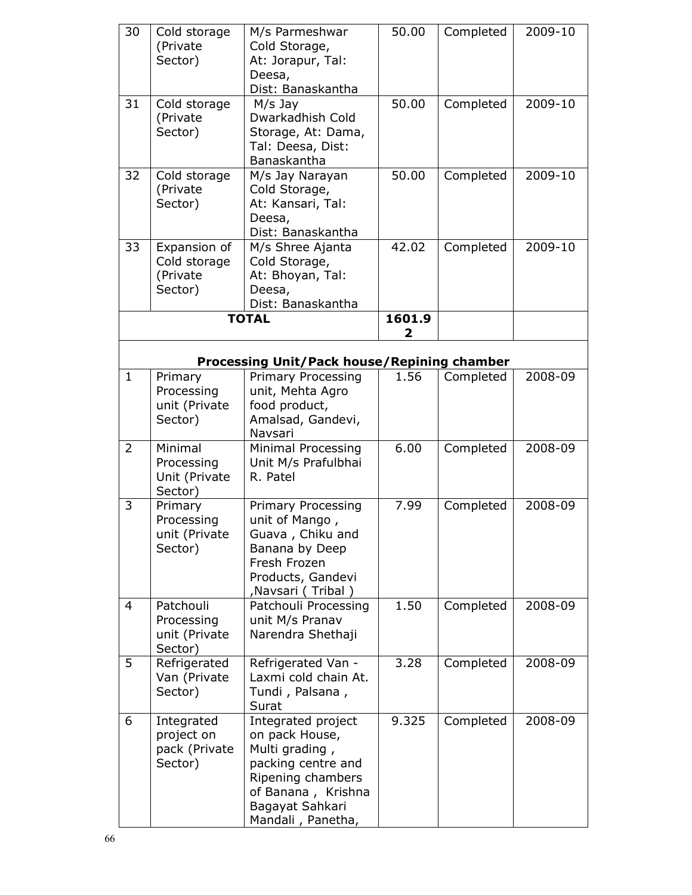| 30 | Cold storage (Private Sector) | M/s Parmeshwar Cold Storage, At: Jorapur, Tal: Deesa, Dist: Banaskantha | 50.00 | Completed | 2009-10 |
|---|---|---|---|---|---|
| 31 | Cold storage (Private Sector) | M/s Jay Dwarkadhish Cold Storage, At: Dama, Tal: Deesa, Dist: Banaskantha | 50.00 | Completed | 2009-10 |
| 32 | Cold storage (Private Sector) | M/s Jay Narayan Cold Storage, At: Kansari, Tal: Deesa, Dist: Banaskantha | 50.00 | Completed | 2009-10 |
| 33 | Expansion of Cold storage (Private Sector) | M/s Shree Ajanta Cold Storage, At: Bhoyan, Tal: Deesa, Dist: Banaskantha | 42.02 | Completed | 2009-10 |
| | | **TOTAL** | **1601.92** | | |
| | | **Processing Unit/Pack house/Repining chamber** | | | |
| 1 | Primary Processing unit (Private Sector) | Primary Processing unit, Mehta Agro food product, Amalsad, Gandevi, Navsari | 1.56 | Completed | 2008-09 |
| 2 | Minimal Processing Unit (Private Sector) | Minimal Processing Unit M/s Prafulbhai R. Patel | 6.00 | Completed | 2008-09 |
| 3 | Primary Processing unit (Private Sector) | Primary Processing unit of Mango , Guava , Chiku and Banana by Deep Fresh Frozen Products, Gandevi ,Navsari ( Tribal ) | 7.99 | Completed | 2008-09 |
| 4 | Patchouli Processing unit (Private Sector) | Patchouli Processing unit M/s Pranav Narendra Shethaji | 1.50 | Completed | 2008-09 |
| 5 | Refrigerated Van (Private Sector) | Refrigerated Van - Laxmi cold chain At. Tundi , Palsana , Surat | 3.28 | Completed | 2008-09 |
| 6 | Integrated project on pack (Private Sector) | Integrated project on pack House, Multi grading , packing centre and Ripening chambers of Banana , Krishna Bagayat Sahkari Mandali , Panetha, | 9.325 | Completed | 2008-09 |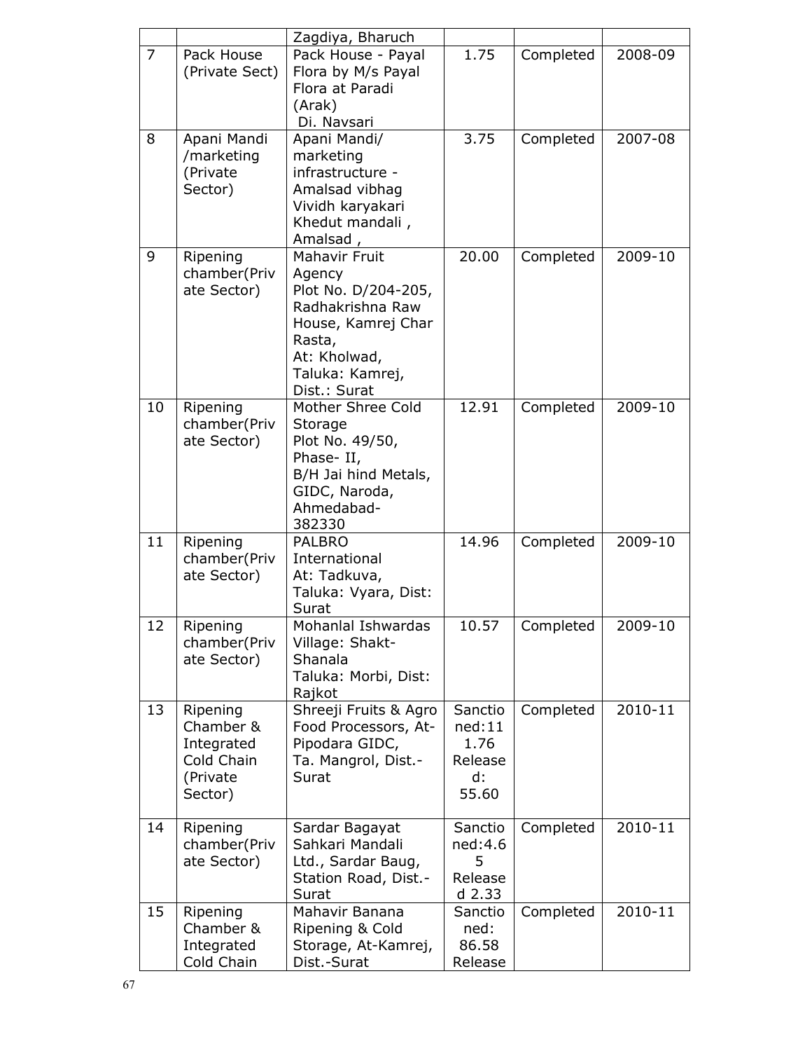| | | Zagdiya, Bharuch | | | |
|---|---|---|---|---|---|
| 7 | Pack House (Private Sect) | Pack House - Payal Flora by M/s Payal Flora at Paradi (Arak) Di. Navsari | 1.75 | Completed | 2008-09 |
| 8 | Apani Mandi /marketing (Private Sector) | Apani Mandi/ marketing infrastructure - Amalsad vibhag Vividh karyakari Khedut mandali , Amalsad , | 3.75 | Completed | 2007-08 |
| 9 | Ripening chamber(Private Sector) | Mahavir Fruit Agency Plot No. D/204-205, Radhakrishna Raw House, Kamrej Char Rasta, At: Kholwad, Taluka: Kamrej, Dist.: Surat | 20.00 | Completed | 2009-10 |
| 10 | Ripening chamber(Private Sector) | Mother Shree Cold Storage Plot No. 49/50, Phase- II, B/H Jai hind Metals, GIDC, Naroda, Ahmedabad-382330 | 12.91 | Completed | 2009-10 |
| 11 | Ripening chamber(Private Sector) | PALBRO International At: Tadkuva, Taluka: Vyara, Dist: Surat | 14.96 | Completed | 2009-10 |
| 12 | Ripening chamber(Private Sector) | Mohanlal Ishwardas Village: Shakt-Shanala Taluka: Morbi, Dist: Rajkot | 10.57 | Completed | 2009-10 |
| 13 | Ripening Chamber & Integrated Cold Chain (Private Sector) | Shreeji Fruits & Agro Food Processors, At-Pipodara GIDC, Ta. Mangrol, Dist.-Surat | Sanctioned:111.76 Released: 55.60 | Completed | 2010-11 |
| 14 | Ripening chamber(Private Sector) | Sardar Bagayat Sahkari Mandali Ltd., Sardar Baug, Station Road, Dist.-Surat | Sanctioned:4.65 Released 2.33 | Completed | 2010-11 |
| 15 | Ripening Chamber & Integrated Cold Chain | Mahavir Banana Ripening & Cold Storage, At-Kamrej, Dist.-Surat | Sanctioned: 86.58 Release | Completed | 2010-11 |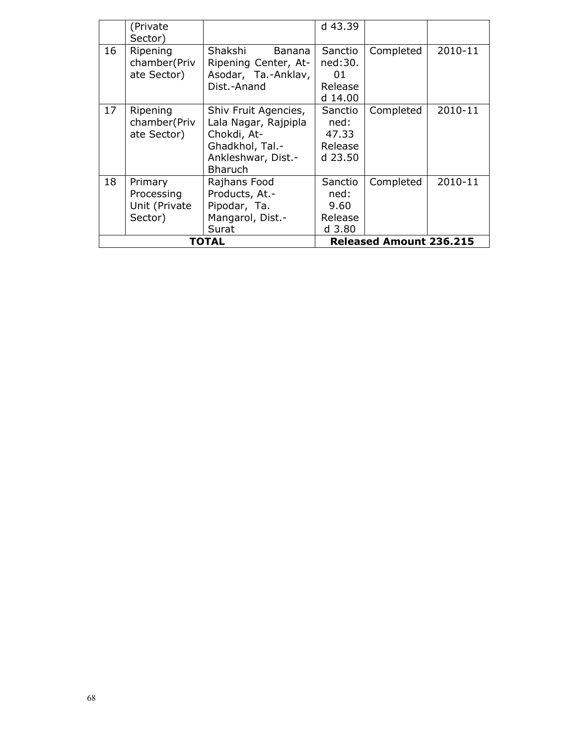| | | | | | |
|---|---|---|---|---|---|
| | (Private Sector) | | d 43.39 | | |
| 16 | Ripening chamber(Private Sector) | Shakshi Banana Ripening Center, At-Asodar, Ta.-Anklav, Dist.-Anand | Sanctioned:30.01 Released 14.00 | Completed | 2010-11 |
| 17 | Ripening chamber(Private Sector) | Shiv Fruit Agencies, Lala Nagar, Rajpipla Chokdi, At-Ghadkhol, Tal.-Ankleshwar, Dist.-Bharuch | Sanctioned: 47.33 Released 23.50 | Completed | 2010-11 |
| 18 | Primary Processing Unit (Private Sector) | Rajhans Food Products, At.-Pipodar, Ta. Mangarol, Dist.-Surat | Sanctioned: 9.60 Released 3.80 | Completed | 2010-11 |
| **TOTAL** | | | **Released Amount 236.215** | | |